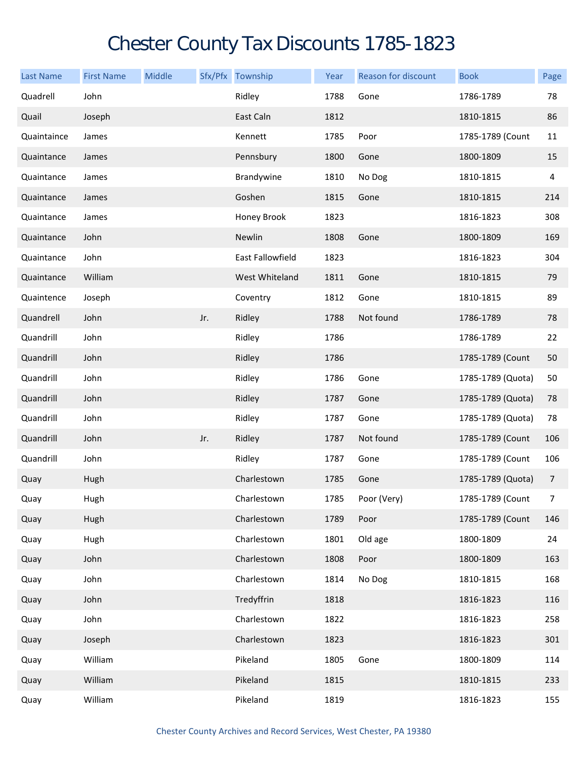# Chester County Tax Discounts 1785-1823

| Last Name | First Name | Middle | Sfx/Pfx | Township | Year | Reason for discount | Book | Page |
|---|---|---|---|---|---|---|---|---|
| Quadrell | John | | | Ridley | 1788 | Gone | 1786-1789 | 78 |
| Quail | Joseph | | | East Caln | 1812 | | 1810-1815 | 86 |
| Quaintaince | James | | | Kennett | 1785 | Poor | 1785-1789 (Count | 11 |
| Quaintance | James | | | Pennsbury | 1800 | Gone | 1800-1809 | 15 |
| Quaintance | James | | | Brandywine | 1810 | No Dog | 1810-1815 | 4 |
| Quaintance | James | | | Goshen | 1815 | Gone | 1810-1815 | 214 |
| Quaintance | James | | | Honey Brook | 1823 | | 1816-1823 | 308 |
| Quaintance | John | | | Newlin | 1808 | Gone | 1800-1809 | 169 |
| Quaintance | John | | | East Fallowfield | 1823 | | 1816-1823 | 304 |
| Quaintance | William | | | West Whiteland | 1811 | Gone | 1810-1815 | 79 |
| Quaintence | Joseph | | | Coventry | 1812 | Gone | 1810-1815 | 89 |
| Quandrell | John | | Jr. | Ridley | 1788 | Not found | 1786-1789 | 78 |
| Quandrill | John | | | Ridley | 1786 | | 1786-1789 | 22 |
| Quandrill | John | | | Ridley | 1786 | | 1785-1789 (Count | 50 |
| Quandrill | John | | | Ridley | 1786 | Gone | 1785-1789 (Quota) | 50 |
| Quandrill | John | | | Ridley | 1787 | Gone | 1785-1789 (Quota) | 78 |
| Quandrill | John | | | Ridley | 1787 | Gone | 1785-1789 (Quota) | 78 |
| Quandrill | John | | Jr. | Ridley | 1787 | Not found | 1785-1789 (Count | 106 |
| Quandrill | John | | | Ridley | 1787 | Gone | 1785-1789 (Count | 106 |
| Quay | Hugh | | | Charlestown | 1785 | Gone | 1785-1789 (Quota) | 7 |
| Quay | Hugh | | | Charlestown | 1785 | Poor (Very) | 1785-1789 (Count | 7 |
| Quay | Hugh | | | Charlestown | 1789 | Poor | 1785-1789 (Count | 146 |
| Quay | Hugh | | | Charlestown | 1801 | Old age | 1800-1809 | 24 |
| Quay | John | | | Charlestown | 1808 | Poor | 1800-1809 | 163 |
| Quay | John | | | Charlestown | 1814 | No Dog | 1810-1815 | 168 |
| Quay | John | | | Tredyffrin | 1818 | | 1816-1823 | 116 |
| Quay | John | | | Charlestown | 1822 | | 1816-1823 | 258 |
| Quay | Joseph | | | Charlestown | 1823 | | 1816-1823 | 301 |
| Quay | William | | | Pikeland | 1805 | Gone | 1800-1809 | 114 |
| Quay | William | | | Pikeland | 1815 | | 1810-1815 | 233 |
| Quay | William | | | Pikeland | 1819 | | 1816-1823 | 155 |

Chester County Archives and Record Services, West Chester, PA 19380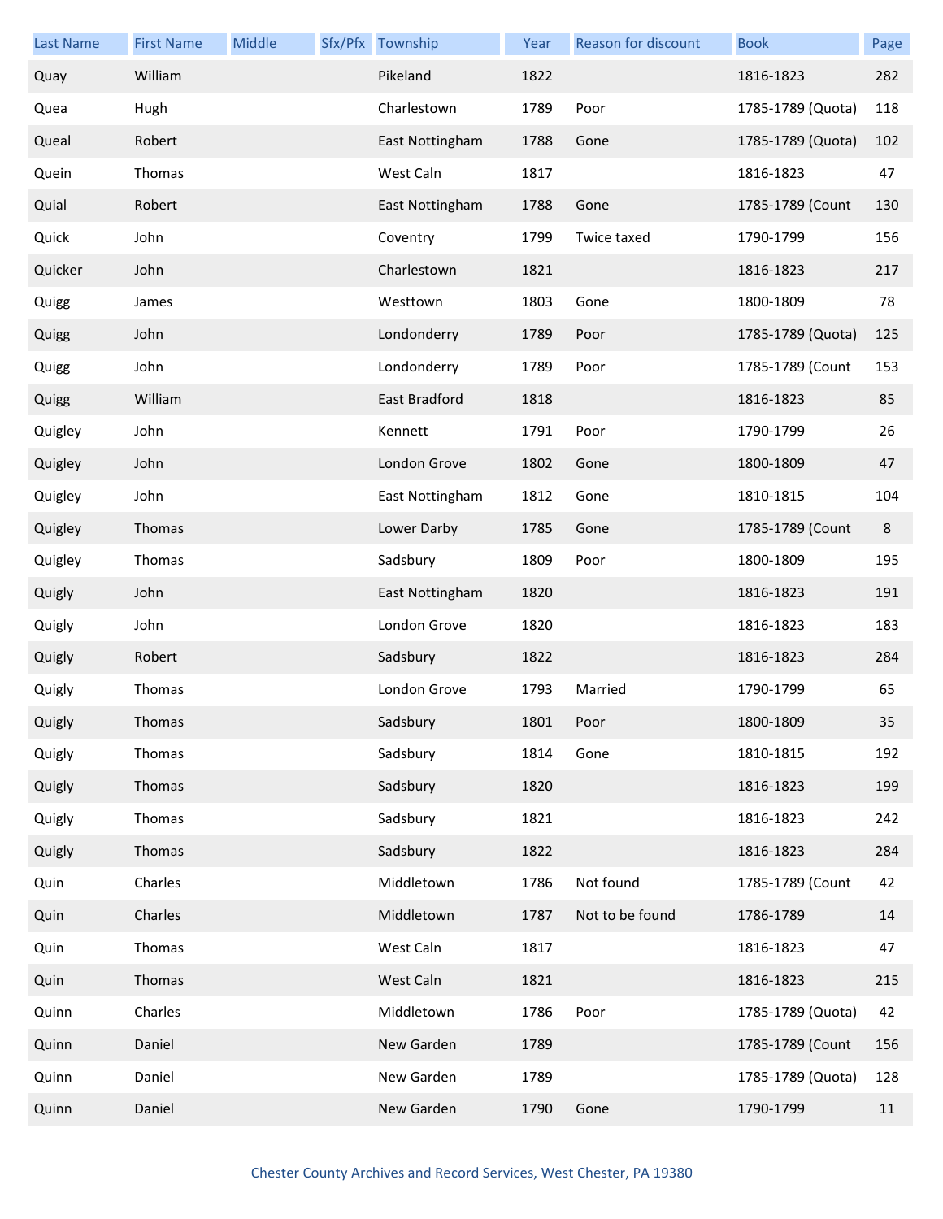| Last Name | First Name | Middle | Sfx/Pfx | Township | Year | Reason for discount | Book | Page |
|---|---|---|---|---|---|---|---|---|
| Quay | William | | | Pikeland | 1822 | | 1816-1823 | 282 |
| Quea | Hugh | | | Charlestown | 1789 | Poor | 1785-1789 (Quota) | 118 |
| Queal | Robert | | | East Nottingham | 1788 | Gone | 1785-1789 (Quota) | 102 |
| Quein | Thomas | | | West Caln | 1817 | | 1816-1823 | 47 |
| Quial | Robert | | | East Nottingham | 1788 | Gone | 1785-1789 (Count | 130 |
| Quick | John | | | Coventry | 1799 | Twice taxed | 1790-1799 | 156 |
| Quicker | John | | | Charlestown | 1821 | | 1816-1823 | 217 |
| Quigg | James | | | Westtown | 1803 | Gone | 1800-1809 | 78 |
| Quigg | John | | | Londonderry | 1789 | Poor | 1785-1789 (Quota) | 125 |
| Quigg | John | | | Londonderry | 1789 | Poor | 1785-1789 (Count | 153 |
| Quigg | William | | | East Bradford | 1818 | | 1816-1823 | 85 |
| Quigley | John | | | Kennett | 1791 | Poor | 1790-1799 | 26 |
| Quigley | John | | | London Grove | 1802 | Gone | 1800-1809 | 47 |
| Quigley | John | | | East Nottingham | 1812 | Gone | 1810-1815 | 104 |
| Quigley | Thomas | | | Lower Darby | 1785 | Gone | 1785-1789 (Count | 8 |
| Quigley | Thomas | | | Sadsbury | 1809 | Poor | 1800-1809 | 195 |
| Quigly | John | | | East Nottingham | 1820 | | 1816-1823 | 191 |
| Quigly | John | | | London Grove | 1820 | | 1816-1823 | 183 |
| Quigly | Robert | | | Sadsbury | 1822 | | 1816-1823 | 284 |
| Quigly | Thomas | | | London Grove | 1793 | Married | 1790-1799 | 65 |
| Quigly | Thomas | | | Sadsbury | 1801 | Poor | 1800-1809 | 35 |
| Quigly | Thomas | | | Sadsbury | 1814 | Gone | 1810-1815 | 192 |
| Quigly | Thomas | | | Sadsbury | 1820 | | 1816-1823 | 199 |
| Quigly | Thomas | | | Sadsbury | 1821 | | 1816-1823 | 242 |
| Quigly | Thomas | | | Sadsbury | 1822 | | 1816-1823 | 284 |
| Quin | Charles | | | Middletown | 1786 | Not found | 1785-1789 (Count | 42 |
| Quin | Charles | | | Middletown | 1787 | Not to be found | 1786-1789 | 14 |
| Quin | Thomas | | | West Caln | 1817 | | 1816-1823 | 47 |
| Quin | Thomas | | | West Caln | 1821 | | 1816-1823 | 215 |
| Quinn | Charles | | | Middletown | 1786 | Poor | 1785-1789 (Quota) | 42 |
| Quinn | Daniel | | | New Garden | 1789 | | 1785-1789 (Count | 156 |
| Quinn | Daniel | | | New Garden | 1789 | | 1785-1789 (Quota) | 128 |
| Quinn | Daniel | | | New Garden | 1790 | Gone | 1790-1799 | 11 |

Chester County Archives and Record Services, West Chester, PA 19380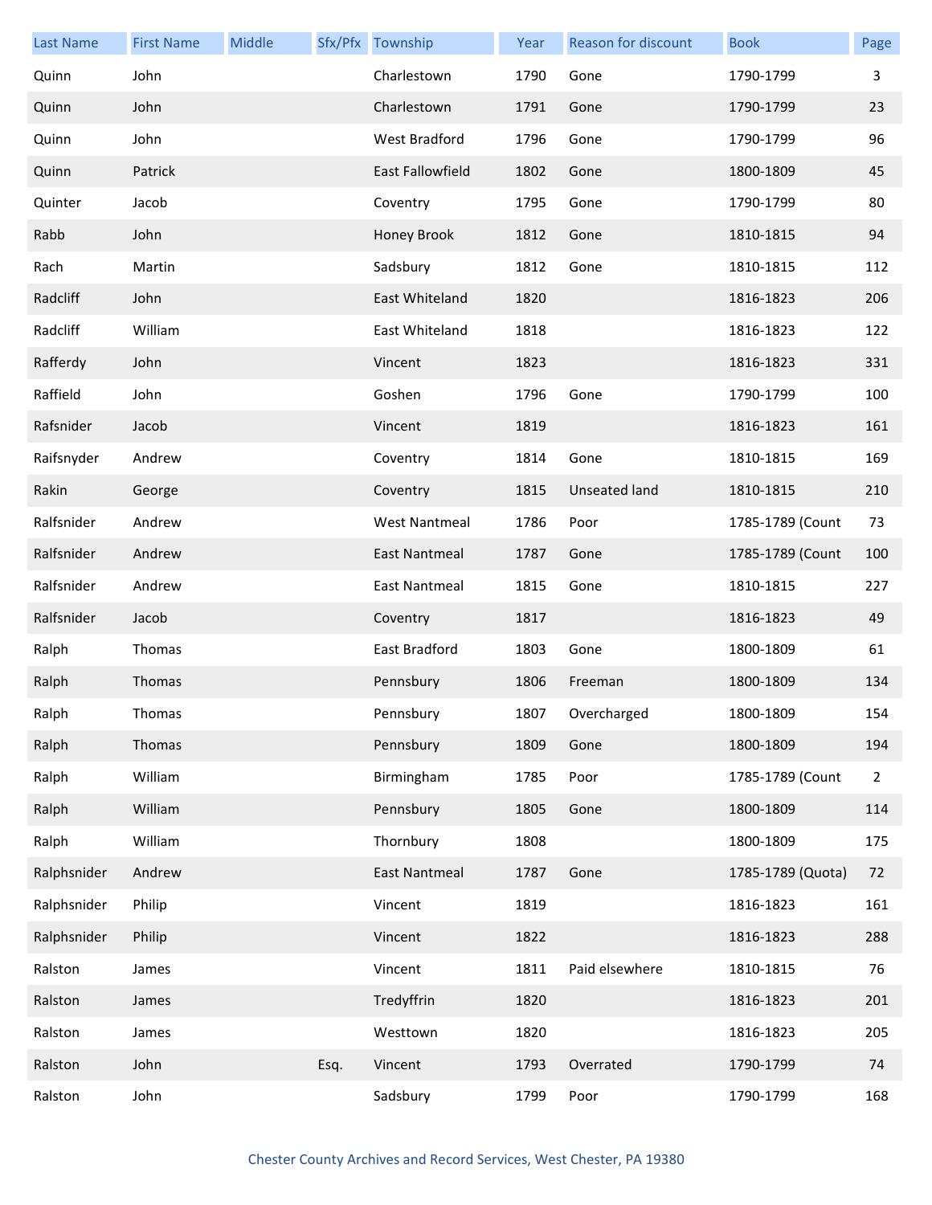| Last Name | First Name | Middle | Sfx/Pfx | Township | Year | Reason for discount | Book | Page |
|---|---|---|---|---|---|---|---|---|
| Quinn | John | | | Charlestown | 1790 | Gone | 1790-1799 | 3 |
| Quinn | John | | | Charlestown | 1791 | Gone | 1790-1799 | 23 |
| Quinn | John | | | West Bradford | 1796 | Gone | 1790-1799 | 96 |
| Quinn | Patrick | | | East Fallowfield | 1802 | Gone | 1800-1809 | 45 |
| Quinter | Jacob | | | Coventry | 1795 | Gone | 1790-1799 | 80 |
| Rabb | John | | | Honey Brook | 1812 | Gone | 1810-1815 | 94 |
| Rach | Martin | | | Sadsbury | 1812 | Gone | 1810-1815 | 112 |
| Radcliff | John | | | East Whiteland | 1820 | | 1816-1823 | 206 |
| Radcliff | William | | | East Whiteland | 1818 | | 1816-1823 | 122 |
| Rafferdy | John | | | Vincent | 1823 | | 1816-1823 | 331 |
| Raffield | John | | | Goshen | 1796 | Gone | 1790-1799 | 100 |
| Rafsnider | Jacob | | | Vincent | 1819 | | 1816-1823 | 161 |
| Raifsnyder | Andrew | | | Coventry | 1814 | Gone | 1810-1815 | 169 |
| Rakin | George | | | Coventry | 1815 | Unseated land | 1810-1815 | 210 |
| Ralfsnider | Andrew | | | West Nantmeal | 1786 | Poor | 1785-1789 (Count | 73 |
| Ralfsnider | Andrew | | | East Nantmeal | 1787 | Gone | 1785-1789 (Count | 100 |
| Ralfsnider | Andrew | | | East Nantmeal | 1815 | Gone | 1810-1815 | 227 |
| Ralfsnider | Jacob | | | Coventry | 1817 | | 1816-1823 | 49 |
| Ralph | Thomas | | | East Bradford | 1803 | Gone | 1800-1809 | 61 |
| Ralph | Thomas | | | Pennsbury | 1806 | Freeman | 1800-1809 | 134 |
| Ralph | Thomas | | | Pennsbury | 1807 | Overcharged | 1800-1809 | 154 |
| Ralph | Thomas | | | Pennsbury | 1809 | Gone | 1800-1809 | 194 |
| Ralph | William | | | Birmingham | 1785 | Poor | 1785-1789 (Count | 2 |
| Ralph | William | | | Pennsbury | 1805 | Gone | 1800-1809 | 114 |
| Ralph | William | | | Thornbury | 1808 | | 1800-1809 | 175 |
| Ralphsnider | Andrew | | | East Nantmeal | 1787 | Gone | 1785-1789 (Quota) | 72 |
| Ralphsnider | Philip | | | Vincent | 1819 | | 1816-1823 | 161 |
| Ralphsnider | Philip | | | Vincent | 1822 | | 1816-1823 | 288 |
| Ralston | James | | | Vincent | 1811 | Paid elsewhere | 1810-1815 | 76 |
| Ralston | James | | | Tredyffrin | 1820 | | 1816-1823 | 201 |
| Ralston | James | | | Westtown | 1820 | | 1816-1823 | 205 |
| Ralston | John | | Esq. | Vincent | 1793 | Overrated | 1790-1799 | 74 |
| Ralston | John | | | Sadsbury | 1799 | Poor | 1790-1799 | 168 |

Chester County Archives and Record Services, West Chester, PA 19380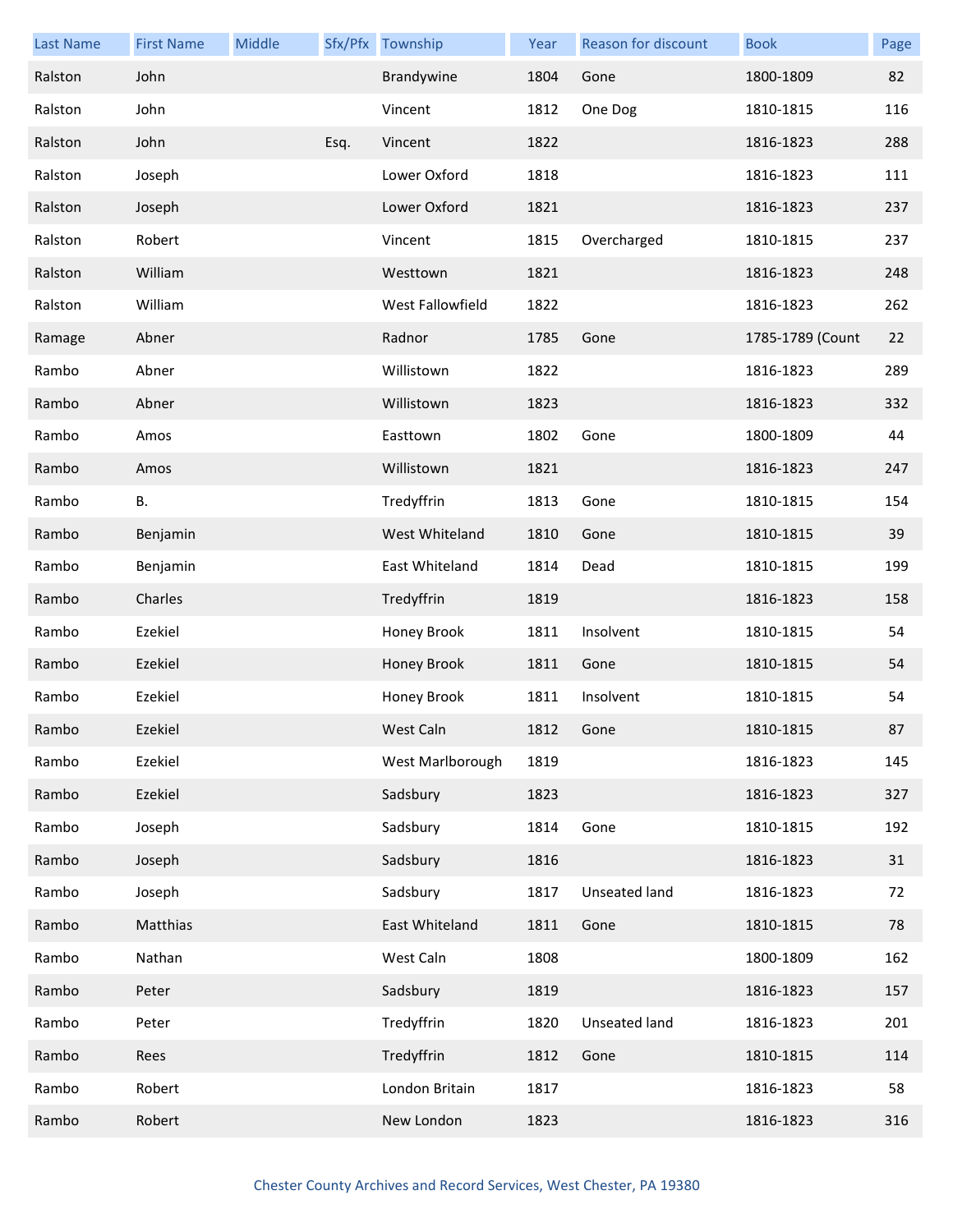| Last Name | First Name | Middle | Sfx/Pfx | Township | Year | Reason for discount | Book | Page |
|---|---|---|---|---|---|---|---|---|
| Ralston | John | | | Brandywine | 1804 | Gone | 1800-1809 | 82 |
| Ralston | John | | | Vincent | 1812 | One Dog | 1810-1815 | 116 |
| Ralston | John | | Esq. | Vincent | 1822 | | 1816-1823 | 288 |
| Ralston | Joseph | | | Lower Oxford | 1818 | | 1816-1823 | 111 |
| Ralston | Joseph | | | Lower Oxford | 1821 | | 1816-1823 | 237 |
| Ralston | Robert | | | Vincent | 1815 | Overcharged | 1810-1815 | 237 |
| Ralston | William | | | Westtown | 1821 | | 1816-1823 | 248 |
| Ralston | William | | | West Fallowfield | 1822 | | 1816-1823 | 262 |
| Ramage | Abner | | | Radnor | 1785 | Gone | 1785-1789 (Count | 22 |
| Rambo | Abner | | | Willistown | 1822 | | 1816-1823 | 289 |
| Rambo | Abner | | | Willistown | 1823 | | 1816-1823 | 332 |
| Rambo | Amos | | | Easttown | 1802 | Gone | 1800-1809 | 44 |
| Rambo | Amos | | | Willistown | 1821 | | 1816-1823 | 247 |
| Rambo | B. | | | Tredyffrin | 1813 | Gone | 1810-1815 | 154 |
| Rambo | Benjamin | | | West Whiteland | 1810 | Gone | 1810-1815 | 39 |
| Rambo | Benjamin | | | East Whiteland | 1814 | Dead | 1810-1815 | 199 |
| Rambo | Charles | | | Tredyffrin | 1819 | | 1816-1823 | 158 |
| Rambo | Ezekiel | | | Honey Brook | 1811 | Insolvent | 1810-1815 | 54 |
| Rambo | Ezekiel | | | Honey Brook | 1811 | Gone | 1810-1815 | 54 |
| Rambo | Ezekiel | | | Honey Brook | 1811 | Insolvent | 1810-1815 | 54 |
| Rambo | Ezekiel | | | West Caln | 1812 | Gone | 1810-1815 | 87 |
| Rambo | Ezekiel | | | West Marlborough | 1819 | | 1816-1823 | 145 |
| Rambo | Ezekiel | | | Sadsbury | 1823 | | 1816-1823 | 327 |
| Rambo | Joseph | | | Sadsbury | 1814 | Gone | 1810-1815 | 192 |
| Rambo | Joseph | | | Sadsbury | 1816 | | 1816-1823 | 31 |
| Rambo | Joseph | | | Sadsbury | 1817 | Unseated land | 1816-1823 | 72 |
| Rambo | Matthias | | | East Whiteland | 1811 | Gone | 1810-1815 | 78 |
| Rambo | Nathan | | | West Caln | 1808 | | 1800-1809 | 162 |
| Rambo | Peter | | | Sadsbury | 1819 | | 1816-1823 | 157 |
| Rambo | Peter | | | Tredyffrin | 1820 | Unseated land | 1816-1823 | 201 |
| Rambo | Rees | | | Tredyffrin | 1812 | Gone | 1810-1815 | 114 |
| Rambo | Robert | | | London Britain | 1817 | | 1816-1823 | 58 |
| Rambo | Robert | | | New London | 1823 | | 1816-1823 | 316 |

Chester County Archives and Record Services, West Chester, PA 19380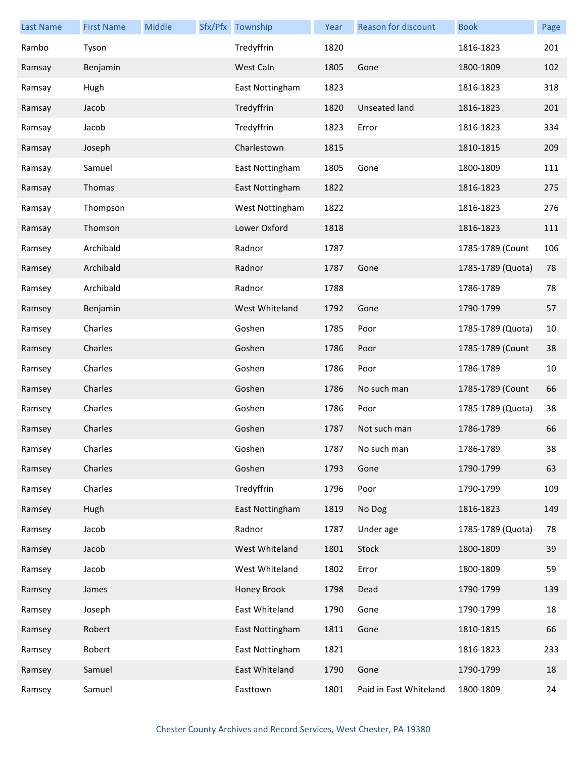| Last Name | First Name | Middle | Sfx/Pfx | Township | Year | Reason for discount | Book | Page |
|---|---|---|---|---|---|---|---|---|
| Rambo | Tyson | | | Tredyffrin | 1820 | | 1816-1823 | 201 |
| Ramsay | Benjamin | | | West Caln | 1805 | Gone | 1800-1809 | 102 |
| Ramsay | Hugh | | | East Nottingham | 1823 | | 1816-1823 | 318 |
| Ramsay | Jacob | | | Tredyffrin | 1820 | Unseated land | 1816-1823 | 201 |
| Ramsay | Jacob | | | Tredyffrin | 1823 | Error | 1816-1823 | 334 |
| Ramsay | Joseph | | | Charlestown | 1815 | | 1810-1815 | 209 |
| Ramsay | Samuel | | | East Nottingham | 1805 | Gone | 1800-1809 | 111 |
| Ramsay | Thomas | | | East Nottingham | 1822 | | 1816-1823 | 275 |
| Ramsay | Thompson | | | West Nottingham | 1822 | | 1816-1823 | 276 |
| Ramsay | Thomson | | | Lower Oxford | 1818 | | 1816-1823 | 111 |
| Ramsey | Archibald | | | Radnor | 1787 | | 1785-1789 (Count | 106 |
| Ramsey | Archibald | | | Radnor | 1787 | Gone | 1785-1789 (Quota) | 78 |
| Ramsey | Archibald | | | Radnor | 1788 | | 1786-1789 | 78 |
| Ramsey | Benjamin | | | West Whiteland | 1792 | Gone | 1790-1799 | 57 |
| Ramsey | Charles | | | Goshen | 1785 | Poor | 1785-1789 (Quota) | 10 |
| Ramsey | Charles | | | Goshen | 1786 | Poor | 1785-1789 (Count | 38 |
| Ramsey | Charles | | | Goshen | 1786 | Poor | 1786-1789 | 10 |
| Ramsey | Charles | | | Goshen | 1786 | No such man | 1785-1789 (Count | 66 |
| Ramsey | Charles | | | Goshen | 1786 | Poor | 1785-1789 (Quota) | 38 |
| Ramsey | Charles | | | Goshen | 1787 | Not such man | 1786-1789 | 66 |
| Ramsey | Charles | | | Goshen | 1787 | No such man | 1786-1789 | 38 |
| Ramsey | Charles | | | Goshen | 1793 | Gone | 1790-1799 | 63 |
| Ramsey | Charles | | | Tredyffrin | 1796 | Poor | 1790-1799 | 109 |
| Ramsey | Hugh | | | East Nottingham | 1819 | No Dog | 1816-1823 | 149 |
| Ramsey | Jacob | | | Radnor | 1787 | Under age | 1785-1789 (Quota) | 78 |
| Ramsey | Jacob | | | West Whiteland | 1801 | Stock | 1800-1809 | 39 |
| Ramsey | Jacob | | | West Whiteland | 1802 | Error | 1800-1809 | 59 |
| Ramsey | James | | | Honey Brook | 1798 | Dead | 1790-1799 | 139 |
| Ramsey | Joseph | | | East Whiteland | 1790 | Gone | 1790-1799 | 18 |
| Ramsey | Robert | | | East Nottingham | 1811 | Gone | 1810-1815 | 66 |
| Ramsey | Robert | | | East Nottingham | 1821 | | 1816-1823 | 233 |
| Ramsey | Samuel | | | East Whiteland | 1790 | Gone | 1790-1799 | 18 |
| Ramsey | Samuel | | | Easttown | 1801 | Paid in East Whiteland | 1800-1809 | 24 |

Chester County Archives and Record Services, West Chester, PA 19380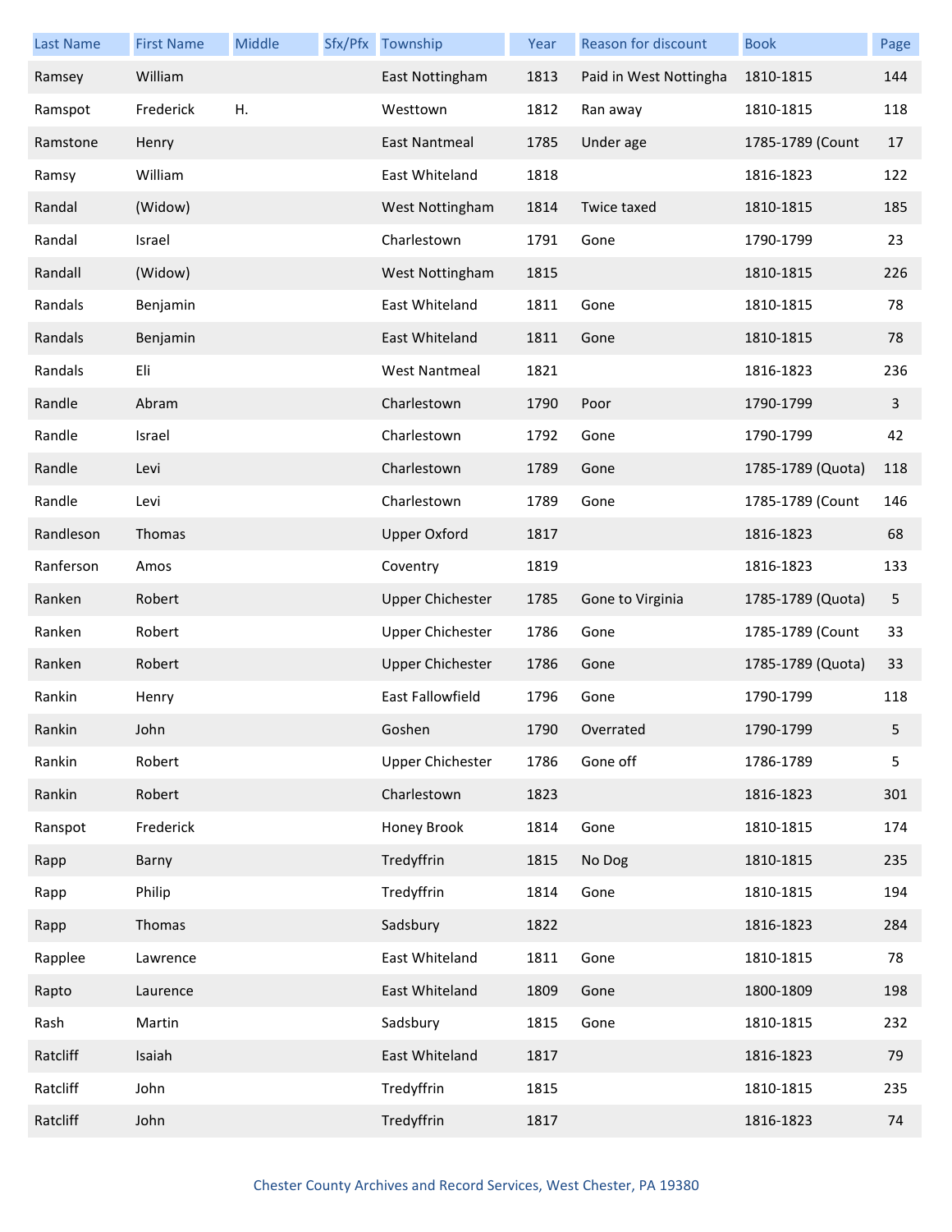| Last Name | First Name | Middle | Sfx/Pfx | Township | Year | Reason for discount | Book | Page |
|---|---|---|---|---|---|---|---|---|
| Ramsey | William | | | East Nottingham | 1813 | Paid in West Nottingha | 1810-1815 | 144 |
| Ramspot | Frederick | H. | | Westtown | 1812 | Ran away | 1810-1815 | 118 |
| Ramstone | Henry | | | East Nantmeal | 1785 | Under age | 1785-1789 (Count | 17 |
| Ramsy | William | | | East Whiteland | 1818 | | 1816-1823 | 122 |
| Randal | (Widow) | | | West Nottingham | 1814 | Twice taxed | 1810-1815 | 185 |
| Randal | Israel | | | Charlestown | 1791 | Gone | 1790-1799 | 23 |
| Randall | (Widow) | | | West Nottingham | 1815 | | 1810-1815 | 226 |
| Randals | Benjamin | | | East Whiteland | 1811 | Gone | 1810-1815 | 78 |
| Randals | Benjamin | | | East Whiteland | 1811 | Gone | 1810-1815 | 78 |
| Randals | Eli | | | West Nantmeal | 1821 | | 1816-1823 | 236 |
| Randle | Abram | | | Charlestown | 1790 | Poor | 1790-1799 | 3 |
| Randle | Israel | | | Charlestown | 1792 | Gone | 1790-1799 | 42 |
| Randle | Levi | | | Charlestown | 1789 | Gone | 1785-1789 (Quota) | 118 |
| Randle | Levi | | | Charlestown | 1789 | Gone | 1785-1789 (Count | 146 |
| Randleson | Thomas | | | Upper Oxford | 1817 | | 1816-1823 | 68 |
| Ranferson | Amos | | | Coventry | 1819 | | 1816-1823 | 133 |
| Ranken | Robert | | | Upper Chichester | 1785 | Gone to Virginia | 1785-1789 (Quota) | 5 |
| Ranken | Robert | | | Upper Chichester | 1786 | Gone | 1785-1789 (Count | 33 |
| Ranken | Robert | | | Upper Chichester | 1786 | Gone | 1785-1789 (Quota) | 33 |
| Rankin | Henry | | | East Fallowfield | 1796 | Gone | 1790-1799 | 118 |
| Rankin | John | | | Goshen | 1790 | Overrated | 1790-1799 | 5 |
| Rankin | Robert | | | Upper Chichester | 1786 | Gone off | 1786-1789 | 5 |
| Rankin | Robert | | | Charlestown | 1823 | | 1816-1823 | 301 |
| Ranspot | Frederick | | | Honey Brook | 1814 | Gone | 1810-1815 | 174 |
| Rapp | Barny | | | Tredyffrin | 1815 | No Dog | 1810-1815 | 235 |
| Rapp | Philip | | | Tredyffrin | 1814 | Gone | 1810-1815 | 194 |
| Rapp | Thomas | | | Sadsbury | 1822 | | 1816-1823 | 284 |
| Rapplee | Lawrence | | | East Whiteland | 1811 | Gone | 1810-1815 | 78 |
| Rapto | Laurence | | | East Whiteland | 1809 | Gone | 1800-1809 | 198 |
| Rash | Martin | | | Sadsbury | 1815 | Gone | 1810-1815 | 232 |
| Ratcliff | Isaiah | | | East Whiteland | 1817 | | 1816-1823 | 79 |
| Ratcliff | John | | | Tredyffrin | 1815 | | 1810-1815 | 235 |
| Ratcliff | John | | | Tredyffrin | 1817 | | 1816-1823 | 74 |

Chester County Archives and Record Services, West Chester, PA 19380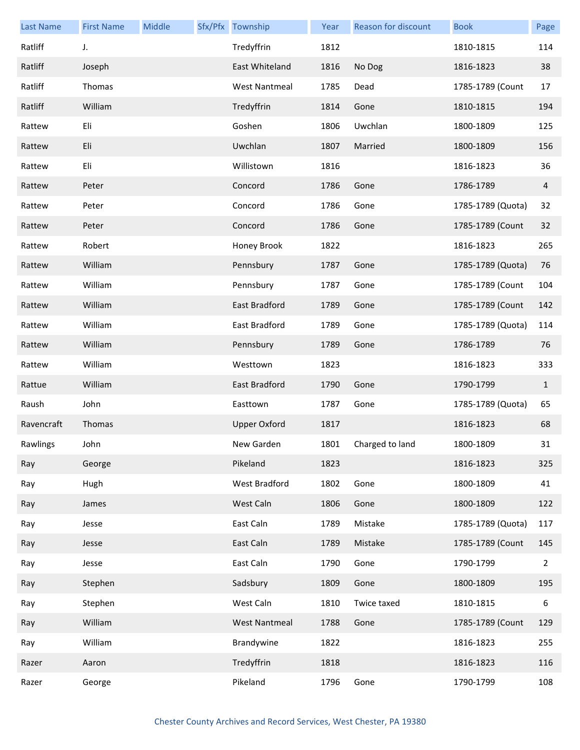| Last Name | First Name | Middle | Sfx/Pfx | Township | Year | Reason for discount | Book | Page |
|---|---|---|---|---|---|---|---|---|
| Ratliff | J. | | | Tredyffrin | 1812 | | 1810-1815 | 114 |
| Ratliff | Joseph | | | East Whiteland | 1816 | No Dog | 1816-1823 | 38 |
| Ratliff | Thomas | | | West Nantmeal | 1785 | Dead | 1785-1789 (Count | 17 |
| Ratliff | William | | | Tredyffrin | 1814 | Gone | 1810-1815 | 194 |
| Rattew | Eli | | | Goshen | 1806 | Uwchlan | 1800-1809 | 125 |
| Rattew | Eli | | | Uwchlan | 1807 | Married | 1800-1809 | 156 |
| Rattew | Eli | | | Willistown | 1816 | | 1816-1823 | 36 |
| Rattew | Peter | | | Concord | 1786 | Gone | 1786-1789 | 4 |
| Rattew | Peter | | | Concord | 1786 | Gone | 1785-1789 (Quota) | 32 |
| Rattew | Peter | | | Concord | 1786 | Gone | 1785-1789 (Count | 32 |
| Rattew | Robert | | | Honey Brook | 1822 | | 1816-1823 | 265 |
| Rattew | William | | | Pennsbury | 1787 | Gone | 1785-1789 (Quota) | 76 |
| Rattew | William | | | Pennsbury | 1787 | Gone | 1785-1789 (Count | 104 |
| Rattew | William | | | East Bradford | 1789 | Gone | 1785-1789 (Count | 142 |
| Rattew | William | | | East Bradford | 1789 | Gone | 1785-1789 (Quota) | 114 |
| Rattew | William | | | Pennsbury | 1789 | Gone | 1786-1789 | 76 |
| Rattew | William | | | Westtown | 1823 | | 1816-1823 | 333 |
| Rattue | William | | | East Bradford | 1790 | Gone | 1790-1799 | 1 |
| Raush | John | | | Easttown | 1787 | Gone | 1785-1789 (Quota) | 65 |
| Ravencraft | Thomas | | | Upper Oxford | 1817 | | 1816-1823 | 68 |
| Rawlings | John | | | New Garden | 1801 | Charged to land | 1800-1809 | 31 |
| Ray | George | | | Pikeland | 1823 | | 1816-1823 | 325 |
| Ray | Hugh | | | West Bradford | 1802 | Gone | 1800-1809 | 41 |
| Ray | James | | | West Caln | 1806 | Gone | 1800-1809 | 122 |
| Ray | Jesse | | | East Caln | 1789 | Mistake | 1785-1789 (Quota) | 117 |
| Ray | Jesse | | | East Caln | 1789 | Mistake | 1785-1789 (Count | 145 |
| Ray | Jesse | | | East Caln | 1790 | Gone | 1790-1799 | 2 |
| Ray | Stephen | | | Sadsbury | 1809 | Gone | 1800-1809 | 195 |
| Ray | Stephen | | | West Caln | 1810 | Twice taxed | 1810-1815 | 6 |
| Ray | William | | | West Nantmeal | 1788 | Gone | 1785-1789 (Count | 129 |
| Ray | William | | | Brandywine | 1822 | | 1816-1823 | 255 |
| Razer | Aaron | | | Tredyffrin | 1818 | | 1816-1823 | 116 |
| Razer | George | | | Pikeland | 1796 | Gone | 1790-1799 | 108 |

Chester County Archives and Record Services, West Chester, PA 19380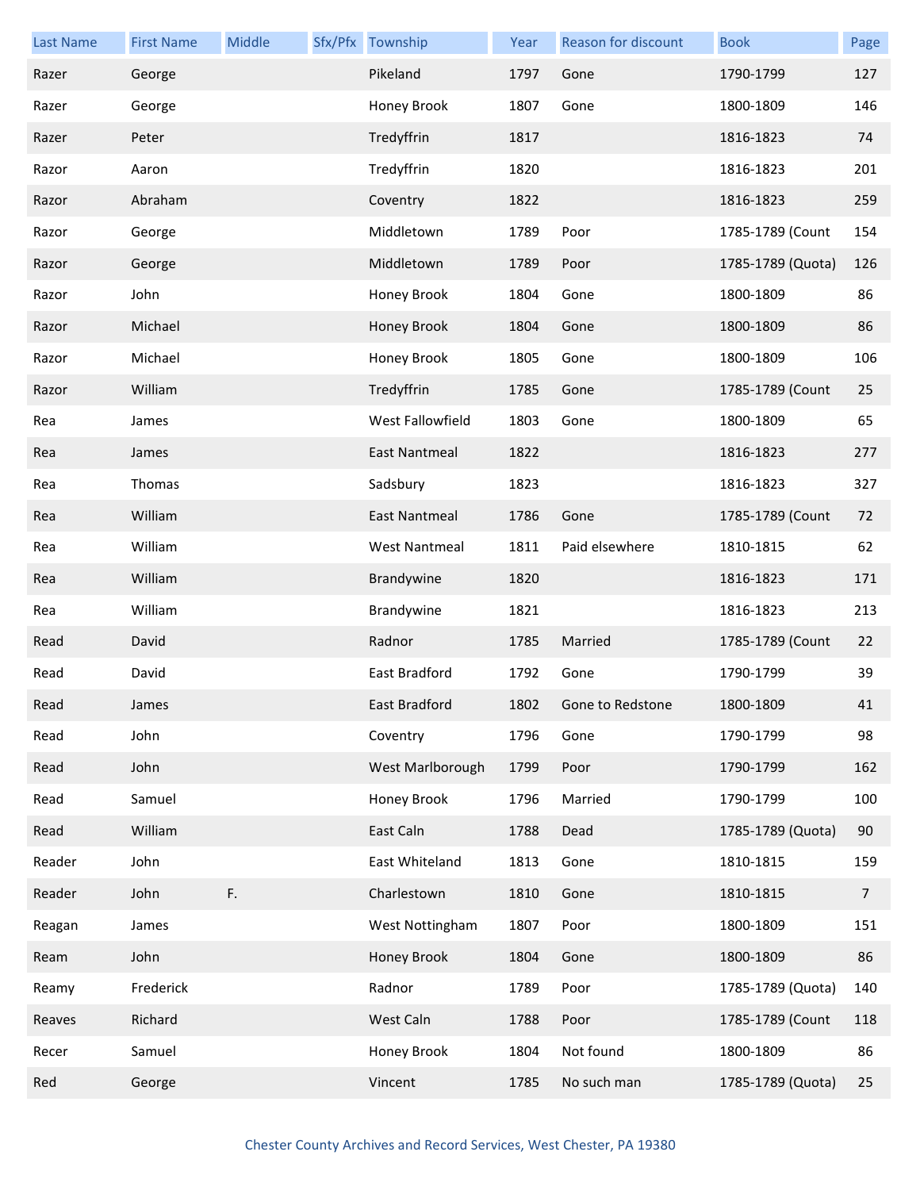| Last Name | First Name | Middle | Sfx/Pfx | Township | Year | Reason for discount | Book | Page |
|---|---|---|---|---|---|---|---|---|
| Razer | George | | | Pikeland | 1797 | Gone | 1790-1799 | 127 |
| Razer | George | | | Honey Brook | 1807 | Gone | 1800-1809 | 146 |
| Razer | Peter | | | Tredyffrin | 1817 | | 1816-1823 | 74 |
| Razor | Aaron | | | Tredyffrin | 1820 | | 1816-1823 | 201 |
| Razor | Abraham | | | Coventry | 1822 | | 1816-1823 | 259 |
| Razor | George | | | Middletown | 1789 | Poor | 1785-1789 (Count | 154 |
| Razor | George | | | Middletown | 1789 | Poor | 1785-1789 (Quota) | 126 |
| Razor | John | | | Honey Brook | 1804 | Gone | 1800-1809 | 86 |
| Razor | Michael | | | Honey Brook | 1804 | Gone | 1800-1809 | 86 |
| Razor | Michael | | | Honey Brook | 1805 | Gone | 1800-1809 | 106 |
| Razor | William | | | Tredyffrin | 1785 | Gone | 1785-1789 (Count | 25 |
| Rea | James | | | West Fallowfield | 1803 | Gone | 1800-1809 | 65 |
| Rea | James | | | East Nantmeal | 1822 | | 1816-1823 | 277 |
| Rea | Thomas | | | Sadsbury | 1823 | | 1816-1823 | 327 |
| Rea | William | | | East Nantmeal | 1786 | Gone | 1785-1789 (Count | 72 |
| Rea | William | | | West Nantmeal | 1811 | Paid elsewhere | 1810-1815 | 62 |
| Rea | William | | | Brandywine | 1820 | | 1816-1823 | 171 |
| Rea | William | | | Brandywine | 1821 | | 1816-1823 | 213 |
| Read | David | | | Radnor | 1785 | Married | 1785-1789 (Count | 22 |
| Read | David | | | East Bradford | 1792 | Gone | 1790-1799 | 39 |
| Read | James | | | East Bradford | 1802 | Gone to Redstone | 1800-1809 | 41 |
| Read | John | | | Coventry | 1796 | Gone | 1790-1799 | 98 |
| Read | John | | | West Marlborough | 1799 | Poor | 1790-1799 | 162 |
| Read | Samuel | | | Honey Brook | 1796 | Married | 1790-1799 | 100 |
| Read | William | | | East Caln | 1788 | Dead | 1785-1789 (Quota) | 90 |
| Reader | John | | | East Whiteland | 1813 | Gone | 1810-1815 | 159 |
| Reader | John | F. | | Charlestown | 1810 | Gone | 1810-1815 | 7 |
| Reagan | James | | | West Nottingham | 1807 | Poor | 1800-1809 | 151 |
| Ream | John | | | Honey Brook | 1804 | Gone | 1800-1809 | 86 |
| Reamy | Frederick | | | Radnor | 1789 | Poor | 1785-1789 (Quota) | 140 |
| Reaves | Richard | | | West Caln | 1788 | Poor | 1785-1789 (Count | 118 |
| Recer | Samuel | | | Honey Brook | 1804 | Not found | 1800-1809 | 86 |
| Red | George | | | Vincent | 1785 | No such man | 1785-1789 (Quota) | 25 |

Chester County Archives and Record Services, West Chester, PA 19380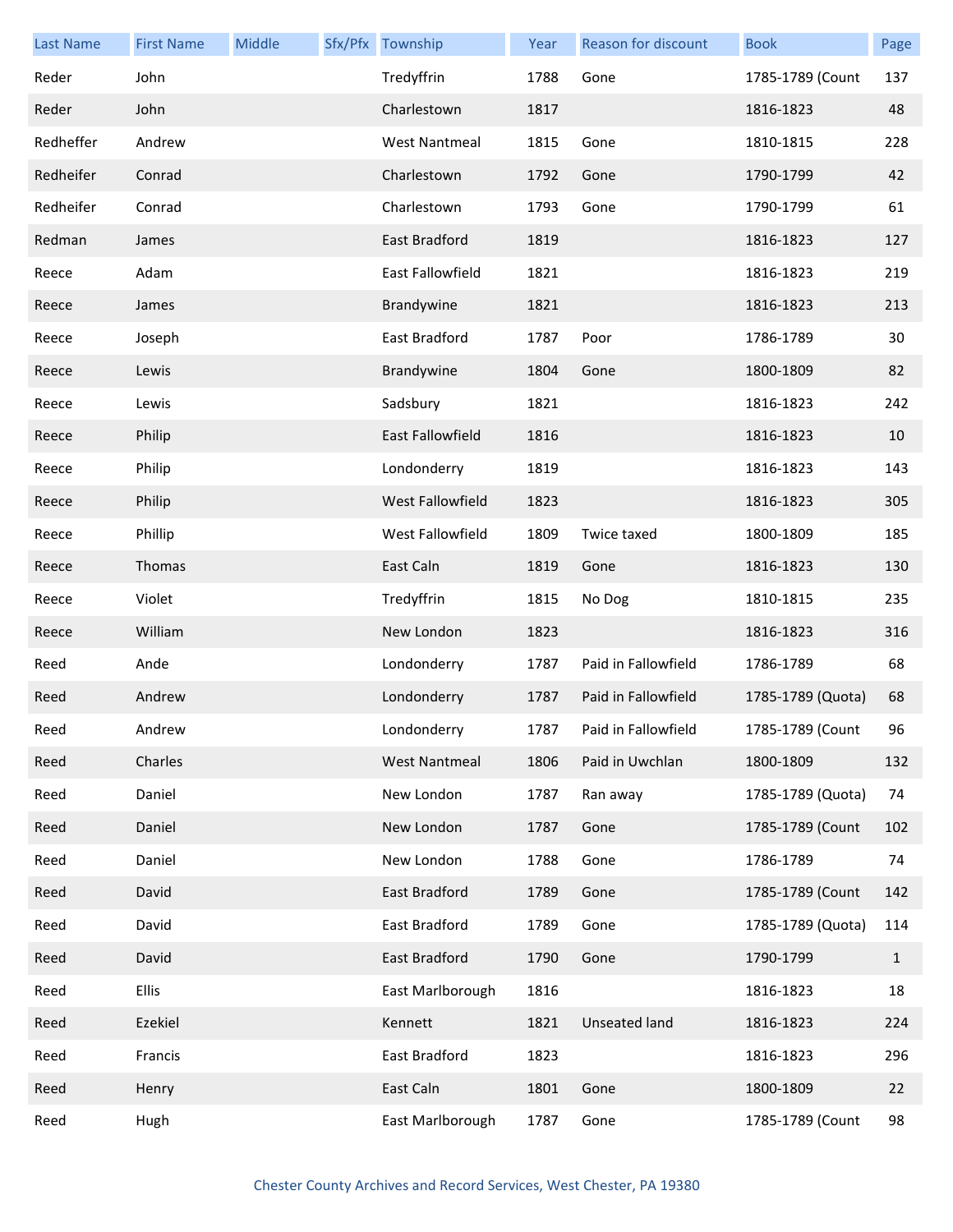| Last Name | First Name | Middle | Sfx/Pfx | Township | Year | Reason for discount | Book | Page |
|---|---|---|---|---|---|---|---|---|
| Reder | John | | | Tredyffrin | 1788 | Gone | 1785-1789 (Count | 137 |
| Reder | John | | | Charlestown | 1817 | | 1816-1823 | 48 |
| Redheffer | Andrew | | | West Nantmeal | 1815 | Gone | 1810-1815 | 228 |
| Redheifer | Conrad | | | Charlestown | 1792 | Gone | 1790-1799 | 42 |
| Redheifer | Conrad | | | Charlestown | 1793 | Gone | 1790-1799 | 61 |
| Redman | James | | | East Bradford | 1819 | | 1816-1823 | 127 |
| Reece | Adam | | | East Fallowfield | 1821 | | 1816-1823 | 219 |
| Reece | James | | | Brandywine | 1821 | | 1816-1823 | 213 |
| Reece | Joseph | | | East Bradford | 1787 | Poor | 1786-1789 | 30 |
| Reece | Lewis | | | Brandywine | 1804 | Gone | 1800-1809 | 82 |
| Reece | Lewis | | | Sadsbury | 1821 | | 1816-1823 | 242 |
| Reece | Philip | | | East Fallowfield | 1816 | | 1816-1823 | 10 |
| Reece | Philip | | | Londonderry | 1819 | | 1816-1823 | 143 |
| Reece | Philip | | | West Fallowfield | 1823 | | 1816-1823 | 305 |
| Reece | Phillip | | | West Fallowfield | 1809 | Twice taxed | 1800-1809 | 185 |
| Reece | Thomas | | | East Caln | 1819 | Gone | 1816-1823 | 130 |
| Reece | Violet | | | Tredyffrin | 1815 | No Dog | 1810-1815 | 235 |
| Reece | William | | | New London | 1823 | | 1816-1823 | 316 |
| Reed | Ande | | | Londonderry | 1787 | Paid in Fallowfield | 1786-1789 | 68 |
| Reed | Andrew | | | Londonderry | 1787 | Paid in Fallowfield | 1785-1789 (Quota) | 68 |
| Reed | Andrew | | | Londonderry | 1787 | Paid in Fallowfield | 1785-1789 (Count | 96 |
| Reed | Charles | | | West Nantmeal | 1806 | Paid in Uwchlan | 1800-1809 | 132 |
| Reed | Daniel | | | New London | 1787 | Ran away | 1785-1789 (Quota) | 74 |
| Reed | Daniel | | | New London | 1787 | Gone | 1785-1789 (Count | 102 |
| Reed | Daniel | | | New London | 1788 | Gone | 1786-1789 | 74 |
| Reed | David | | | East Bradford | 1789 | Gone | 1785-1789 (Count | 142 |
| Reed | David | | | East Bradford | 1789 | Gone | 1785-1789 (Quota) | 114 |
| Reed | David | | | East Bradford | 1790 | Gone | 1790-1799 | 1 |
| Reed | Ellis | | | East Marlborough | 1816 | | 1816-1823 | 18 |
| Reed | Ezekiel | | | Kennett | 1821 | Unseated land | 1816-1823 | 224 |
| Reed | Francis | | | East Bradford | 1823 | | 1816-1823 | 296 |
| Reed | Henry | | | East Caln | 1801 | Gone | 1800-1809 | 22 |
| Reed | Hugh | | | East Marlborough | 1787 | Gone | 1785-1789 (Count | 98 |

Chester County Archives and Record Services, West Chester, PA 19380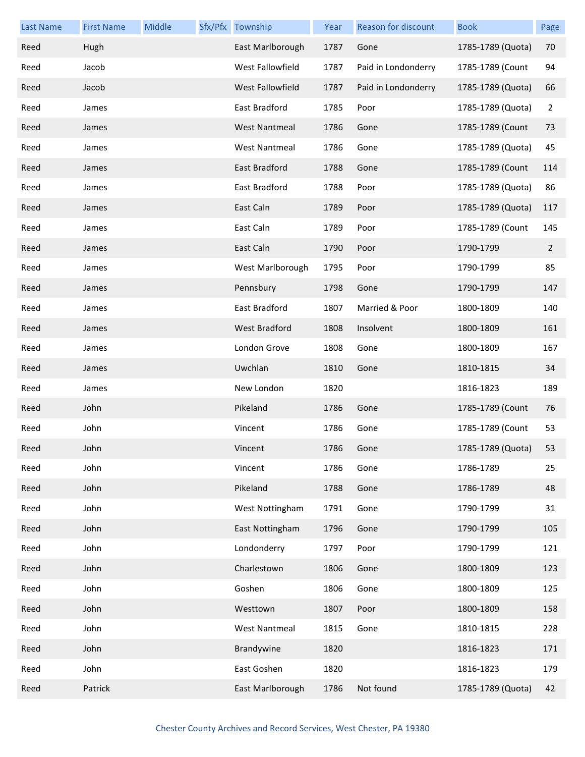| Last Name | First Name | Middle | Sfx/Pfx | Township | Year | Reason for discount | Book | Page |
|---|---|---|---|---|---|---|---|---|
| Reed | Hugh | | | East Marlborough | 1787 | Gone | 1785-1789 (Quota) | 70 |
| Reed | Jacob | | | West Fallowfield | 1787 | Paid in Londonderry | 1785-1789 (Count | 94 |
| Reed | Jacob | | | West Fallowfield | 1787 | Paid in Londonderry | 1785-1789 (Quota) | 66 |
| Reed | James | | | East Bradford | 1785 | Poor | 1785-1789 (Quota) | 2 |
| Reed | James | | | West Nantmeal | 1786 | Gone | 1785-1789 (Count | 73 |
| Reed | James | | | West Nantmeal | 1786 | Gone | 1785-1789 (Quota) | 45 |
| Reed | James | | | East Bradford | 1788 | Gone | 1785-1789 (Count | 114 |
| Reed | James | | | East Bradford | 1788 | Poor | 1785-1789 (Quota) | 86 |
| Reed | James | | | East Caln | 1789 | Poor | 1785-1789 (Quota) | 117 |
| Reed | James | | | East Caln | 1789 | Poor | 1785-1789 (Count | 145 |
| Reed | James | | | East Caln | 1790 | Poor | 1790-1799 | 2 |
| Reed | James | | | West Marlborough | 1795 | Poor | 1790-1799 | 85 |
| Reed | James | | | Pennsbury | 1798 | Gone | 1790-1799 | 147 |
| Reed | James | | | East Bradford | 1807 | Married & Poor | 1800-1809 | 140 |
| Reed | James | | | West Bradford | 1808 | Insolvent | 1800-1809 | 161 |
| Reed | James | | | London Grove | 1808 | Gone | 1800-1809 | 167 |
| Reed | James | | | Uwchlan | 1810 | Gone | 1810-1815 | 34 |
| Reed | James | | | New London | 1820 | | 1816-1823 | 189 |
| Reed | John | | | Pikeland | 1786 | Gone | 1785-1789 (Count | 76 |
| Reed | John | | | Vincent | 1786 | Gone | 1785-1789 (Count | 53 |
| Reed | John | | | Vincent | 1786 | Gone | 1785-1789 (Quota) | 53 |
| Reed | John | | | Vincent | 1786 | Gone | 1786-1789 | 25 |
| Reed | John | | | Pikeland | 1788 | Gone | 1786-1789 | 48 |
| Reed | John | | | West Nottingham | 1791 | Gone | 1790-1799 | 31 |
| Reed | John | | | East Nottingham | 1796 | Gone | 1790-1799 | 105 |
| Reed | John | | | Londonderry | 1797 | Poor | 1790-1799 | 121 |
| Reed | John | | | Charlestown | 1806 | Gone | 1800-1809 | 123 |
| Reed | John | | | Goshen | 1806 | Gone | 1800-1809 | 125 |
| Reed | John | | | Westtown | 1807 | Poor | 1800-1809 | 158 |
| Reed | John | | | West Nantmeal | 1815 | Gone | 1810-1815 | 228 |
| Reed | John | | | Brandywine | 1820 | | 1816-1823 | 171 |
| Reed | John | | | East Goshen | 1820 | | 1816-1823 | 179 |
| Reed | Patrick | | | East Marlborough | 1786 | Not found | 1785-1789 (Quota) | 42 |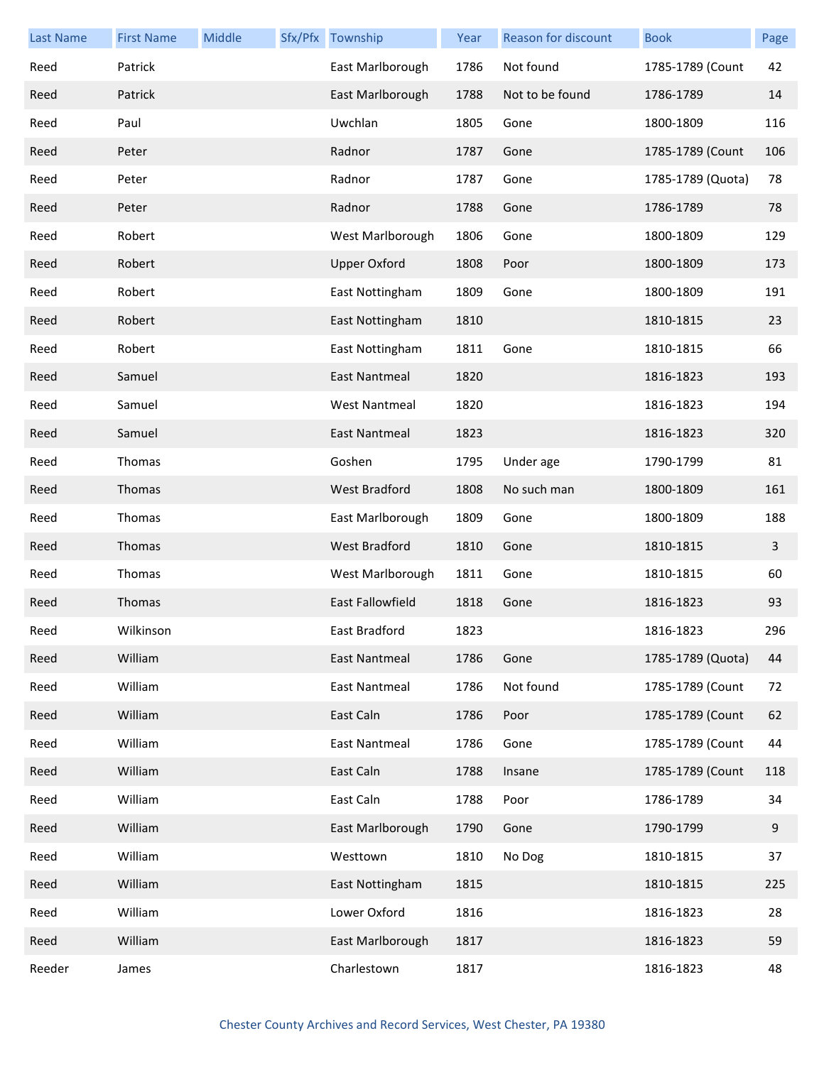| Last Name | First Name | Middle | Sfx/Pfx | Township | Year | Reason for discount | Book | Page |
|---|---|---|---|---|---|---|---|---|
| Reed | Patrick | | | East Marlborough | 1786 | Not found | 1785-1789 (Count | 42 |
| Reed | Patrick | | | East Marlborough | 1788 | Not to be found | 1786-1789 | 14 |
| Reed | Paul | | | Uwchlan | 1805 | Gone | 1800-1809 | 116 |
| Reed | Peter | | | Radnor | 1787 | Gone | 1785-1789 (Count | 106 |
| Reed | Peter | | | Radnor | 1787 | Gone | 1785-1789 (Quota) | 78 |
| Reed | Peter | | | Radnor | 1788 | Gone | 1786-1789 | 78 |
| Reed | Robert | | | West Marlborough | 1806 | Gone | 1800-1809 | 129 |
| Reed | Robert | | | Upper Oxford | 1808 | Poor | 1800-1809 | 173 |
| Reed | Robert | | | East Nottingham | 1809 | Gone | 1800-1809 | 191 |
| Reed | Robert | | | East Nottingham | 1810 | | 1810-1815 | 23 |
| Reed | Robert | | | East Nottingham | 1811 | Gone | 1810-1815 | 66 |
| Reed | Samuel | | | East Nantmeal | 1820 | | 1816-1823 | 193 |
| Reed | Samuel | | | West Nantmeal | 1820 | | 1816-1823 | 194 |
| Reed | Samuel | | | East Nantmeal | 1823 | | 1816-1823 | 320 |
| Reed | Thomas | | | Goshen | 1795 | Under age | 1790-1799 | 81 |
| Reed | Thomas | | | West Bradford | 1808 | No such man | 1800-1809 | 161 |
| Reed | Thomas | | | East Marlborough | 1809 | Gone | 1800-1809 | 188 |
| Reed | Thomas | | | West Bradford | 1810 | Gone | 1810-1815 | 3 |
| Reed | Thomas | | | West Marlborough | 1811 | Gone | 1810-1815 | 60 |
| Reed | Thomas | | | East Fallowfield | 1818 | Gone | 1816-1823 | 93 |
| Reed | Wilkinson | | | East Bradford | 1823 | | 1816-1823 | 296 |
| Reed | William | | | East Nantmeal | 1786 | Gone | 1785-1789 (Quota) | 44 |
| Reed | William | | | East Nantmeal | 1786 | Not found | 1785-1789 (Count | 72 |
| Reed | William | | | East Caln | 1786 | Poor | 1785-1789 (Count | 62 |
| Reed | William | | | East Nantmeal | 1786 | Gone | 1785-1789 (Count | 44 |
| Reed | William | | | East Caln | 1788 | Insane | 1785-1789 (Count | 118 |
| Reed | William | | | East Caln | 1788 | Poor | 1786-1789 | 34 |
| Reed | William | | | East Marlborough | 1790 | Gone | 1790-1799 | 9 |
| Reed | William | | | Westtown | 1810 | No Dog | 1810-1815 | 37 |
| Reed | William | | | East Nottingham | 1815 | | 1810-1815 | 225 |
| Reed | William | | | Lower Oxford | 1816 | | 1816-1823 | 28 |
| Reed | William | | | East Marlborough | 1817 | | 1816-1823 | 59 |
| Reeder | James | | | Charlestown | 1817 | | 1816-1823 | 48 |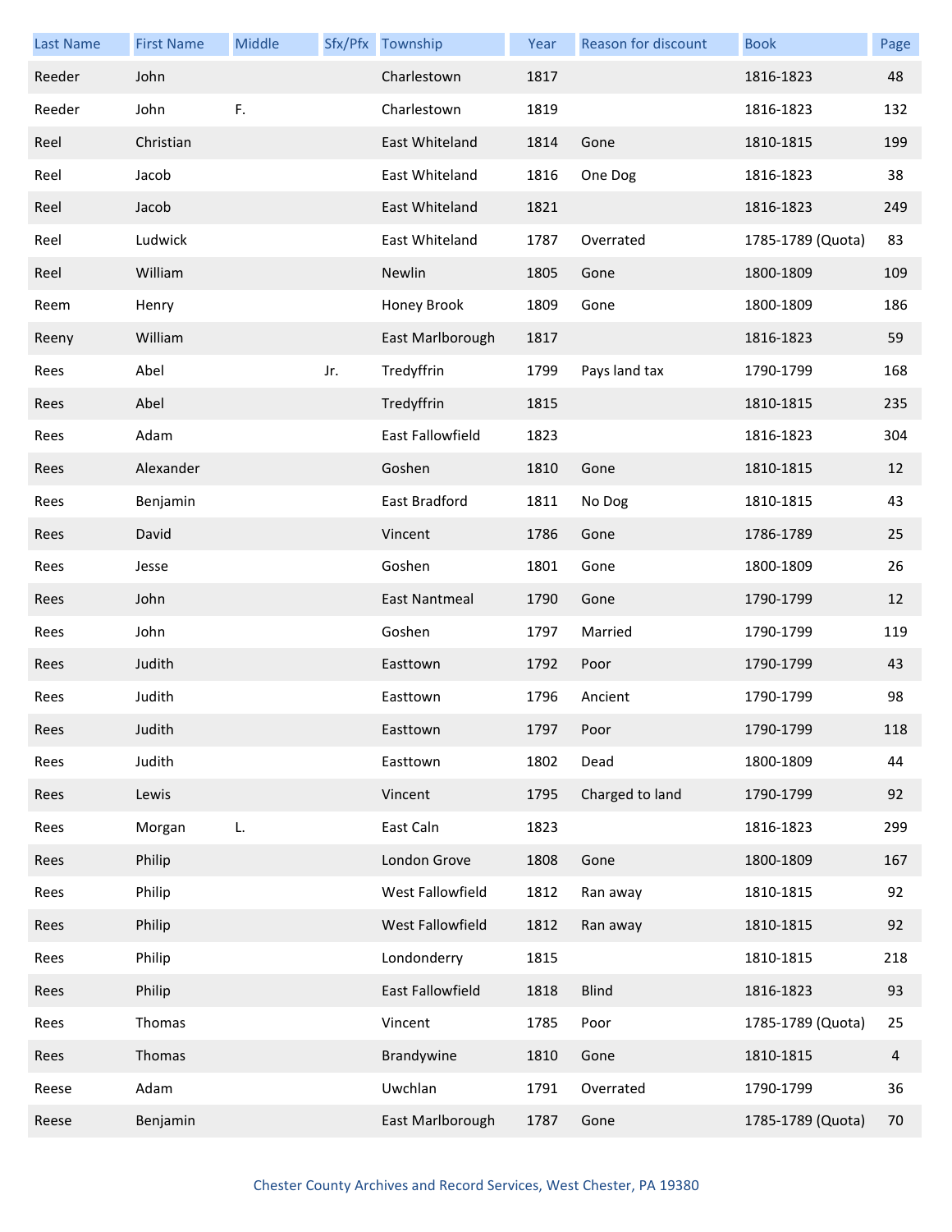| Last Name | First Name | Middle | Sfx/Pfx | Township | Year | Reason for discount | Book | Page |
| --- | --- | --- | --- | --- | --- | --- | --- | --- |
| Reeder | John | | | Charlestown | 1817 | | 1816-1823 | 48 |
| Reeder | John | F. | | Charlestown | 1819 | | 1816-1823 | 132 |
| Reel | Christian | | | East Whiteland | 1814 | Gone | 1810-1815 | 199 |
| Reel | Jacob | | | East Whiteland | 1816 | One Dog | 1816-1823 | 38 |
| Reel | Jacob | | | East Whiteland | 1821 | | 1816-1823 | 249 |
| Reel | Ludwick | | | East Whiteland | 1787 | Overrated | 1785-1789 (Quota) | 83 |
| Reel | William | | | Newlin | 1805 | Gone | 1800-1809 | 109 |
| Reem | Henry | | | Honey Brook | 1809 | Gone | 1800-1809 | 186 |
| Reeny | William | | | East Marlborough | 1817 | | 1816-1823 | 59 |
| Rees | Abel | | Jr. | Tredyffrin | 1799 | Pays land tax | 1790-1799 | 168 |
| Rees | Abel | | | Tredyffrin | 1815 | | 1810-1815 | 235 |
| Rees | Adam | | | East Fallowfield | 1823 | | 1816-1823 | 304 |
| Rees | Alexander | | | Goshen | 1810 | Gone | 1810-1815 | 12 |
| Rees | Benjamin | | | East Bradford | 1811 | No Dog | 1810-1815 | 43 |
| Rees | David | | | Vincent | 1786 | Gone | 1786-1789 | 25 |
| Rees | Jesse | | | Goshen | 1801 | Gone | 1800-1809 | 26 |
| Rees | John | | | East Nantmeal | 1790 | Gone | 1790-1799 | 12 |
| Rees | John | | | Goshen | 1797 | Married | 1790-1799 | 119 |
| Rees | Judith | | | Easttown | 1792 | Poor | 1790-1799 | 43 |
| Rees | Judith | | | Easttown | 1796 | Ancient | 1790-1799 | 98 |
| Rees | Judith | | | Easttown | 1797 | Poor | 1790-1799 | 118 |
| Rees | Judith | | | Easttown | 1802 | Dead | 1800-1809 | 44 |
| Rees | Lewis | | | Vincent | 1795 | Charged to land | 1790-1799 | 92 |
| Rees | Morgan | L. | | East Caln | 1823 | | 1816-1823 | 299 |
| Rees | Philip | | | London Grove | 1808 | Gone | 1800-1809 | 167 |
| Rees | Philip | | | West Fallowfield | 1812 | Ran away | 1810-1815 | 92 |
| Rees | Philip | | | West Fallowfield | 1812 | Ran away | 1810-1815 | 92 |
| Rees | Philip | | | Londonderry | 1815 | | 1810-1815 | 218 |
| Rees | Philip | | | East Fallowfield | 1818 | Blind | 1816-1823 | 93 |
| Rees | Thomas | | | Vincent | 1785 | Poor | 1785-1789 (Quota) | 25 |
| Rees | Thomas | | | Brandywine | 1810 | Gone | 1810-1815 | 4 |
| Reese | Adam | | | Uwchlan | 1791 | Overrated | 1790-1799 | 36 |
| Reese | Benjamin | | | East Marlborough | 1787 | Gone | 1785-1789 (Quota) | 70 |

Chester County Archives and Record Services, West Chester, PA 19380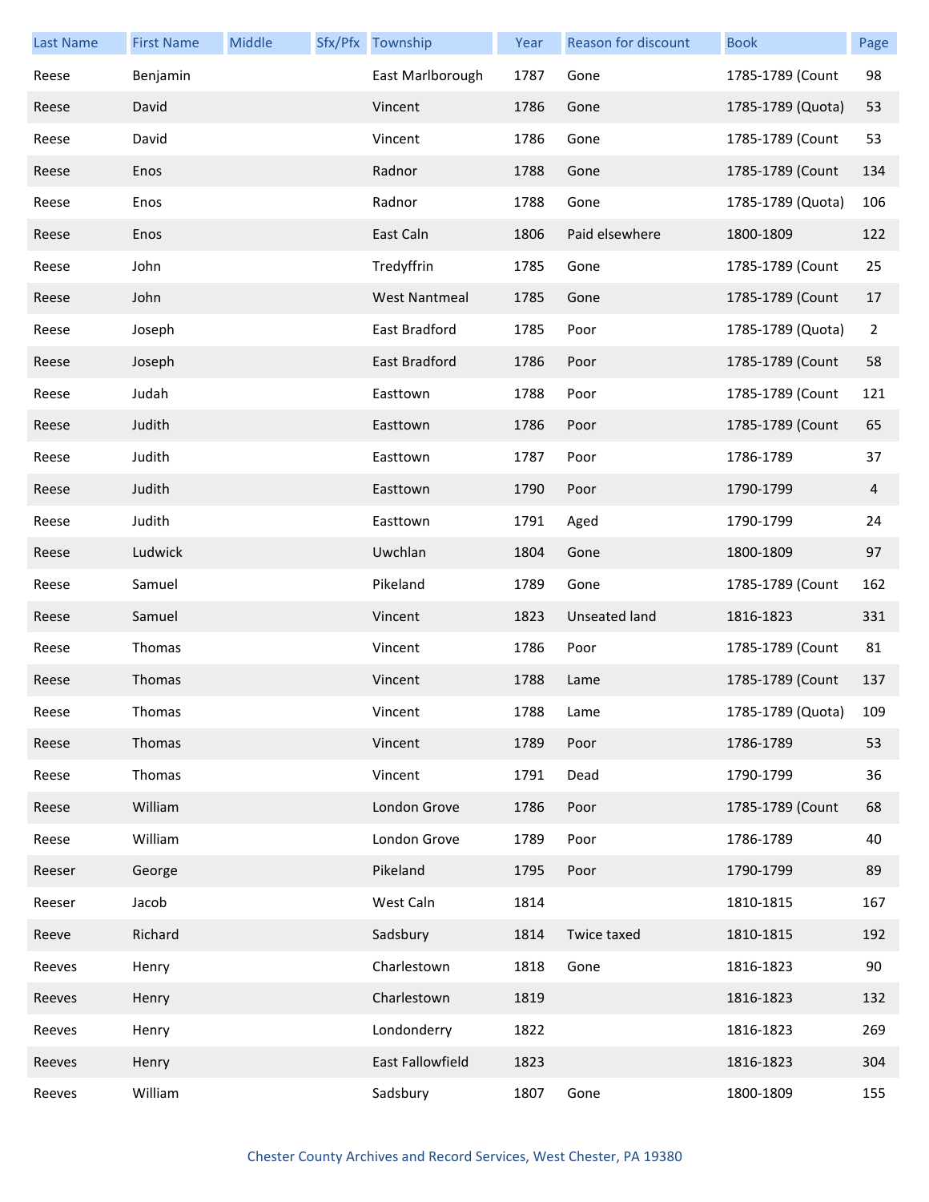| Last Name | First Name | Middle | Sfx/Pfx | Township | Year | Reason for discount | Book | Page |
|---|---|---|---|---|---|---|---|---|
| Reese | Benjamin | | | East Marlborough | 1787 | Gone | 1785-1789 (Count | 98 |
| Reese | David | | | Vincent | 1786 | Gone | 1785-1789 (Quota) | 53 |
| Reese | David | | | Vincent | 1786 | Gone | 1785-1789 (Count | 53 |
| Reese | Enos | | | Radnor | 1788 | Gone | 1785-1789 (Count | 134 |
| Reese | Enos | | | Radnor | 1788 | Gone | 1785-1789 (Quota) | 106 |
| Reese | Enos | | | East Caln | 1806 | Paid elsewhere | 1800-1809 | 122 |
| Reese | John | | | Tredyffrin | 1785 | Gone | 1785-1789 (Count | 25 |
| Reese | John | | | West Nantmeal | 1785 | Gone | 1785-1789 (Count | 17 |
| Reese | Joseph | | | East Bradford | 1785 | Poor | 1785-1789 (Quota) | 2 |
| Reese | Joseph | | | East Bradford | 1786 | Poor | 1785-1789 (Count | 58 |
| Reese | Judah | | | Easttown | 1788 | Poor | 1785-1789 (Count | 121 |
| Reese | Judith | | | Easttown | 1786 | Poor | 1785-1789 (Count | 65 |
| Reese | Judith | | | Easttown | 1787 | Poor | 1786-1789 | 37 |
| Reese | Judith | | | Easttown | 1790 | Poor | 1790-1799 | 4 |
| Reese | Judith | | | Easttown | 1791 | Aged | 1790-1799 | 24 |
| Reese | Ludwick | | | Uwchlan | 1804 | Gone | 1800-1809 | 97 |
| Reese | Samuel | | | Pikeland | 1789 | Gone | 1785-1789 (Count | 162 |
| Reese | Samuel | | | Vincent | 1823 | Unseated land | 1816-1823 | 331 |
| Reese | Thomas | | | Vincent | 1786 | Poor | 1785-1789 (Count | 81 |
| Reese | Thomas | | | Vincent | 1788 | Lame | 1785-1789 (Count | 137 |
| Reese | Thomas | | | Vincent | 1788 | Lame | 1785-1789 (Quota) | 109 |
| Reese | Thomas | | | Vincent | 1789 | Poor | 1786-1789 | 53 |
| Reese | Thomas | | | Vincent | 1791 | Dead | 1790-1799 | 36 |
| Reese | William | | | London Grove | 1786 | Poor | 1785-1789 (Count | 68 |
| Reese | William | | | London Grove | 1789 | Poor | 1786-1789 | 40 |
| Reeser | George | | | Pikeland | 1795 | Poor | 1790-1799 | 89 |
| Reeser | Jacob | | | West Caln | 1814 | | 1810-1815 | 167 |
| Reeve | Richard | | | Sadsbury | 1814 | Twice taxed | 1810-1815 | 192 |
| Reeves | Henry | | | Charlestown | 1818 | Gone | 1816-1823 | 90 |
| Reeves | Henry | | | Charlestown | 1819 | | 1816-1823 | 132 |
| Reeves | Henry | | | Londonderry | 1822 | | 1816-1823 | 269 |
| Reeves | Henry | | | East Fallowfield | 1823 | | 1816-1823 | 304 |
| Reeves | William | | | Sadsbury | 1807 | Gone | 1800-1809 | 155 |

Chester County Archives and Record Services, West Chester, PA 19380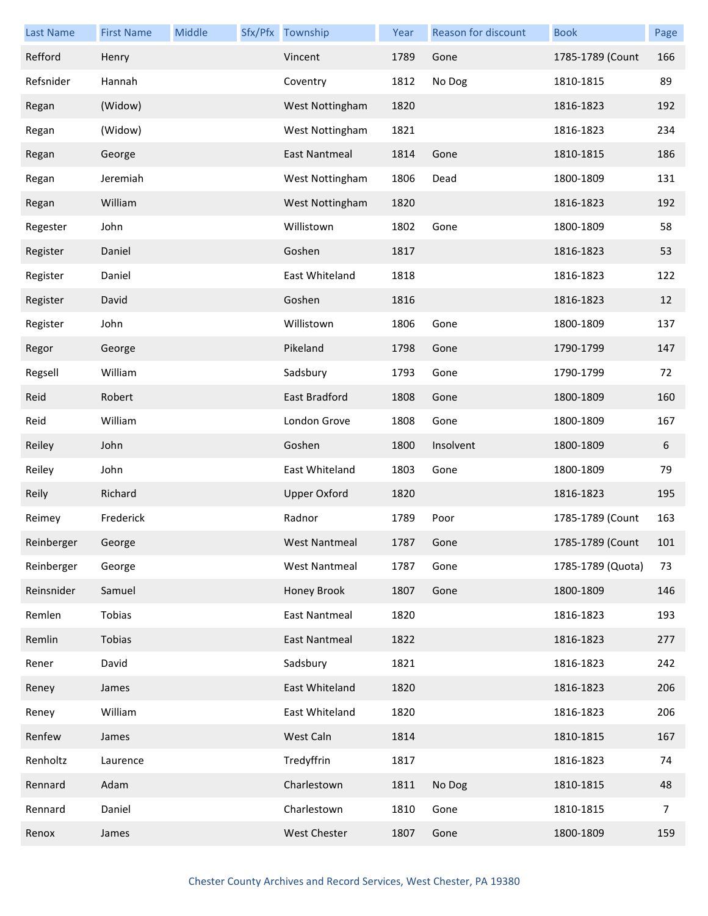| Last Name | First Name | Middle | Sfx/Pfx | Township | Year | Reason for discount | Book | Page |
|---|---|---|---|---|---|---|---|---|
| Refford | Henry | | | Vincent | 1789 | Gone | 1785-1789 (Count | 166 |
| Refsnider | Hannah | | | Coventry | 1812 | No Dog | 1810-1815 | 89 |
| Regan | (Widow) | | | West Nottingham | 1820 | | 1816-1823 | 192 |
| Regan | (Widow) | | | West Nottingham | 1821 | | 1816-1823 | 234 |
| Regan | George | | | East Nantmeal | 1814 | Gone | 1810-1815 | 186 |
| Regan | Jeremiah | | | West Nottingham | 1806 | Dead | 1800-1809 | 131 |
| Regan | William | | | West Nottingham | 1820 | | 1816-1823 | 192 |
| Regester | John | | | Willistown | 1802 | Gone | 1800-1809 | 58 |
| Register | Daniel | | | Goshen | 1817 | | 1816-1823 | 53 |
| Register | Daniel | | | East Whiteland | 1818 | | 1816-1823 | 122 |
| Register | David | | | Goshen | 1816 | | 1816-1823 | 12 |
| Register | John | | | Willistown | 1806 | Gone | 1800-1809 | 137 |
| Regor | George | | | Pikeland | 1798 | Gone | 1790-1799 | 147 |
| Regsell | William | | | Sadsbury | 1793 | Gone | 1790-1799 | 72 |
| Reid | Robert | | | East Bradford | 1808 | Gone | 1800-1809 | 160 |
| Reid | William | | | London Grove | 1808 | Gone | 1800-1809 | 167 |
| Reiley | John | | | Goshen | 1800 | Insolvent | 1800-1809 | 6 |
| Reiley | John | | | East Whiteland | 1803 | Gone | 1800-1809 | 79 |
| Reily | Richard | | | Upper Oxford | 1820 | | 1816-1823 | 195 |
| Reimey | Frederick | | | Radnor | 1789 | Poor | 1785-1789 (Count | 163 |
| Reinberger | George | | | West Nantmeal | 1787 | Gone | 1785-1789 (Count | 101 |
| Reinberger | George | | | West Nantmeal | 1787 | Gone | 1785-1789 (Quota) | 73 |
| Reinsnider | Samuel | | | Honey Brook | 1807 | Gone | 1800-1809 | 146 |
| Remlen | Tobias | | | East Nantmeal | 1820 | | 1816-1823 | 193 |
| Remlin | Tobias | | | East Nantmeal | 1822 | | 1816-1823 | 277 |
| Rener | David | | | Sadsbury | 1821 | | 1816-1823 | 242 |
| Reney | James | | | East Whiteland | 1820 | | 1816-1823 | 206 |
| Reney | William | | | East Whiteland | 1820 | | 1816-1823 | 206 |
| Renfew | James | | | West Caln | 1814 | | 1810-1815 | 167 |
| Renholtz | Laurence | | | Tredyffrin | 1817 | | 1816-1823 | 74 |
| Rennard | Adam | | | Charlestown | 1811 | No Dog | 1810-1815 | 48 |
| Rennard | Daniel | | | Charlestown | 1810 | Gone | 1810-1815 | 7 |
| Renox | James | | | West Chester | 1807 | Gone | 1800-1809 | 159 |

Chester County Archives and Record Services, West Chester, PA 19380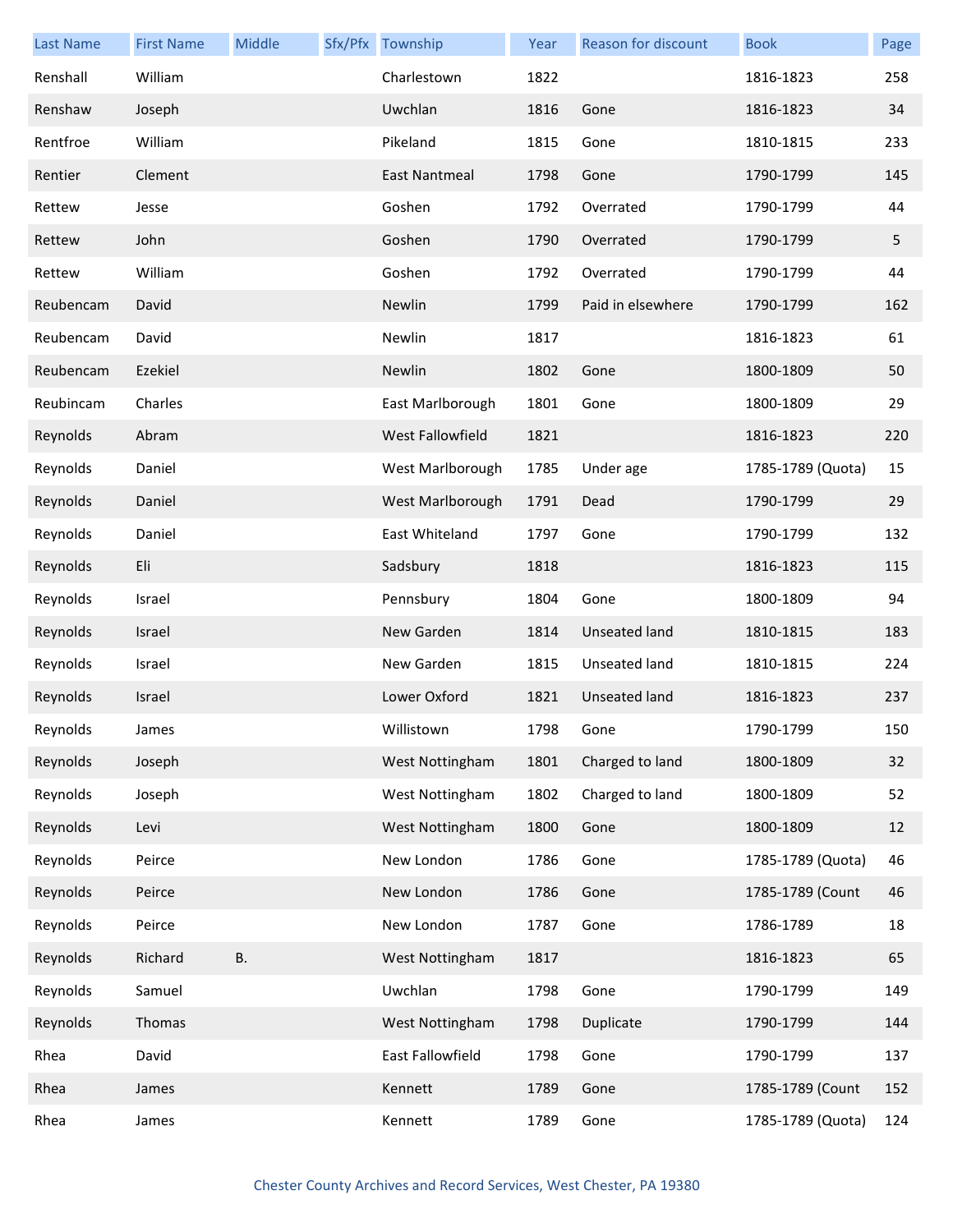| Last Name | First Name | Middle | Sfx/Pfx | Township | Year | Reason for discount | Book | Page |
|---|---|---|---|---|---|---|---|---|
| Renshall | William | | | Charlestown | 1822 | | 1816-1823 | 258 |
| Renshaw | Joseph | | | Uwchlan | 1816 | Gone | 1816-1823 | 34 |
| Rentfroe | William | | | Pikeland | 1815 | Gone | 1810-1815 | 233 |
| Rentier | Clement | | | East Nantmeal | 1798 | Gone | 1790-1799 | 145 |
| Rettew | Jesse | | | Goshen | 1792 | Overrated | 1790-1799 | 44 |
| Rettew | John | | | Goshen | 1790 | Overrated | 1790-1799 | 5 |
| Rettew | William | | | Goshen | 1792 | Overrated | 1790-1799 | 44 |
| Reubencam | David | | | Newlin | 1799 | Paid in elsewhere | 1790-1799 | 162 |
| Reubencam | David | | | Newlin | 1817 | | 1816-1823 | 61 |
| Reubencam | Ezekiel | | | Newlin | 1802 | Gone | 1800-1809 | 50 |
| Reubincam | Charles | | | East Marlborough | 1801 | Gone | 1800-1809 | 29 |
| Reynolds | Abram | | | West Fallowfield | 1821 | | 1816-1823 | 220 |
| Reynolds | Daniel | | | West Marlborough | 1785 | Under age | 1785-1789 (Quota) | 15 |
| Reynolds | Daniel | | | West Marlborough | 1791 | Dead | 1790-1799 | 29 |
| Reynolds | Daniel | | | East Whiteland | 1797 | Gone | 1790-1799 | 132 |
| Reynolds | Eli | | | Sadsbury | 1818 | | 1816-1823 | 115 |
| Reynolds | Israel | | | Pennsbury | 1804 | Gone | 1800-1809 | 94 |
| Reynolds | Israel | | | New Garden | 1814 | Unseated land | 1810-1815 | 183 |
| Reynolds | Israel | | | New Garden | 1815 | Unseated land | 1810-1815 | 224 |
| Reynolds | Israel | | | Lower Oxford | 1821 | Unseated land | 1816-1823 | 237 |
| Reynolds | James | | | Willistown | 1798 | Gone | 1790-1799 | 150 |
| Reynolds | Joseph | | | West Nottingham | 1801 | Charged to land | 1800-1809 | 32 |
| Reynolds | Joseph | | | West Nottingham | 1802 | Charged to land | 1800-1809 | 52 |
| Reynolds | Levi | | | West Nottingham | 1800 | Gone | 1800-1809 | 12 |
| Reynolds | Peirce | | | New London | 1786 | Gone | 1785-1789 (Quota) | 46 |
| Reynolds | Peirce | | | New London | 1786 | Gone | 1785-1789 (Count | 46 |
| Reynolds | Peirce | | | New London | 1787 | Gone | 1786-1789 | 18 |
| Reynolds | Richard | B. | | West Nottingham | 1817 | | 1816-1823 | 65 |
| Reynolds | Samuel | | | Uwchlan | 1798 | Gone | 1790-1799 | 149 |
| Reynolds | Thomas | | | West Nottingham | 1798 | Duplicate | 1790-1799 | 144 |
| Rhea | David | | | East Fallowfield | 1798 | Gone | 1790-1799 | 137 |
| Rhea | James | | | Kennett | 1789 | Gone | 1785-1789 (Count | 152 |
| Rhea | James | | | Kennett | 1789 | Gone | 1785-1789 (Quota) | 124 |

Chester County Archives and Record Services, West Chester, PA 19380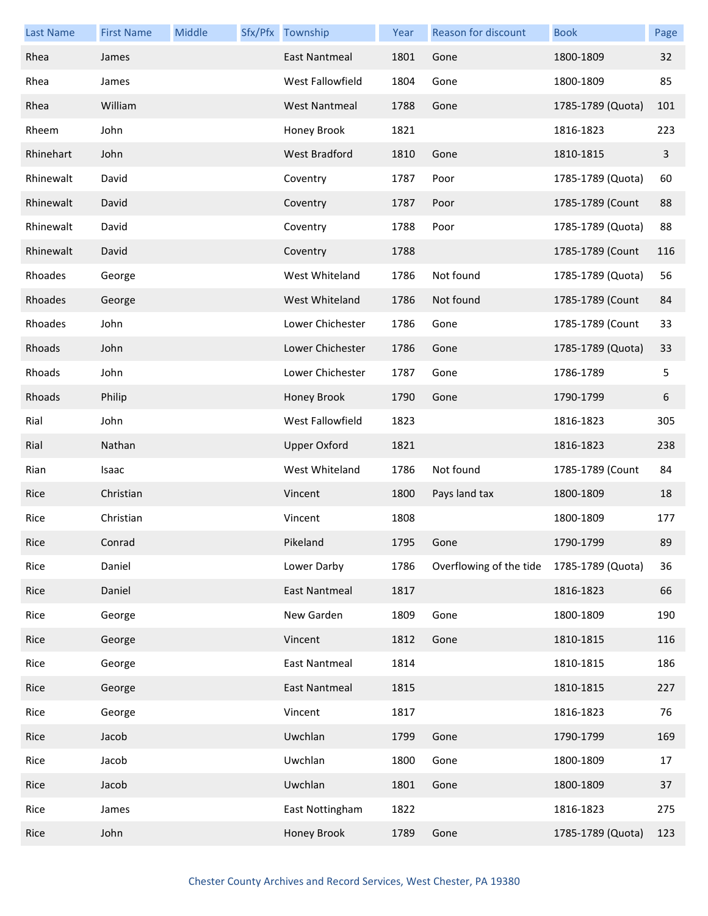| Last Name | First Name | Middle | Sfx/Pfx | Township | Year | Reason for discount | Book | Page |
|---|---|---|---|---|---|---|---|---|
| Rhea | James | | | East Nantmeal | 1801 | Gone | 1800-1809 | 32 |
| Rhea | James | | | West Fallowfield | 1804 | Gone | 1800-1809 | 85 |
| Rhea | William | | | West Nantmeal | 1788 | Gone | 1785-1789 (Quota) | 101 |
| Rheem | John | | | Honey Brook | 1821 | | 1816-1823 | 223 |
| Rhinehart | John | | | West Bradford | 1810 | Gone | 1810-1815 | 3 |
| Rhinewalt | David | | | Coventry | 1787 | Poor | 1785-1789 (Quota) | 60 |
| Rhinewalt | David | | | Coventry | 1787 | Poor | 1785-1789 (Count | 88 |
| Rhinewalt | David | | | Coventry | 1788 | Poor | 1785-1789 (Quota) | 88 |
| Rhinewalt | David | | | Coventry | 1788 | | 1785-1789 (Count | 116 |
| Rhoades | George | | | West Whiteland | 1786 | Not found | 1785-1789 (Quota) | 56 |
| Rhoades | George | | | West Whiteland | 1786 | Not found | 1785-1789 (Count | 84 |
| Rhoades | John | | | Lower Chichester | 1786 | Gone | 1785-1789 (Count | 33 |
| Rhoads | John | | | Lower Chichester | 1786 | Gone | 1785-1789 (Quota) | 33 |
| Rhoads | John | | | Lower Chichester | 1787 | Gone | 1786-1789 | 5 |
| Rhoads | Philip | | | Honey Brook | 1790 | Gone | 1790-1799 | 6 |
| Rial | John | | | West Fallowfield | 1823 | | 1816-1823 | 305 |
| Rial | Nathan | | | Upper Oxford | 1821 | | 1816-1823 | 238 |
| Rian | Isaac | | | West Whiteland | 1786 | Not found | 1785-1789 (Count | 84 |
| Rice | Christian | | | Vincent | 1800 | Pays land tax | 1800-1809 | 18 |
| Rice | Christian | | | Vincent | 1808 | | 1800-1809 | 177 |
| Rice | Conrad | | | Pikeland | 1795 | Gone | 1790-1799 | 89 |
| Rice | Daniel | | | Lower Darby | 1786 | Overflowing of the tide | 1785-1789 (Quota) | 36 |
| Rice | Daniel | | | East Nantmeal | 1817 | | 1816-1823 | 66 |
| Rice | George | | | New Garden | 1809 | Gone | 1800-1809 | 190 |
| Rice | George | | | Vincent | 1812 | Gone | 1810-1815 | 116 |
| Rice | George | | | East Nantmeal | 1814 | | 1810-1815 | 186 |
| Rice | George | | | East Nantmeal | 1815 | | 1810-1815 | 227 |
| Rice | George | | | Vincent | 1817 | | 1816-1823 | 76 |
| Rice | Jacob | | | Uwchlan | 1799 | Gone | 1790-1799 | 169 |
| Rice | Jacob | | | Uwchlan | 1800 | Gone | 1800-1809 | 17 |
| Rice | Jacob | | | Uwchlan | 1801 | Gone | 1800-1809 | 37 |
| Rice | James | | | East Nottingham | 1822 | | 1816-1823 | 275 |
| Rice | John | | | Honey Brook | 1789 | Gone | 1785-1789 (Quota) | 123 |

Chester County Archives and Record Services, West Chester, PA 19380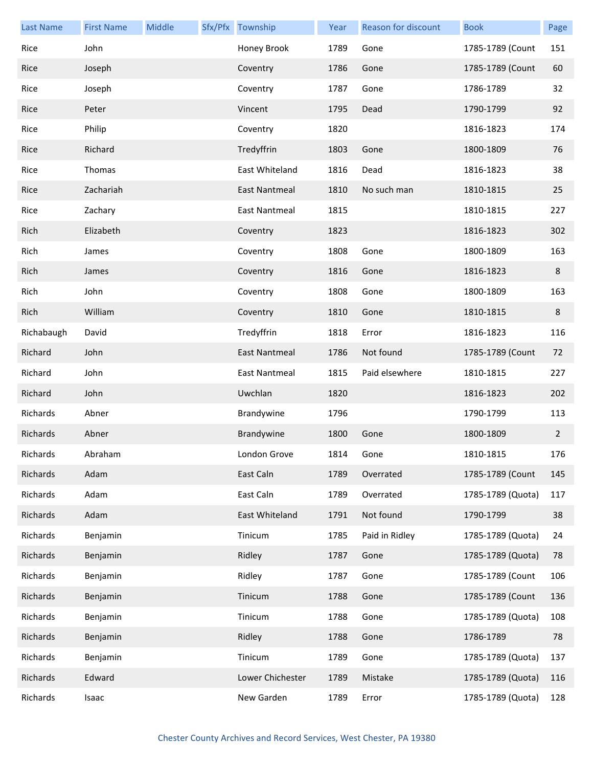| Last Name | First Name | Middle | Sfx/Pfx | Township | Year | Reason for discount | Book | Page |
|---|---|---|---|---|---|---|---|---|
| Rice | John | | | Honey Brook | 1789 | Gone | 1785-1789 (Count | 151 |
| Rice | Joseph | | | Coventry | 1786 | Gone | 1785-1789 (Count | 60 |
| Rice | Joseph | | | Coventry | 1787 | Gone | 1786-1789 | 32 |
| Rice | Peter | | | Vincent | 1795 | Dead | 1790-1799 | 92 |
| Rice | Philip | | | Coventry | 1820 | | 1816-1823 | 174 |
| Rice | Richard | | | Tredyffrin | 1803 | Gone | 1800-1809 | 76 |
| Rice | Thomas | | | East Whiteland | 1816 | Dead | 1816-1823 | 38 |
| Rice | Zachariah | | | East Nantmeal | 1810 | No such man | 1810-1815 | 25 |
| Rice | Zachary | | | East Nantmeal | 1815 | | 1810-1815 | 227 |
| Rich | Elizabeth | | | Coventry | 1823 | | 1816-1823 | 302 |
| Rich | James | | | Coventry | 1808 | Gone | 1800-1809 | 163 |
| Rich | James | | | Coventry | 1816 | Gone | 1816-1823 | 8 |
| Rich | John | | | Coventry | 1808 | Gone | 1800-1809 | 163 |
| Rich | William | | | Coventry | 1810 | Gone | 1810-1815 | 8 |
| Richabaugh | David | | | Tredyffrin | 1818 | Error | 1816-1823 | 116 |
| Richard | John | | | East Nantmeal | 1786 | Not found | 1785-1789 (Count | 72 |
| Richard | John | | | East Nantmeal | 1815 | Paid elsewhere | 1810-1815 | 227 |
| Richard | John | | | Uwchlan | 1820 | | 1816-1823 | 202 |
| Richards | Abner | | | Brandywine | 1796 | | 1790-1799 | 113 |
| Richards | Abner | | | Brandywine | 1800 | Gone | 1800-1809 | 2 |
| Richards | Abraham | | | London Grove | 1814 | Gone | 1810-1815 | 176 |
| Richards | Adam | | | East Caln | 1789 | Overrated | 1785-1789 (Count | 145 |
| Richards | Adam | | | East Caln | 1789 | Overrated | 1785-1789 (Quota) | 117 |
| Richards | Adam | | | East Whiteland | 1791 | Not found | 1790-1799 | 38 |
| Richards | Benjamin | | | Tinicum | 1785 | Paid in Ridley | 1785-1789 (Quota) | 24 |
| Richards | Benjamin | | | Ridley | 1787 | Gone | 1785-1789 (Quota) | 78 |
| Richards | Benjamin | | | Ridley | 1787 | Gone | 1785-1789 (Count | 106 |
| Richards | Benjamin | | | Tinicum | 1788 | Gone | 1785-1789 (Count | 136 |
| Richards | Benjamin | | | Tinicum | 1788 | Gone | 1785-1789 (Quota) | 108 |
| Richards | Benjamin | | | Ridley | 1788 | Gone | 1786-1789 | 78 |
| Richards | Benjamin | | | Tinicum | 1789 | Gone | 1785-1789 (Quota) | 137 |
| Richards | Edward | | | Lower Chichester | 1789 | Mistake | 1785-1789 (Quota) | 116 |
| Richards | Isaac | | | New Garden | 1789 | Error | 1785-1789 (Quota) | 128 |

Chester County Archives and Record Services, West Chester, PA 19380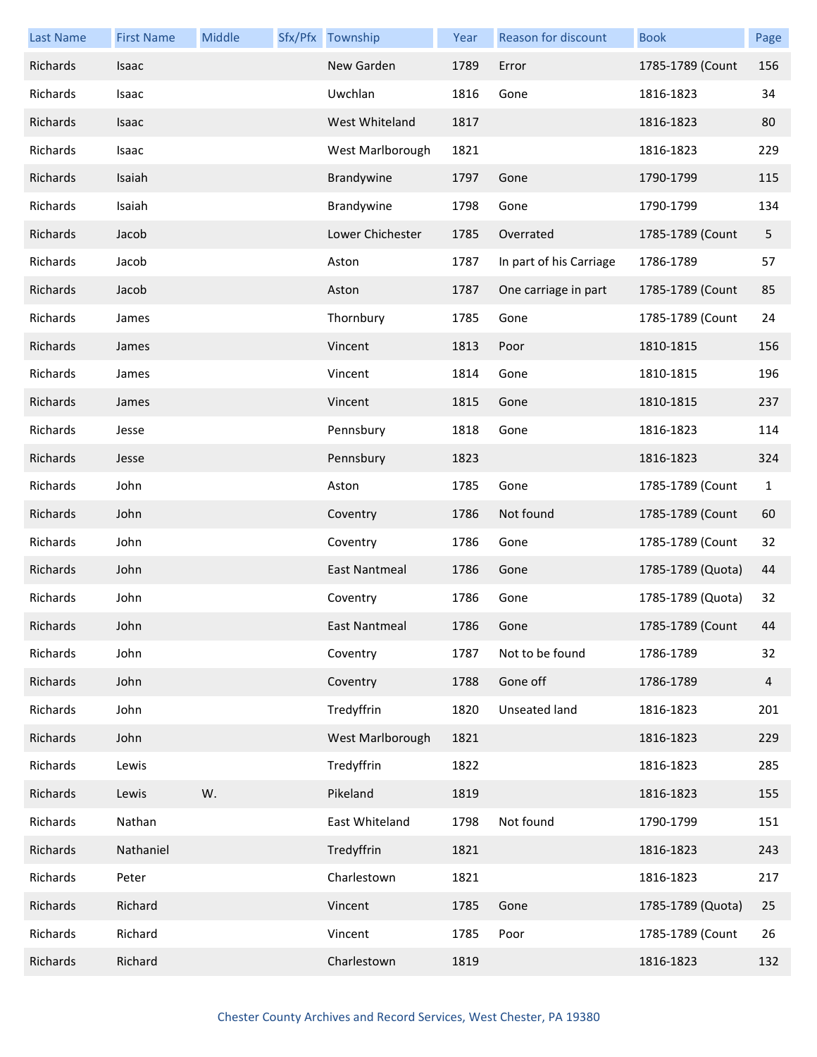| Last Name | First Name | Middle | Sfx/Pfx | Township | Year | Reason for discount | Book | Page |
|---|---|---|---|---|---|---|---|---|
| Richards | Isaac | | | New Garden | 1789 | Error | 1785-1789 (Count | 156 |
| Richards | Isaac | | | Uwchlan | 1816 | Gone | 1816-1823 | 34 |
| Richards | Isaac | | | West Whiteland | 1817 | | 1816-1823 | 80 |
| Richards | Isaac | | | West Marlborough | 1821 | | 1816-1823 | 229 |
| Richards | Isaiah | | | Brandywine | 1797 | Gone | 1790-1799 | 115 |
| Richards | Isaiah | | | Brandywine | 1798 | Gone | 1790-1799 | 134 |
| Richards | Jacob | | | Lower Chichester | 1785 | Overrated | 1785-1789 (Count | 5 |
| Richards | Jacob | | | Aston | 1787 | In part of his Carriage | 1786-1789 | 57 |
| Richards | Jacob | | | Aston | 1787 | One carriage in part | 1785-1789 (Count | 85 |
| Richards | James | | | Thornbury | 1785 | Gone | 1785-1789 (Count | 24 |
| Richards | James | | | Vincent | 1813 | Poor | 1810-1815 | 156 |
| Richards | James | | | Vincent | 1814 | Gone | 1810-1815 | 196 |
| Richards | James | | | Vincent | 1815 | Gone | 1810-1815 | 237 |
| Richards | Jesse | | | Pennsbury | 1818 | Gone | 1816-1823 | 114 |
| Richards | Jesse | | | Pennsbury | 1823 | | 1816-1823 | 324 |
| Richards | John | | | Aston | 1785 | Gone | 1785-1789 (Count | 1 |
| Richards | John | | | Coventry | 1786 | Not found | 1785-1789 (Count | 60 |
| Richards | John | | | Coventry | 1786 | Gone | 1785-1789 (Count | 32 |
| Richards | John | | | East Nantmeal | 1786 | Gone | 1785-1789 (Quota) | 44 |
| Richards | John | | | Coventry | 1786 | Gone | 1785-1789 (Quota) | 32 |
| Richards | John | | | East Nantmeal | 1786 | Gone | 1785-1789 (Count | 44 |
| Richards | John | | | Coventry | 1787 | Not to be found | 1786-1789 | 32 |
| Richards | John | | | Coventry | 1788 | Gone off | 1786-1789 | 4 |
| Richards | John | | | Tredyffrin | 1820 | Unseated land | 1816-1823 | 201 |
| Richards | John | | | West Marlborough | 1821 | | 1816-1823 | 229 |
| Richards | Lewis | | | Tredyffrin | 1822 | | 1816-1823 | 285 |
| Richards | Lewis | W. | | Pikeland | 1819 | | 1816-1823 | 155 |
| Richards | Nathan | | | East Whiteland | 1798 | Not found | 1790-1799 | 151 |
| Richards | Nathaniel | | | Tredyffrin | 1821 | | 1816-1823 | 243 |
| Richards | Peter | | | Charlestown | 1821 | | 1816-1823 | 217 |
| Richards | Richard | | | Vincent | 1785 | Gone | 1785-1789 (Quota) | 25 |
| Richards | Richard | | | Vincent | 1785 | Poor | 1785-1789 (Count | 26 |
| Richards | Richard | | | Charlestown | 1819 | | 1816-1823 | 132 |

Chester County Archives and Record Services, West Chester, PA 19380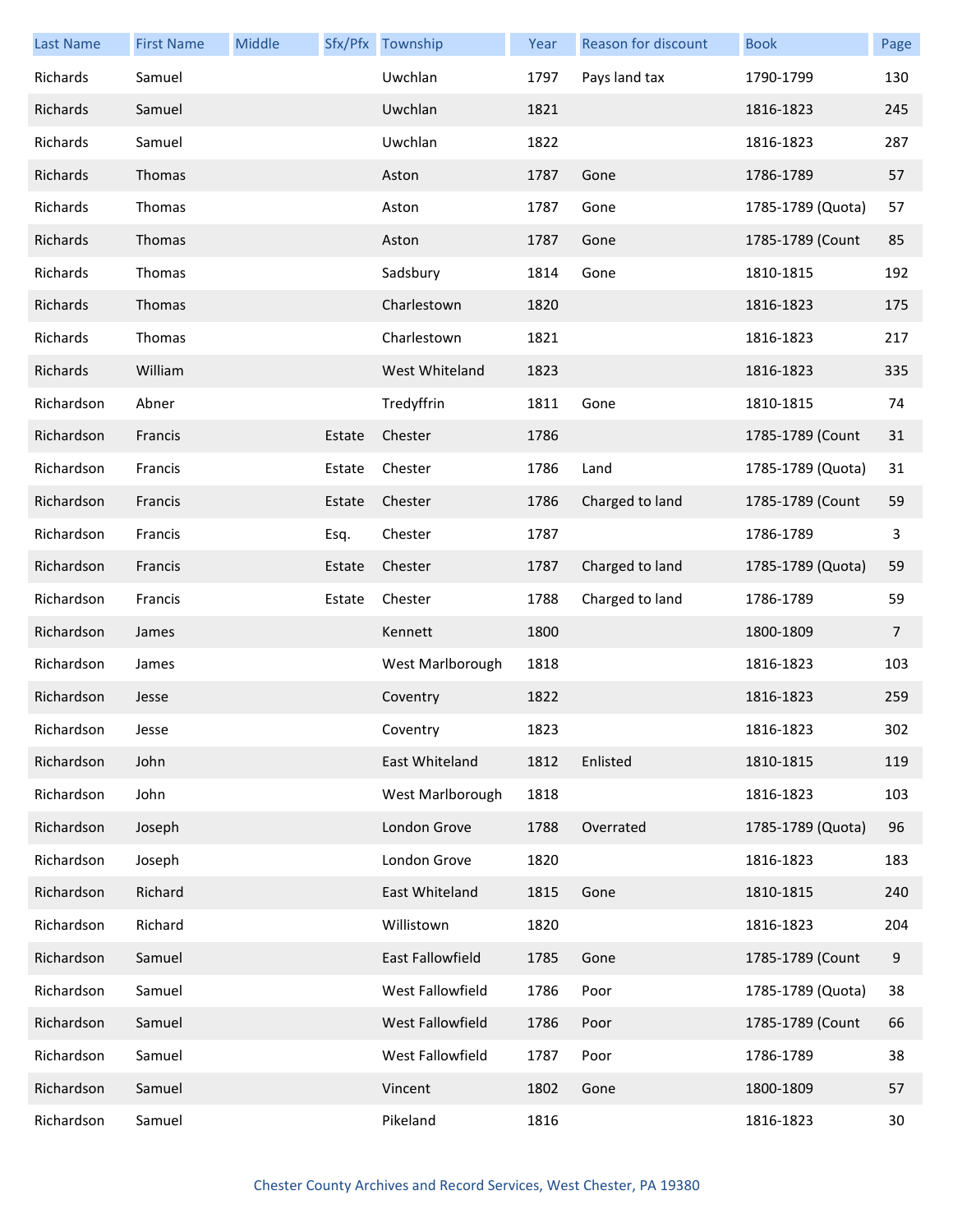| Last Name | First Name | Middle | Sfx/Pfx | Township | Year | Reason for discount | Book | Page |
|---|---|---|---|---|---|---|---|---|
| Richards | Samuel | | | Uwchlan | 1797 | Pays land tax | 1790-1799 | 130 |
| Richards | Samuel | | | Uwchlan | 1821 | | 1816-1823 | 245 |
| Richards | Samuel | | | Uwchlan | 1822 | | 1816-1823 | 287 |
| Richards | Thomas | | | Aston | 1787 | Gone | 1786-1789 | 57 |
| Richards | Thomas | | | Aston | 1787 | Gone | 1785-1789 (Quota) | 57 |
| Richards | Thomas | | | Aston | 1787 | Gone | 1785-1789 (Count | 85 |
| Richards | Thomas | | | Sadsbury | 1814 | Gone | 1810-1815 | 192 |
| Richards | Thomas | | | Charlestown | 1820 | | 1816-1823 | 175 |
| Richards | Thomas | | | Charlestown | 1821 | | 1816-1823 | 217 |
| Richards | William | | | West Whiteland | 1823 | | 1816-1823 | 335 |
| Richardson | Abner | | | Tredyffrin | 1811 | Gone | 1810-1815 | 74 |
| Richardson | Francis | | Estate | Chester | 1786 | | 1785-1789 (Count | 31 |
| Richardson | Francis | | Estate | Chester | 1786 | Land | 1785-1789 (Quota) | 31 |
| Richardson | Francis | | Estate | Chester | 1786 | Charged to land | 1785-1789 (Count | 59 |
| Richardson | Francis | | Esq. | Chester | 1787 | | 1786-1789 | 3 |
| Richardson | Francis | | Estate | Chester | 1787 | Charged to land | 1785-1789 (Quota) | 59 |
| Richardson | Francis | | Estate | Chester | 1788 | Charged to land | 1786-1789 | 59 |
| Richardson | James | | | Kennett | 1800 | | 1800-1809 | 7 |
| Richardson | James | | | West Marlborough | 1818 | | 1816-1823 | 103 |
| Richardson | Jesse | | | Coventry | 1822 | | 1816-1823 | 259 |
| Richardson | Jesse | | | Coventry | 1823 | | 1816-1823 | 302 |
| Richardson | John | | | East Whiteland | 1812 | Enlisted | 1810-1815 | 119 |
| Richardson | John | | | West Marlborough | 1818 | | 1816-1823 | 103 |
| Richardson | Joseph | | | London Grove | 1788 | Overrated | 1785-1789 (Quota) | 96 |
| Richardson | Joseph | | | London Grove | 1820 | | 1816-1823 | 183 |
| Richardson | Richard | | | East Whiteland | 1815 | Gone | 1810-1815 | 240 |
| Richardson | Richard | | | Willistown | 1820 | | 1816-1823 | 204 |
| Richardson | Samuel | | | East Fallowfield | 1785 | Gone | 1785-1789 (Count | 9 |
| Richardson | Samuel | | | West Fallowfield | 1786 | Poor | 1785-1789 (Quota) | 38 |
| Richardson | Samuel | | | West Fallowfield | 1786 | Poor | 1785-1789 (Count | 66 |
| Richardson | Samuel | | | West Fallowfield | 1787 | Poor | 1786-1789 | 38 |
| Richardson | Samuel | | | Vincent | 1802 | Gone | 1800-1809 | 57 |
| Richardson | Samuel | | | Pikeland | 1816 | | 1816-1823 | 30 |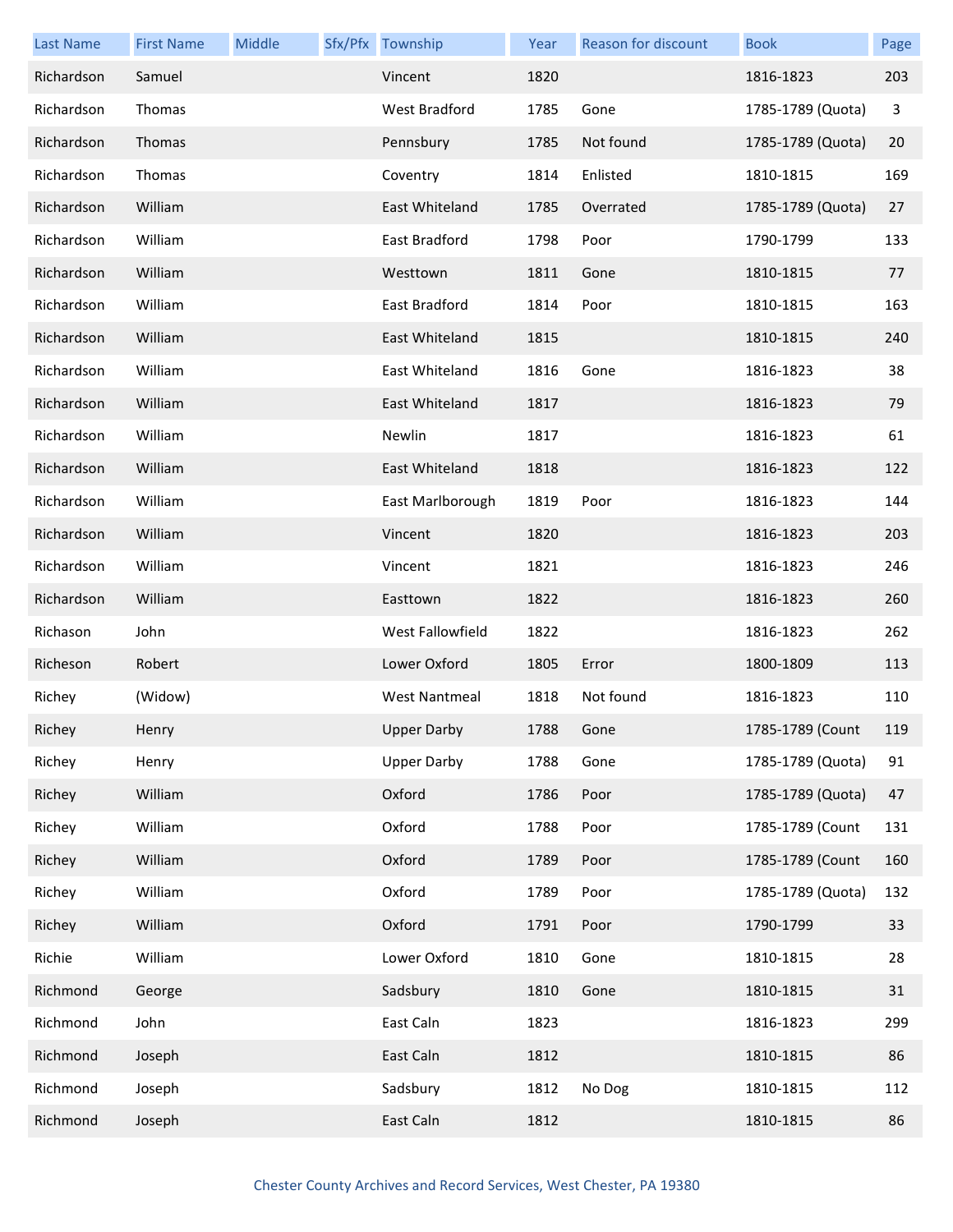| Last Name | First Name | Middle | Sfx/Pfx | Township | Year | Reason for discount | Book | Page |
|---|---|---|---|---|---|---|---|---|
| Richardson | Samuel | | | Vincent | 1820 | | 1816-1823 | 203 |
| Richardson | Thomas | | | West Bradford | 1785 | Gone | 1785-1789 (Quota) | 3 |
| Richardson | Thomas | | | Pennsbury | 1785 | Not found | 1785-1789 (Quota) | 20 |
| Richardson | Thomas | | | Coventry | 1814 | Enlisted | 1810-1815 | 169 |
| Richardson | William | | | East Whiteland | 1785 | Overrated | 1785-1789 (Quota) | 27 |
| Richardson | William | | | East Bradford | 1798 | Poor | 1790-1799 | 133 |
| Richardson | William | | | Westtown | 1811 | Gone | 1810-1815 | 77 |
| Richardson | William | | | East Bradford | 1814 | Poor | 1810-1815 | 163 |
| Richardson | William | | | East Whiteland | 1815 | | 1810-1815 | 240 |
| Richardson | William | | | East Whiteland | 1816 | Gone | 1816-1823 | 38 |
| Richardson | William | | | East Whiteland | 1817 | | 1816-1823 | 79 |
| Richardson | William | | | Newlin | 1817 | | 1816-1823 | 61 |
| Richardson | William | | | East Whiteland | 1818 | | 1816-1823 | 122 |
| Richardson | William | | | East Marlborough | 1819 | Poor | 1816-1823 | 144 |
| Richardson | William | | | Vincent | 1820 | | 1816-1823 | 203 |
| Richardson | William | | | Vincent | 1821 | | 1816-1823 | 246 |
| Richardson | William | | | Easttown | 1822 | | 1816-1823 | 260 |
| Richason | John | | | West Fallowfield | 1822 | | 1816-1823 | 262 |
| Richeson | Robert | | | Lower Oxford | 1805 | Error | 1800-1809 | 113 |
| Richey | (Widow) | | | West Nantmeal | 1818 | Not found | 1816-1823 | 110 |
| Richey | Henry | | | Upper Darby | 1788 | Gone | 1785-1789 (Count | 119 |
| Richey | Henry | | | Upper Darby | 1788 | Gone | 1785-1789 (Quota) | 91 |
| Richey | William | | | Oxford | 1786 | Poor | 1785-1789 (Quota) | 47 |
| Richey | William | | | Oxford | 1788 | Poor | 1785-1789 (Count | 131 |
| Richey | William | | | Oxford | 1789 | Poor | 1785-1789 (Count | 160 |
| Richey | William | | | Oxford | 1789 | Poor | 1785-1789 (Quota) | 132 |
| Richey | William | | | Oxford | 1791 | Poor | 1790-1799 | 33 |
| Richie | William | | | Lower Oxford | 1810 | Gone | 1810-1815 | 28 |
| Richmond | George | | | Sadsbury | 1810 | Gone | 1810-1815 | 31 |
| Richmond | John | | | East Caln | 1823 | | 1816-1823 | 299 |
| Richmond | Joseph | | | East Caln | 1812 | | 1810-1815 | 86 |
| Richmond | Joseph | | | Sadsbury | 1812 | No Dog | 1810-1815 | 112 |
| Richmond | Joseph | | | East Caln | 1812 | | 1810-1815 | 86 |

Chester County Archives and Record Services, West Chester, PA 19380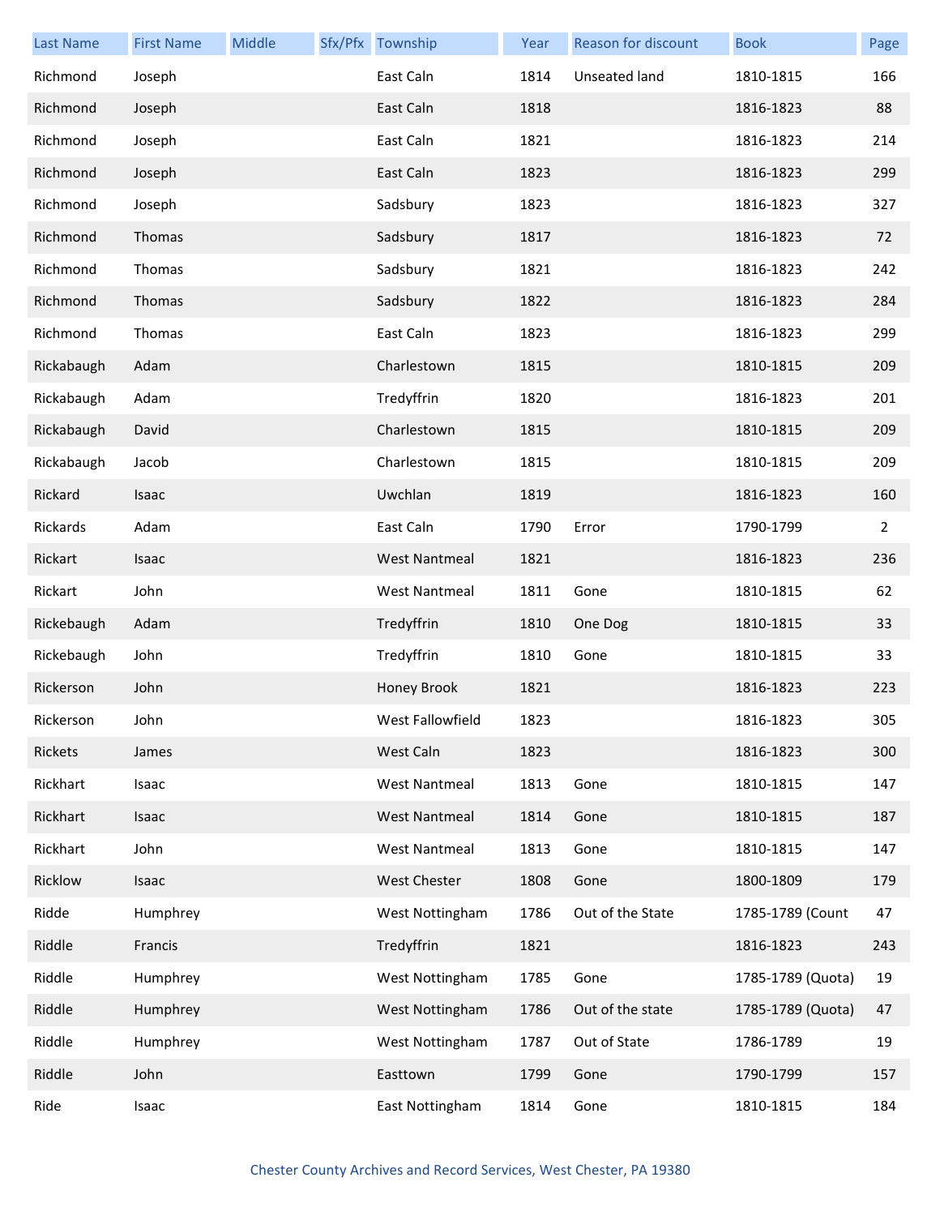| Last Name | First Name | Middle | Sfx/Pfx | Township | Year | Reason for discount | Book | Page |
|---|---|---|---|---|---|---|---|---|
| Richmond | Joseph | | | East Caln | 1814 | Unseated land | 1810-1815 | 166 |
| Richmond | Joseph | | | East Caln | 1818 | | 1816-1823 | 88 |
| Richmond | Joseph | | | East Caln | 1821 | | 1816-1823 | 214 |
| Richmond | Joseph | | | East Caln | 1823 | | 1816-1823 | 299 |
| Richmond | Joseph | | | Sadsbury | 1823 | | 1816-1823 | 327 |
| Richmond | Thomas | | | Sadsbury | 1817 | | 1816-1823 | 72 |
| Richmond | Thomas | | | Sadsbury | 1821 | | 1816-1823 | 242 |
| Richmond | Thomas | | | Sadsbury | 1822 | | 1816-1823 | 284 |
| Richmond | Thomas | | | East Caln | 1823 | | 1816-1823 | 299 |
| Rickabaugh | Adam | | | Charlestown | 1815 | | 1810-1815 | 209 |
| Rickabaugh | Adam | | | Tredyffrin | 1820 | | 1816-1823 | 201 |
| Rickabaugh | David | | | Charlestown | 1815 | | 1810-1815 | 209 |
| Rickabaugh | Jacob | | | Charlestown | 1815 | | 1810-1815 | 209 |
| Rickard | Isaac | | | Uwchlan | 1819 | | 1816-1823 | 160 |
| Rickards | Adam | | | East Caln | 1790 | Error | 1790-1799 | 2 |
| Rickart | Isaac | | | West Nantmeal | 1821 | | 1816-1823 | 236 |
| Rickart | John | | | West Nantmeal | 1811 | Gone | 1810-1815 | 62 |
| Rickebaugh | Adam | | | Tredyffrin | 1810 | One Dog | 1810-1815 | 33 |
| Rickebaugh | John | | | Tredyffrin | 1810 | Gone | 1810-1815 | 33 |
| Rickerson | John | | | Honey Brook | 1821 | | 1816-1823 | 223 |
| Rickerson | John | | | West Fallowfield | 1823 | | 1816-1823 | 305 |
| Rickets | James | | | West Caln | 1823 | | 1816-1823 | 300 |
| Rickhart | Isaac | | | West Nantmeal | 1813 | Gone | 1810-1815 | 147 |
| Rickhart | Isaac | | | West Nantmeal | 1814 | Gone | 1810-1815 | 187 |
| Rickhart | John | | | West Nantmeal | 1813 | Gone | 1810-1815 | 147 |
| Ricklow | Isaac | | | West Chester | 1808 | Gone | 1800-1809 | 179 |
| Ridde | Humphrey | | | West Nottingham | 1786 | Out of the State | 1785-1789 (Count | 47 |
| Riddle | Francis | | | Tredyffrin | 1821 | | 1816-1823 | 243 |
| Riddle | Humphrey | | | West Nottingham | 1785 | Gone | 1785-1789 (Quota) | 19 |
| Riddle | Humphrey | | | West Nottingham | 1786 | Out of the state | 1785-1789 (Quota) | 47 |
| Riddle | Humphrey | | | West Nottingham | 1787 | Out of State | 1786-1789 | 19 |
| Riddle | John | | | Easttown | 1799 | Gone | 1790-1799 | 157 |
| Ride | Isaac | | | East Nottingham | 1814 | Gone | 1810-1815 | 184 |

Chester County Archives and Record Services, West Chester, PA 19380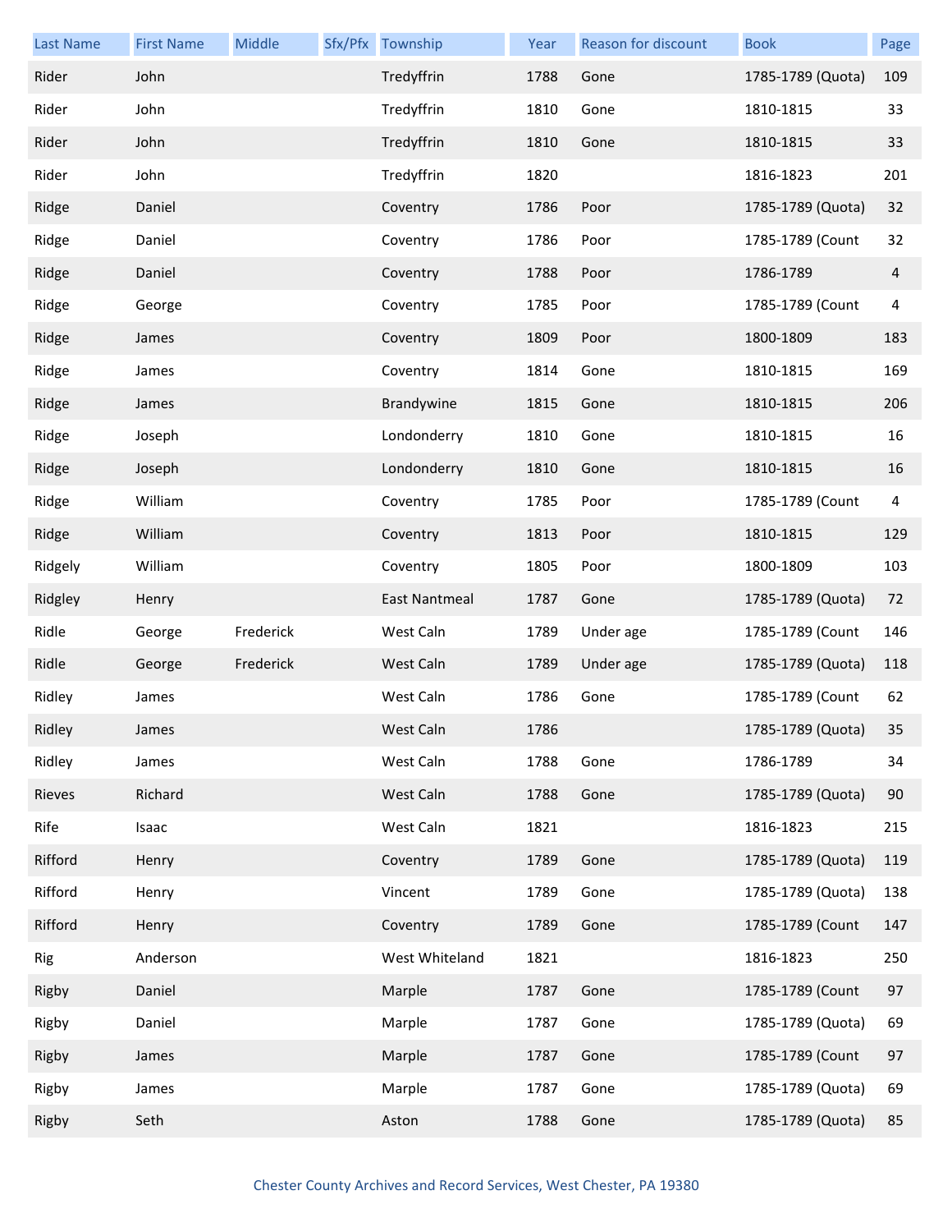| Last Name | First Name | Middle | Sfx/Pfx | Township | Year | Reason for discount | Book | Page |
|---|---|---|---|---|---|---|---|---|
| Rider | John | | | Tredyffrin | 1788 | Gone | 1785-1789 (Quota) | 109 |
| Rider | John | | | Tredyffrin | 1810 | Gone | 1810-1815 | 33 |
| Rider | John | | | Tredyffrin | 1810 | Gone | 1810-1815 | 33 |
| Rider | John | | | Tredyffrin | 1820 | | 1816-1823 | 201 |
| Ridge | Daniel | | | Coventry | 1786 | Poor | 1785-1789 (Quota) | 32 |
| Ridge | Daniel | | | Coventry | 1786 | Poor | 1785-1789 (Count | 32 |
| Ridge | Daniel | | | Coventry | 1788 | Poor | 1786-1789 | 4 |
| Ridge | George | | | Coventry | 1785 | Poor | 1785-1789 (Count | 4 |
| Ridge | James | | | Coventry | 1809 | Poor | 1800-1809 | 183 |
| Ridge | James | | | Coventry | 1814 | Gone | 1810-1815 | 169 |
| Ridge | James | | | Brandywine | 1815 | Gone | 1810-1815 | 206 |
| Ridge | Joseph | | | Londonderry | 1810 | Gone | 1810-1815 | 16 |
| Ridge | Joseph | | | Londonderry | 1810 | Gone | 1810-1815 | 16 |
| Ridge | William | | | Coventry | 1785 | Poor | 1785-1789 (Count | 4 |
| Ridge | William | | | Coventry | 1813 | Poor | 1810-1815 | 129 |
| Ridgely | William | | | Coventry | 1805 | Poor | 1800-1809 | 103 |
| Ridgley | Henry | | | East Nantmeal | 1787 | Gone | 1785-1789 (Quota) | 72 |
| Ridle | George | Frederick | | West Caln | 1789 | Under age | 1785-1789 (Count | 146 |
| Ridle | George | Frederick | | West Caln | 1789 | Under age | 1785-1789 (Quota) | 118 |
| Ridley | James | | | West Caln | 1786 | Gone | 1785-1789 (Count | 62 |
| Ridley | James | | | West Caln | 1786 | | 1785-1789 (Quota) | 35 |
| Ridley | James | | | West Caln | 1788 | Gone | 1786-1789 | 34 |
| Rieves | Richard | | | West Caln | 1788 | Gone | 1785-1789 (Quota) | 90 |
| Rife | Isaac | | | West Caln | 1821 | | 1816-1823 | 215 |
| Rifford | Henry | | | Coventry | 1789 | Gone | 1785-1789 (Quota) | 119 |
| Rifford | Henry | | | Vincent | 1789 | Gone | 1785-1789 (Quota) | 138 |
| Rifford | Henry | | | Coventry | 1789 | Gone | 1785-1789 (Count | 147 |
| Rig | Anderson | | | West Whiteland | 1821 | | 1816-1823 | 250 |
| Rigby | Daniel | | | Marple | 1787 | Gone | 1785-1789 (Count | 97 |
| Rigby | Daniel | | | Marple | 1787 | Gone | 1785-1789 (Quota) | 69 |
| Rigby | James | | | Marple | 1787 | Gone | 1785-1789 (Count | 97 |
| Rigby | James | | | Marple | 1787 | Gone | 1785-1789 (Quota) | 69 |
| Rigby | Seth | | | Aston | 1788 | Gone | 1785-1789 (Quota) | 85 |

Chester County Archives and Record Services, West Chester, PA 19380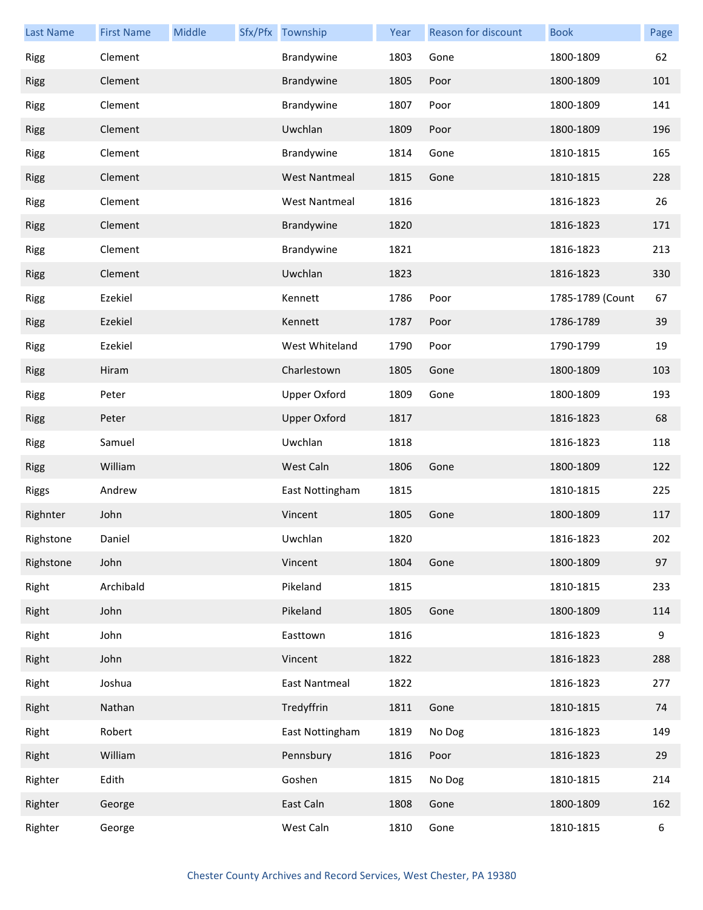| Last Name | First Name | Middle | Sfx/Pfx | Township | Year | Reason for discount | Book | Page |
|---|---|---|---|---|---|---|---|---|
| Rigg | Clement | | | Brandywine | 1803 | Gone | 1800-1809 | 62 |
| Rigg | Clement | | | Brandywine | 1805 | Poor | 1800-1809 | 101 |
| Rigg | Clement | | | Brandywine | 1807 | Poor | 1800-1809 | 141 |
| Rigg | Clement | | | Uwchlan | 1809 | Poor | 1800-1809 | 196 |
| Rigg | Clement | | | Brandywine | 1814 | Gone | 1810-1815 | 165 |
| Rigg | Clement | | | West Nantmeal | 1815 | Gone | 1810-1815 | 228 |
| Rigg | Clement | | | West Nantmeal | 1816 | | 1816-1823 | 26 |
| Rigg | Clement | | | Brandywine | 1820 | | 1816-1823 | 171 |
| Rigg | Clement | | | Brandywine | 1821 | | 1816-1823 | 213 |
| Rigg | Clement | | | Uwchlan | 1823 | | 1816-1823 | 330 |
| Rigg | Ezekiel | | | Kennett | 1786 | Poor | 1785-1789 (Count | 67 |
| Rigg | Ezekiel | | | Kennett | 1787 | Poor | 1786-1789 | 39 |
| Rigg | Ezekiel | | | West Whiteland | 1790 | Poor | 1790-1799 | 19 |
| Rigg | Hiram | | | Charlestown | 1805 | Gone | 1800-1809 | 103 |
| Rigg | Peter | | | Upper Oxford | 1809 | Gone | 1800-1809 | 193 |
| Rigg | Peter | | | Upper Oxford | 1817 | | 1816-1823 | 68 |
| Rigg | Samuel | | | Uwchlan | 1818 | | 1816-1823 | 118 |
| Rigg | William | | | West Caln | 1806 | Gone | 1800-1809 | 122 |
| Riggs | Andrew | | | East Nottingham | 1815 | | 1810-1815 | 225 |
| Righnter | John | | | Vincent | 1805 | Gone | 1800-1809 | 117 |
| Righstone | Daniel | | | Uwchlan | 1820 | | 1816-1823 | 202 |
| Righstone | John | | | Vincent | 1804 | Gone | 1800-1809 | 97 |
| Right | Archibald | | | Pikeland | 1815 | | 1810-1815 | 233 |
| Right | John | | | Pikeland | 1805 | Gone | 1800-1809 | 114 |
| Right | John | | | Easttown | 1816 | | 1816-1823 | 9 |
| Right | John | | | Vincent | 1822 | | 1816-1823 | 288 |
| Right | Joshua | | | East Nantmeal | 1822 | | 1816-1823 | 277 |
| Right | Nathan | | | Tredyffrin | 1811 | Gone | 1810-1815 | 74 |
| Right | Robert | | | East Nottingham | 1819 | No Dog | 1816-1823 | 149 |
| Right | William | | | Pennsbury | 1816 | Poor | 1816-1823 | 29 |
| Righter | Edith | | | Goshen | 1815 | No Dog | 1810-1815 | 214 |
| Righter | George | | | East Caln | 1808 | Gone | 1800-1809 | 162 |
| Righter | George | | | West Caln | 1810 | Gone | 1810-1815 | 6 |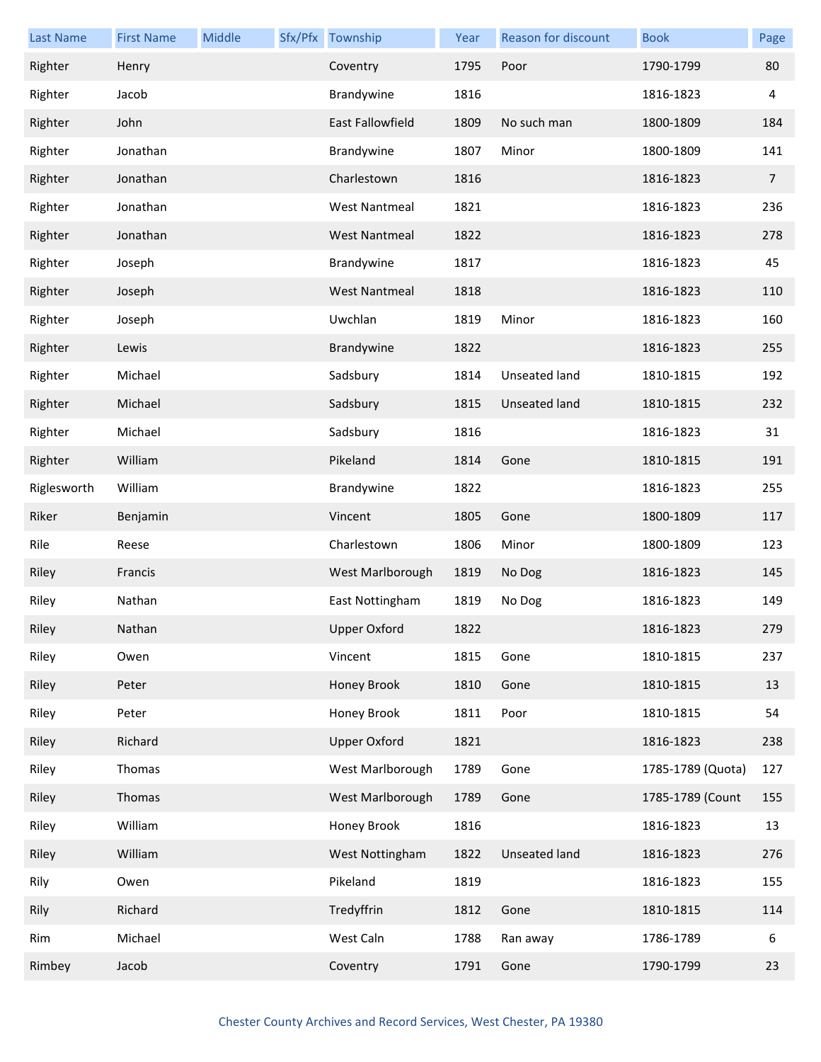| Last Name | First Name | Middle | Sfx/Pfx | Township | Year | Reason for discount | Book | Page |
|---|---|---|---|---|---|---|---|---|
| Righter | Henry | | | Coventry | 1795 | Poor | 1790-1799 | 80 |
| Righter | Jacob | | | Brandywine | 1816 | | 1816-1823 | 4 |
| Righter | John | | | East Fallowfield | 1809 | No such man | 1800-1809 | 184 |
| Righter | Jonathan | | | Brandywine | 1807 | Minor | 1800-1809 | 141 |
| Righter | Jonathan | | | Charlestown | 1816 | | 1816-1823 | 7 |
| Righter | Jonathan | | | West Nantmeal | 1821 | | 1816-1823 | 236 |
| Righter | Jonathan | | | West Nantmeal | 1822 | | 1816-1823 | 278 |
| Righter | Joseph | | | Brandywine | 1817 | | 1816-1823 | 45 |
| Righter | Joseph | | | West Nantmeal | 1818 | | 1816-1823 | 110 |
| Righter | Joseph | | | Uwchlan | 1819 | Minor | 1816-1823 | 160 |
| Righter | Lewis | | | Brandywine | 1822 | | 1816-1823 | 255 |
| Righter | Michael | | | Sadsbury | 1814 | Unseated land | 1810-1815 | 192 |
| Righter | Michael | | | Sadsbury | 1815 | Unseated land | 1810-1815 | 232 |
| Righter | Michael | | | Sadsbury | 1816 | | 1816-1823 | 31 |
| Righter | William | | | Pikeland | 1814 | Gone | 1810-1815 | 191 |
| Riglesworth | William | | | Brandywine | 1822 | | 1816-1823 | 255 |
| Riker | Benjamin | | | Vincent | 1805 | Gone | 1800-1809 | 117 |
| Rile | Reese | | | Charlestown | 1806 | Minor | 1800-1809 | 123 |
| Riley | Francis | | | West Marlborough | 1819 | No Dog | 1816-1823 | 145 |
| Riley | Nathan | | | East Nottingham | 1819 | No Dog | 1816-1823 | 149 |
| Riley | Nathan | | | Upper Oxford | 1822 | | 1816-1823 | 279 |
| Riley | Owen | | | Vincent | 1815 | Gone | 1810-1815 | 237 |
| Riley | Peter | | | Honey Brook | 1810 | Gone | 1810-1815 | 13 |
| Riley | Peter | | | Honey Brook | 1811 | Poor | 1810-1815 | 54 |
| Riley | Richard | | | Upper Oxford | 1821 | | 1816-1823 | 238 |
| Riley | Thomas | | | West Marlborough | 1789 | Gone | 1785-1789 (Quota) | 127 |
| Riley | Thomas | | | West Marlborough | 1789 | Gone | 1785-1789 (Count | 155 |
| Riley | William | | | Honey Brook | 1816 | | 1816-1823 | 13 |
| Riley | William | | | West Nottingham | 1822 | Unseated land | 1816-1823 | 276 |
| Rily | Owen | | | Pikeland | 1819 | | 1816-1823 | 155 |
| Rily | Richard | | | Tredyffrin | 1812 | Gone | 1810-1815 | 114 |
| Rim | Michael | | | West Caln | 1788 | Ran away | 1786-1789 | 6 |
| Rimbey | Jacob | | | Coventry | 1791 | Gone | 1790-1799 | 23 |

Chester County Archives and Record Services, West Chester, PA 19380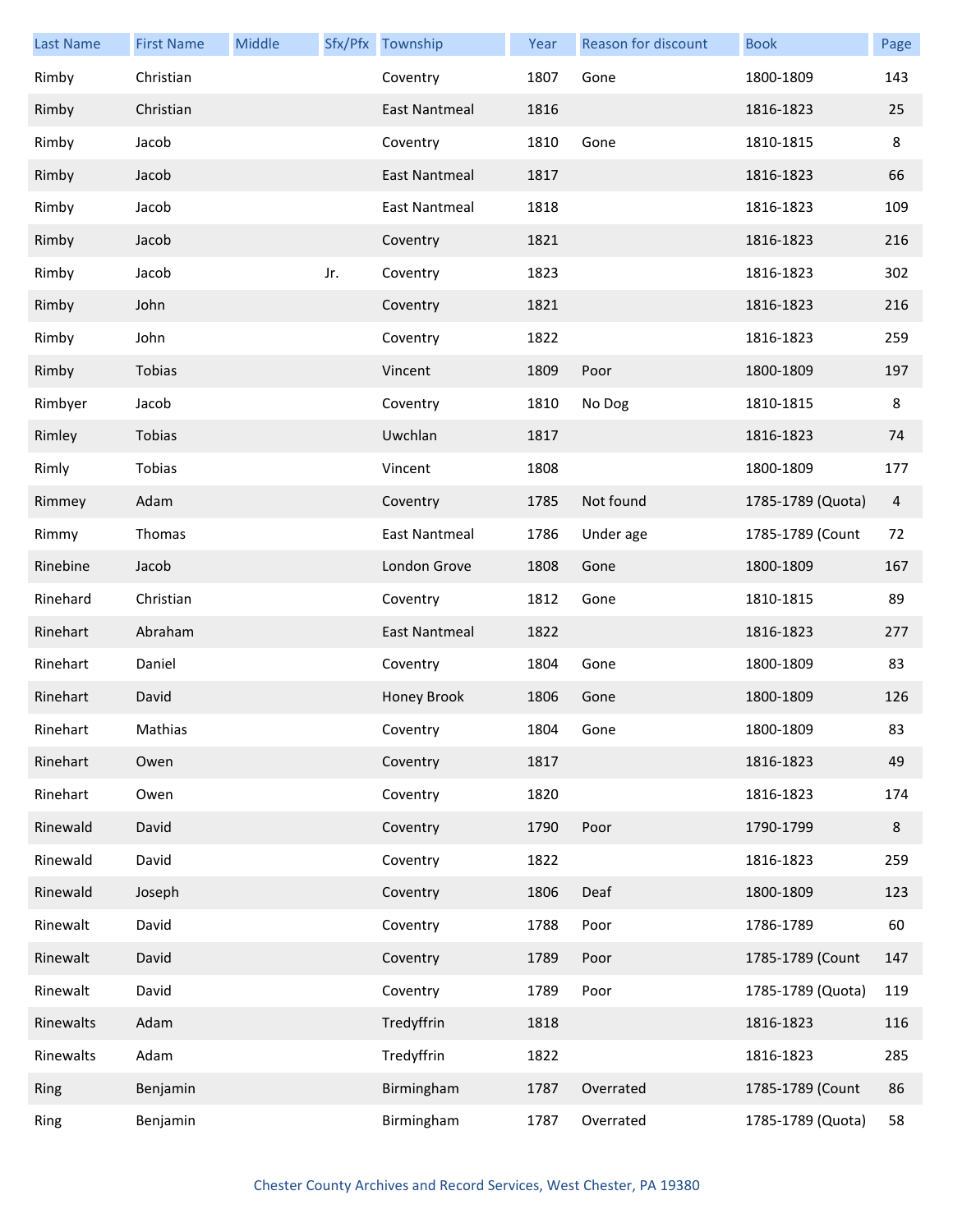| Last Name | First Name | Middle | Sfx/Pfx | Township | Year | Reason for discount | Book | Page |
|---|---|---|---|---|---|---|---|---|
| Rimby | Christian | | | Coventry | 1807 | Gone | 1800-1809 | 143 |
| Rimby | Christian | | | East Nantmeal | 1816 | | 1816-1823 | 25 |
| Rimby | Jacob | | | Coventry | 1810 | Gone | 1810-1815 | 8 |
| Rimby | Jacob | | | East Nantmeal | 1817 | | 1816-1823 | 66 |
| Rimby | Jacob | | | East Nantmeal | 1818 | | 1816-1823 | 109 |
| Rimby | Jacob | | | Coventry | 1821 | | 1816-1823 | 216 |
| Rimby | Jacob | | Jr. | Coventry | 1823 | | 1816-1823 | 302 |
| Rimby | John | | | Coventry | 1821 | | 1816-1823 | 216 |
| Rimby | John | | | Coventry | 1822 | | 1816-1823 | 259 |
| Rimby | Tobias | | | Vincent | 1809 | Poor | 1800-1809 | 197 |
| Rimbyer | Jacob | | | Coventry | 1810 | No Dog | 1810-1815 | 8 |
| Rimley | Tobias | | | Uwchlan | 1817 | | 1816-1823 | 74 |
| Rimly | Tobias | | | Vincent | 1808 | | 1800-1809 | 177 |
| Rimmey | Adam | | | Coventry | 1785 | Not found | 1785-1789 (Quota) | 4 |
| Rimmy | Thomas | | | East Nantmeal | 1786 | Under age | 1785-1789 (Count | 72 |
| Rinebine | Jacob | | | London Grove | 1808 | Gone | 1800-1809 | 167 |
| Rinehard | Christian | | | Coventry | 1812 | Gone | 1810-1815 | 89 |
| Rinehart | Abraham | | | East Nantmeal | 1822 | | 1816-1823 | 277 |
| Rinehart | Daniel | | | Coventry | 1804 | Gone | 1800-1809 | 83 |
| Rinehart | David | | | Honey Brook | 1806 | Gone | 1800-1809 | 126 |
| Rinehart | Mathias | | | Coventry | 1804 | Gone | 1800-1809 | 83 |
| Rinehart | Owen | | | Coventry | 1817 | | 1816-1823 | 49 |
| Rinehart | Owen | | | Coventry | 1820 | | 1816-1823 | 174 |
| Rinewald | David | | | Coventry | 1790 | Poor | 1790-1799 | 8 |
| Rinewald | David | | | Coventry | 1822 | | 1816-1823 | 259 |
| Rinewald | Joseph | | | Coventry | 1806 | Deaf | 1800-1809 | 123 |
| Rinewalt | David | | | Coventry | 1788 | Poor | 1786-1789 | 60 |
| Rinewalt | David | | | Coventry | 1789 | Poor | 1785-1789 (Count | 147 |
| Rinewalt | David | | | Coventry | 1789 | Poor | 1785-1789 (Quota) | 119 |
| Rinewalts | Adam | | | Tredyffrin | 1818 | | 1816-1823 | 116 |
| Rinewalts | Adam | | | Tredyffrin | 1822 | | 1816-1823 | 285 |
| Ring | Benjamin | | | Birmingham | 1787 | Overrated | 1785-1789 (Count | 86 |
| Ring | Benjamin | | | Birmingham | 1787 | Overrated | 1785-1789 (Quota) | 58 |

Chester County Archives and Record Services, West Chester, PA 19380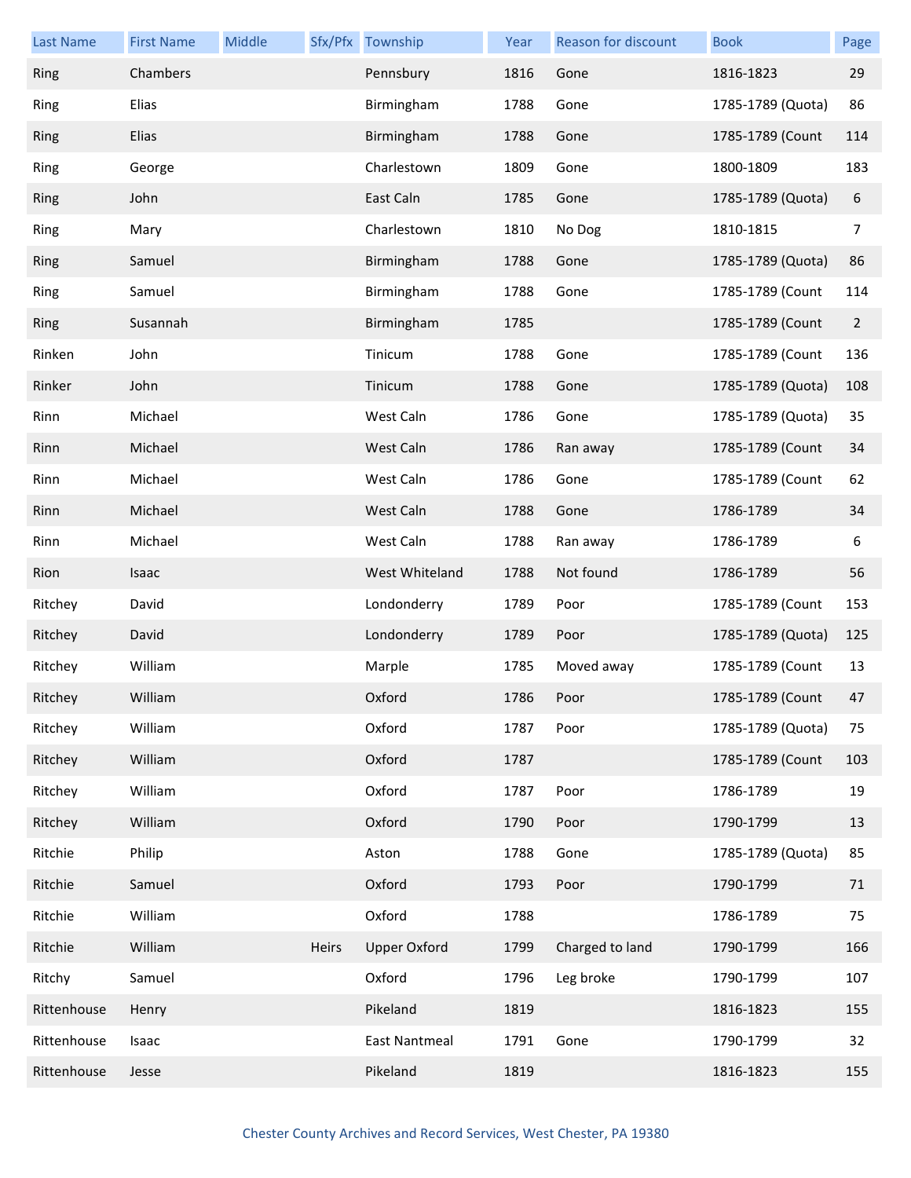| Last Name | First Name | Middle | Sfx/Pfx | Township | Year | Reason for discount | Book | Page |
|---|---|---|---|---|---|---|---|---|
| Ring | Chambers | | | Pennsbury | 1816 | Gone | 1816-1823 | 29 |
| Ring | Elias | | | Birmingham | 1788 | Gone | 1785-1789 (Quota) | 86 |
| Ring | Elias | | | Birmingham | 1788 | Gone | 1785-1789 (Count | 114 |
| Ring | George | | | Charlestown | 1809 | Gone | 1800-1809 | 183 |
| Ring | John | | | East Caln | 1785 | Gone | 1785-1789 (Quota) | 6 |
| Ring | Mary | | | Charlestown | 1810 | No Dog | 1810-1815 | 7 |
| Ring | Samuel | | | Birmingham | 1788 | Gone | 1785-1789 (Quota) | 86 |
| Ring | Samuel | | | Birmingham | 1788 | Gone | 1785-1789 (Count | 114 |
| Ring | Susannah | | | Birmingham | 1785 | | 1785-1789 (Count | 2 |
| Rinken | John | | | Tinicum | 1788 | Gone | 1785-1789 (Count | 136 |
| Rinker | John | | | Tinicum | 1788 | Gone | 1785-1789 (Quota) | 108 |
| Rinn | Michael | | | West Caln | 1786 | Gone | 1785-1789 (Quota) | 35 |
| Rinn | Michael | | | West Caln | 1786 | Ran away | 1785-1789 (Count | 34 |
| Rinn | Michael | | | West Caln | 1786 | Gone | 1785-1789 (Count | 62 |
| Rinn | Michael | | | West Caln | 1788 | Gone | 1786-1789 | 34 |
| Rinn | Michael | | | West Caln | 1788 | Ran away | 1786-1789 | 6 |
| Rion | Isaac | | | West Whiteland | 1788 | Not found | 1786-1789 | 56 |
| Ritchey | David | | | Londonderry | 1789 | Poor | 1785-1789 (Count | 153 |
| Ritchey | David | | | Londonderry | 1789 | Poor | 1785-1789 (Quota) | 125 |
| Ritchey | William | | | Marple | 1785 | Moved away | 1785-1789 (Count | 13 |
| Ritchey | William | | | Oxford | 1786 | Poor | 1785-1789 (Count | 47 |
| Ritchey | William | | | Oxford | 1787 | Poor | 1785-1789 (Quota) | 75 |
| Ritchey | William | | | Oxford | 1787 | | 1785-1789 (Count | 103 |
| Ritchey | William | | | Oxford | 1787 | Poor | 1786-1789 | 19 |
| Ritchey | William | | | Oxford | 1790 | Poor | 1790-1799 | 13 |
| Ritchie | Philip | | | Aston | 1788 | Gone | 1785-1789 (Quota) | 85 |
| Ritchie | Samuel | | | Oxford | 1793 | Poor | 1790-1799 | 71 |
| Ritchie | William | | | Oxford | 1788 | | 1786-1789 | 75 |
| Ritchie | William | | Heirs | Upper Oxford | 1799 | Charged to land | 1790-1799 | 166 |
| Ritchy | Samuel | | | Oxford | 1796 | Leg broke | 1790-1799 | 107 |
| Rittenhouse | Henry | | | Pikeland | 1819 | | 1816-1823 | 155 |
| Rittenhouse | Isaac | | | East Nantmeal | 1791 | Gone | 1790-1799 | 32 |
| Rittenhouse | Jesse | | | Pikeland | 1819 | | 1816-1823 | 155 |

Chester County Archives and Record Services, West Chester, PA 19380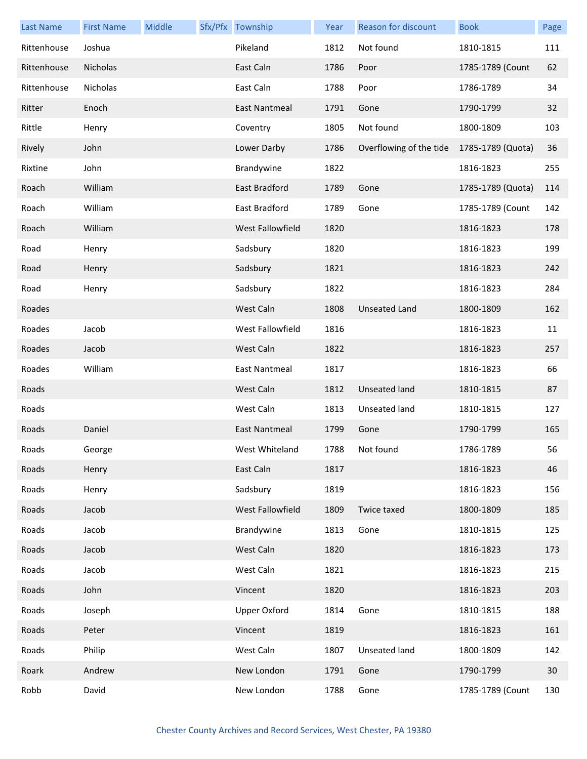| Last Name | First Name | Middle | Sfx/Pfx | Township | Year | Reason for discount | Book | Page |
|---|---|---|---|---|---|---|---|---|
| Rittenhouse | Joshua | | | Pikeland | 1812 | Not found | 1810-1815 | 111 |
| Rittenhouse | Nicholas | | | East Caln | 1786 | Poor | 1785-1789 (Count | 62 |
| Rittenhouse | Nicholas | | | East Caln | 1788 | Poor | 1786-1789 | 34 |
| Ritter | Enoch | | | East Nantmeal | 1791 | Gone | 1790-1799 | 32 |
| Rittle | Henry | | | Coventry | 1805 | Not found | 1800-1809 | 103 |
| Rively | John | | | Lower Darby | 1786 | Overflowing of the tide | 1785-1789 (Quota) | 36 |
| Rixtine | John | | | Brandywine | 1822 | | 1816-1823 | 255 |
| Roach | William | | | East Bradford | 1789 | Gone | 1785-1789 (Quota) | 114 |
| Roach | William | | | East Bradford | 1789 | Gone | 1785-1789 (Count | 142 |
| Roach | William | | | West Fallowfield | 1820 | | 1816-1823 | 178 |
| Road | Henry | | | Sadsbury | 1820 | | 1816-1823 | 199 |
| Road | Henry | | | Sadsbury | 1821 | | 1816-1823 | 242 |
| Road | Henry | | | Sadsbury | 1822 | | 1816-1823 | 284 |
| Roades | | | | West Caln | 1808 | Unseated Land | 1800-1809 | 162 |
| Roades | Jacob | | | West Fallowfield | 1816 | | 1816-1823 | 11 |
| Roades | Jacob | | | West Caln | 1822 | | 1816-1823 | 257 |
| Roades | William | | | East Nantmeal | 1817 | | 1816-1823 | 66 |
| Roads | | | | West Caln | 1812 | Unseated land | 1810-1815 | 87 |
| Roads | | | | West Caln | 1813 | Unseated land | 1810-1815 | 127 |
| Roads | Daniel | | | East Nantmeal | 1799 | Gone | 1790-1799 | 165 |
| Roads | George | | | West Whiteland | 1788 | Not found | 1786-1789 | 56 |
| Roads | Henry | | | East Caln | 1817 | | 1816-1823 | 46 |
| Roads | Henry | | | Sadsbury | 1819 | | 1816-1823 | 156 |
| Roads | Jacob | | | West Fallowfield | 1809 | Twice taxed | 1800-1809 | 185 |
| Roads | Jacob | | | Brandywine | 1813 | Gone | 1810-1815 | 125 |
| Roads | Jacob | | | West Caln | 1820 | | 1816-1823 | 173 |
| Roads | Jacob | | | West Caln | 1821 | | 1816-1823 | 215 |
| Roads | John | | | Vincent | 1820 | | 1816-1823 | 203 |
| Roads | Joseph | | | Upper Oxford | 1814 | Gone | 1810-1815 | 188 |
| Roads | Peter | | | Vincent | 1819 | | 1816-1823 | 161 |
| Roads | Philip | | | West Caln | 1807 | Unseated land | 1800-1809 | 142 |
| Roark | Andrew | | | New London | 1791 | Gone | 1790-1799 | 30 |
| Robb | David | | | New London | 1788 | Gone | 1785-1789 (Count | 130 |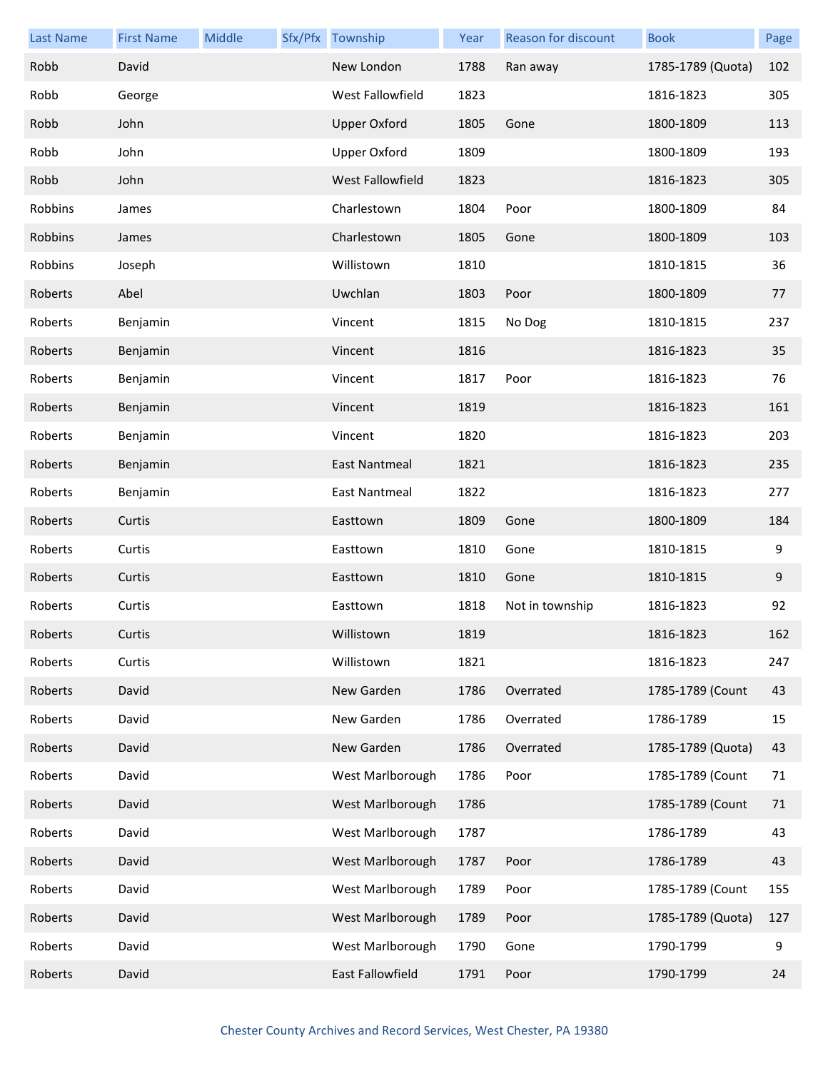| Last Name | First Name | Middle | Sfx/Pfx | Township | Year | Reason for discount | Book | Page |
|---|---|---|---|---|---|---|---|---|
| Robb | David | | | New London | 1788 | Ran away | 1785-1789 (Quota) | 102 |
| Robb | George | | | West Fallowfield | 1823 | | 1816-1823 | 305 |
| Robb | John | | | Upper Oxford | 1805 | Gone | 1800-1809 | 113 |
| Robb | John | | | Upper Oxford | 1809 | | 1800-1809 | 193 |
| Robb | John | | | West Fallowfield | 1823 | | 1816-1823 | 305 |
| Robbins | James | | | Charlestown | 1804 | Poor | 1800-1809 | 84 |
| Robbins | James | | | Charlestown | 1805 | Gone | 1800-1809 | 103 |
| Robbins | Joseph | | | Willistown | 1810 | | 1810-1815 | 36 |
| Roberts | Abel | | | Uwchlan | 1803 | Poor | 1800-1809 | 77 |
| Roberts | Benjamin | | | Vincent | 1815 | No Dog | 1810-1815 | 237 |
| Roberts | Benjamin | | | Vincent | 1816 | | 1816-1823 | 35 |
| Roberts | Benjamin | | | Vincent | 1817 | Poor | 1816-1823 | 76 |
| Roberts | Benjamin | | | Vincent | 1819 | | 1816-1823 | 161 |
| Roberts | Benjamin | | | Vincent | 1820 | | 1816-1823 | 203 |
| Roberts | Benjamin | | | East Nantmeal | 1821 | | 1816-1823 | 235 |
| Roberts | Benjamin | | | East Nantmeal | 1822 | | 1816-1823 | 277 |
| Roberts | Curtis | | | Easttown | 1809 | Gone | 1800-1809 | 184 |
| Roberts | Curtis | | | Easttown | 1810 | Gone | 1810-1815 | 9 |
| Roberts | Curtis | | | Easttown | 1810 | Gone | 1810-1815 | 9 |
| Roberts | Curtis | | | Easttown | 1818 | Not in township | 1816-1823 | 92 |
| Roberts | Curtis | | | Willistown | 1819 | | 1816-1823 | 162 |
| Roberts | Curtis | | | Willistown | 1821 | | 1816-1823 | 247 |
| Roberts | David | | | New Garden | 1786 | Overrated | 1785-1789 (Count | 43 |
| Roberts | David | | | New Garden | 1786 | Overrated | 1786-1789 | 15 |
| Roberts | David | | | New Garden | 1786 | Overrated | 1785-1789 (Quota) | 43 |
| Roberts | David | | | West Marlborough | 1786 | Poor | 1785-1789 (Count | 71 |
| Roberts | David | | | West Marlborough | 1786 | | 1785-1789 (Count | 71 |
| Roberts | David | | | West Marlborough | 1787 | | 1786-1789 | 43 |
| Roberts | David | | | West Marlborough | 1787 | Poor | 1786-1789 | 43 |
| Roberts | David | | | West Marlborough | 1789 | Poor | 1785-1789 (Count | 155 |
| Roberts | David | | | West Marlborough | 1789 | Poor | 1785-1789 (Quota) | 127 |
| Roberts | David | | | West Marlborough | 1790 | Gone | 1790-1799 | 9 |
| Roberts | David | | | East Fallowfield | 1791 | Poor | 1790-1799 | 24 |

Chester County Archives and Record Services, West Chester, PA 19380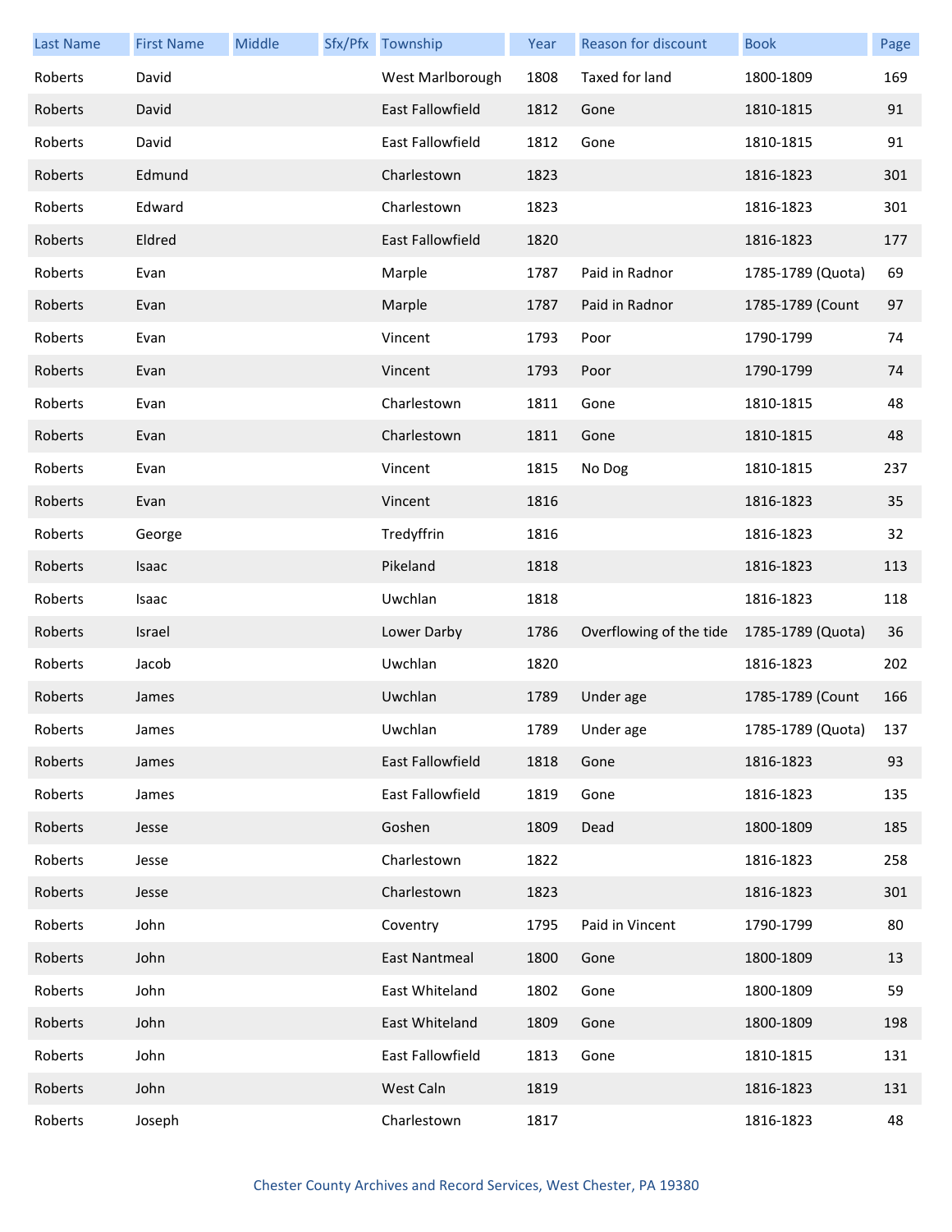| Last Name | First Name | Middle | Sfx/Pfx | Township | Year | Reason for discount | Book | Page |
|---|---|---|---|---|---|---|---|---|
| Roberts | David | | | West Marlborough | 1808 | Taxed for land | 1800-1809 | 169 |
| Roberts | David | | | East Fallowfield | 1812 | Gone | 1810-1815 | 91 |
| Roberts | David | | | East Fallowfield | 1812 | Gone | 1810-1815 | 91 |
| Roberts | Edmund | | | Charlestown | 1823 | | 1816-1823 | 301 |
| Roberts | Edward | | | Charlestown | 1823 | | 1816-1823 | 301 |
| Roberts | Eldred | | | East Fallowfield | 1820 | | 1816-1823 | 177 |
| Roberts | Evan | | | Marple | 1787 | Paid in Radnor | 1785-1789 (Quota) | 69 |
| Roberts | Evan | | | Marple | 1787 | Paid in Radnor | 1785-1789 (Count | 97 |
| Roberts | Evan | | | Vincent | 1793 | Poor | 1790-1799 | 74 |
| Roberts | Evan | | | Vincent | 1793 | Poor | 1790-1799 | 74 |
| Roberts | Evan | | | Charlestown | 1811 | Gone | 1810-1815 | 48 |
| Roberts | Evan | | | Charlestown | 1811 | Gone | 1810-1815 | 48 |
| Roberts | Evan | | | Vincent | 1815 | No Dog | 1810-1815 | 237 |
| Roberts | Evan | | | Vincent | 1816 | | 1816-1823 | 35 |
| Roberts | George | | | Tredyffrin | 1816 | | 1816-1823 | 32 |
| Roberts | Isaac | | | Pikeland | 1818 | | 1816-1823 | 113 |
| Roberts | Isaac | | | Uwchlan | 1818 | | 1816-1823 | 118 |
| Roberts | Israel | | | Lower Darby | 1786 | Overflowing of the tide | 1785-1789 (Quota) | 36 |
| Roberts | Jacob | | | Uwchlan | 1820 | | 1816-1823 | 202 |
| Roberts | James | | | Uwchlan | 1789 | Under age | 1785-1789 (Count | 166 |
| Roberts | James | | | Uwchlan | 1789 | Under age | 1785-1789 (Quota) | 137 |
| Roberts | James | | | East Fallowfield | 1818 | Gone | 1816-1823 | 93 |
| Roberts | James | | | East Fallowfield | 1819 | Gone | 1816-1823 | 135 |
| Roberts | Jesse | | | Goshen | 1809 | Dead | 1800-1809 | 185 |
| Roberts | Jesse | | | Charlestown | 1822 | | 1816-1823 | 258 |
| Roberts | Jesse | | | Charlestown | 1823 | | 1816-1823 | 301 |
| Roberts | John | | | Coventry | 1795 | Paid in Vincent | 1790-1799 | 80 |
| Roberts | John | | | East Nantmeal | 1800 | Gone | 1800-1809 | 13 |
| Roberts | John | | | East Whiteland | 1802 | Gone | 1800-1809 | 59 |
| Roberts | John | | | East Whiteland | 1809 | Gone | 1800-1809 | 198 |
| Roberts | John | | | East Fallowfield | 1813 | Gone | 1810-1815 | 131 |
| Roberts | John | | | West Caln | 1819 | | 1816-1823 | 131 |
| Roberts | Joseph | | | Charlestown | 1817 | | 1816-1823 | 48 |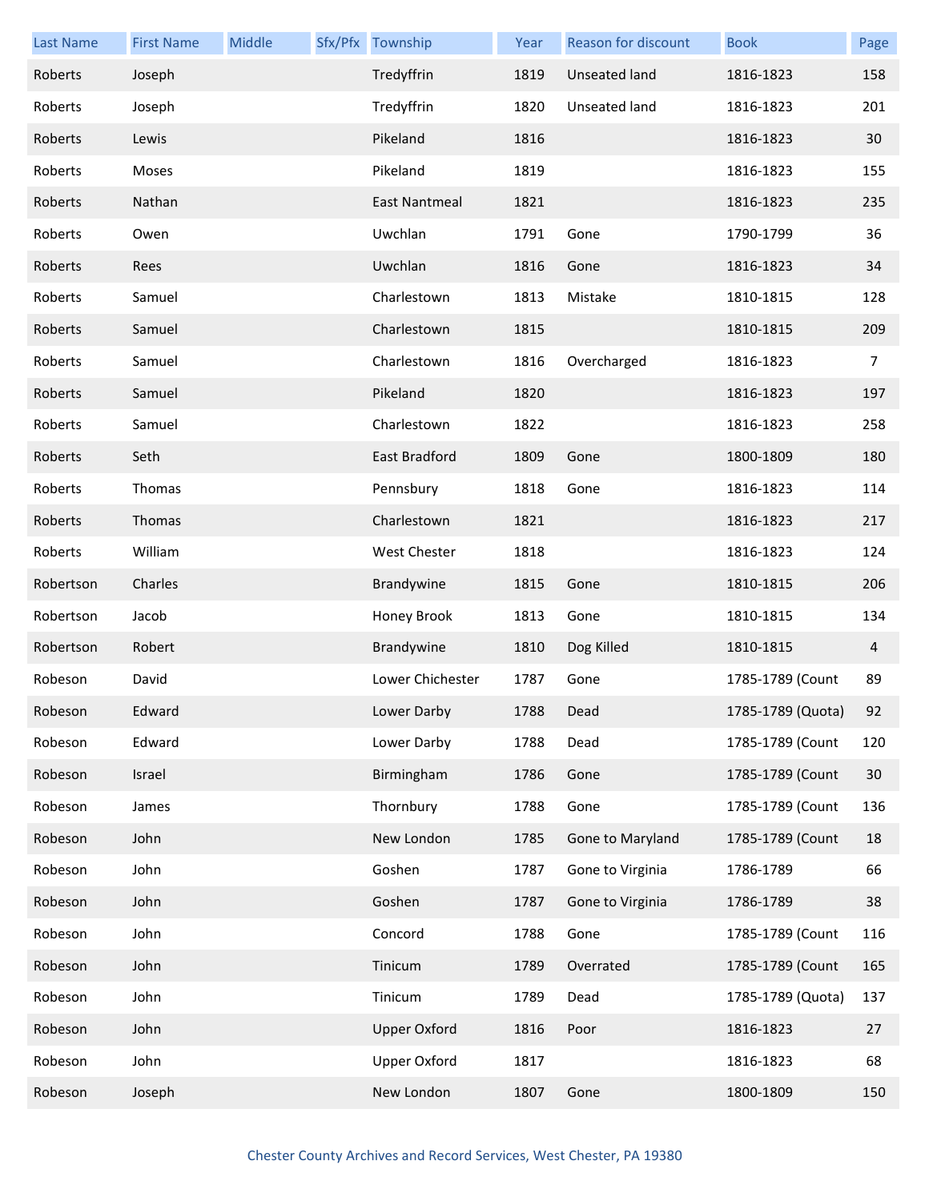| Last Name | First Name | Middle | Sfx/Pfx | Township | Year | Reason for discount | Book | Page |
|---|---|---|---|---|---|---|---|---|
| Roberts | Joseph | | | Tredyffrin | 1819 | Unseated land | 1816-1823 | 158 |
| Roberts | Joseph | | | Tredyffrin | 1820 | Unseated land | 1816-1823 | 201 |
| Roberts | Lewis | | | Pikeland | 1816 | | 1816-1823 | 30 |
| Roberts | Moses | | | Pikeland | 1819 | | 1816-1823 | 155 |
| Roberts | Nathan | | | East Nantmeal | 1821 | | 1816-1823 | 235 |
| Roberts | Owen | | | Uwchlan | 1791 | Gone | 1790-1799 | 36 |
| Roberts | Rees | | | Uwchlan | 1816 | Gone | 1816-1823 | 34 |
| Roberts | Samuel | | | Charlestown | 1813 | Mistake | 1810-1815 | 128 |
| Roberts | Samuel | | | Charlestown | 1815 | | 1810-1815 | 209 |
| Roberts | Samuel | | | Charlestown | 1816 | Overcharged | 1816-1823 | 7 |
| Roberts | Samuel | | | Pikeland | 1820 | | 1816-1823 | 197 |
| Roberts | Samuel | | | Charlestown | 1822 | | 1816-1823 | 258 |
| Roberts | Seth | | | East Bradford | 1809 | Gone | 1800-1809 | 180 |
| Roberts | Thomas | | | Pennsbury | 1818 | Gone | 1816-1823 | 114 |
| Roberts | Thomas | | | Charlestown | 1821 | | 1816-1823 | 217 |
| Roberts | William | | | West Chester | 1818 | | 1816-1823 | 124 |
| Robertson | Charles | | | Brandywine | 1815 | Gone | 1810-1815 | 206 |
| Robertson | Jacob | | | Honey Brook | 1813 | Gone | 1810-1815 | 134 |
| Robertson | Robert | | | Brandywine | 1810 | Dog Killed | 1810-1815 | 4 |
| Robeson | David | | | Lower Chichester | 1787 | Gone | 1785-1789 (Count | 89 |
| Robeson | Edward | | | Lower Darby | 1788 | Dead | 1785-1789 (Quota) | 92 |
| Robeson | Edward | | | Lower Darby | 1788 | Dead | 1785-1789 (Count | 120 |
| Robeson | Israel | | | Birmingham | 1786 | Gone | 1785-1789 (Count | 30 |
| Robeson | James | | | Thornbury | 1788 | Gone | 1785-1789 (Count | 136 |
| Robeson | John | | | New London | 1785 | Gone to Maryland | 1785-1789 (Count | 18 |
| Robeson | John | | | Goshen | 1787 | Gone to Virginia | 1786-1789 | 66 |
| Robeson | John | | | Goshen | 1787 | Gone to Virginia | 1786-1789 | 38 |
| Robeson | John | | | Concord | 1788 | Gone | 1785-1789 (Count | 116 |
| Robeson | John | | | Tinicum | 1789 | Overrated | 1785-1789 (Count | 165 |
| Robeson | John | | | Tinicum | 1789 | Dead | 1785-1789 (Quota) | 137 |
| Robeson | John | | | Upper Oxford | 1816 | Poor | 1816-1823 | 27 |
| Robeson | John | | | Upper Oxford | 1817 | | 1816-1823 | 68 |
| Robeson | Joseph | | | New London | 1807 | Gone | 1800-1809 | 150 |

Chester County Archives and Record Services, West Chester, PA 19380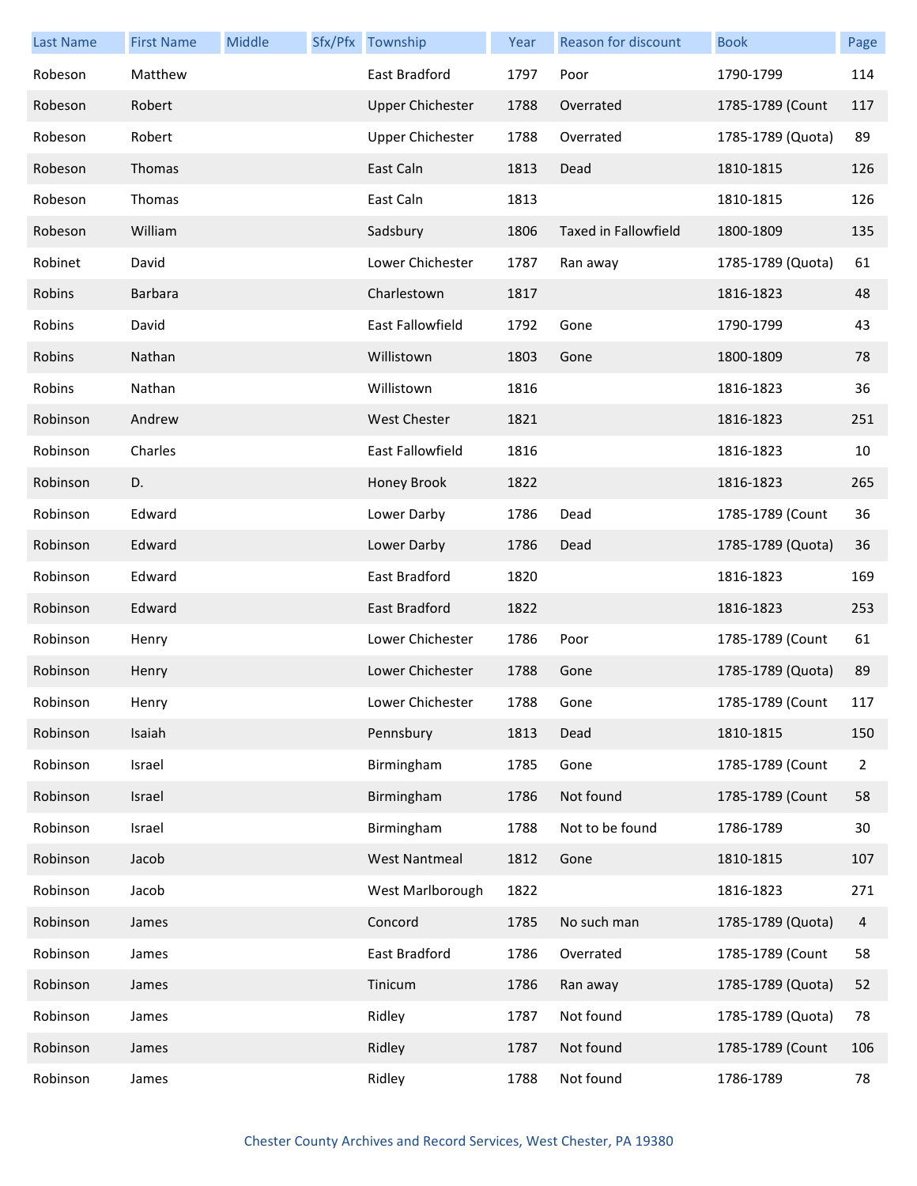| Last Name | First Name | Middle | Sfx/Pfx | Township | Year | Reason for discount | Book | Page |
|---|---|---|---|---|---|---|---|---|
| Robeson | Matthew | | | East Bradford | 1797 | Poor | 1790-1799 | 114 |
| Robeson | Robert | | | Upper Chichester | 1788 | Overrated | 1785-1789 (Count | 117 |
| Robeson | Robert | | | Upper Chichester | 1788 | Overrated | 1785-1789 (Quota) | 89 |
| Robeson | Thomas | | | East Caln | 1813 | Dead | 1810-1815 | 126 |
| Robeson | Thomas | | | East Caln | 1813 | | 1810-1815 | 126 |
| Robeson | William | | | Sadsbury | 1806 | Taxed in Fallowfield | 1800-1809 | 135 |
| Robinet | David | | | Lower Chichester | 1787 | Ran away | 1785-1789 (Quota) | 61 |
| Robins | Barbara | | | Charlestown | 1817 | | 1816-1823 | 48 |
| Robins | David | | | East Fallowfield | 1792 | Gone | 1790-1799 | 43 |
| Robins | Nathan | | | Willistown | 1803 | Gone | 1800-1809 | 78 |
| Robins | Nathan | | | Willistown | 1816 | | 1816-1823 | 36 |
| Robinson | Andrew | | | West Chester | 1821 | | 1816-1823 | 251 |
| Robinson | Charles | | | East Fallowfield | 1816 | | 1816-1823 | 10 |
| Robinson | D. | | | Honey Brook | 1822 | | 1816-1823 | 265 |
| Robinson | Edward | | | Lower Darby | 1786 | Dead | 1785-1789 (Count | 36 |
| Robinson | Edward | | | Lower Darby | 1786 | Dead | 1785-1789 (Quota) | 36 |
| Robinson | Edward | | | East Bradford | 1820 | | 1816-1823 | 169 |
| Robinson | Edward | | | East Bradford | 1822 | | 1816-1823 | 253 |
| Robinson | Henry | | | Lower Chichester | 1786 | Poor | 1785-1789 (Count | 61 |
| Robinson | Henry | | | Lower Chichester | 1788 | Gone | 1785-1789 (Quota) | 89 |
| Robinson | Henry | | | Lower Chichester | 1788 | Gone | 1785-1789 (Count | 117 |
| Robinson | Isaiah | | | Pennsbury | 1813 | Dead | 1810-1815 | 150 |
| Robinson | Israel | | | Birmingham | 1785 | Gone | 1785-1789 (Count | 2 |
| Robinson | Israel | | | Birmingham | 1786 | Not found | 1785-1789 (Count | 58 |
| Robinson | Israel | | | Birmingham | 1788 | Not to be found | 1786-1789 | 30 |
| Robinson | Jacob | | | West Nantmeal | 1812 | Gone | 1810-1815 | 107 |
| Robinson | Jacob | | | West Marlborough | 1822 | | 1816-1823 | 271 |
| Robinson | James | | | Concord | 1785 | No such man | 1785-1789 (Quota) | 4 |
| Robinson | James | | | East Bradford | 1786 | Overrated | 1785-1789 (Count | 58 |
| Robinson | James | | | Tinicum | 1786 | Ran away | 1785-1789 (Quota) | 52 |
| Robinson | James | | | Ridley | 1787 | Not found | 1785-1789 (Quota) | 78 |
| Robinson | James | | | Ridley | 1787 | Not found | 1785-1789 (Count | 106 |
| Robinson | James | | | Ridley | 1788 | Not found | 1786-1789 | 78 |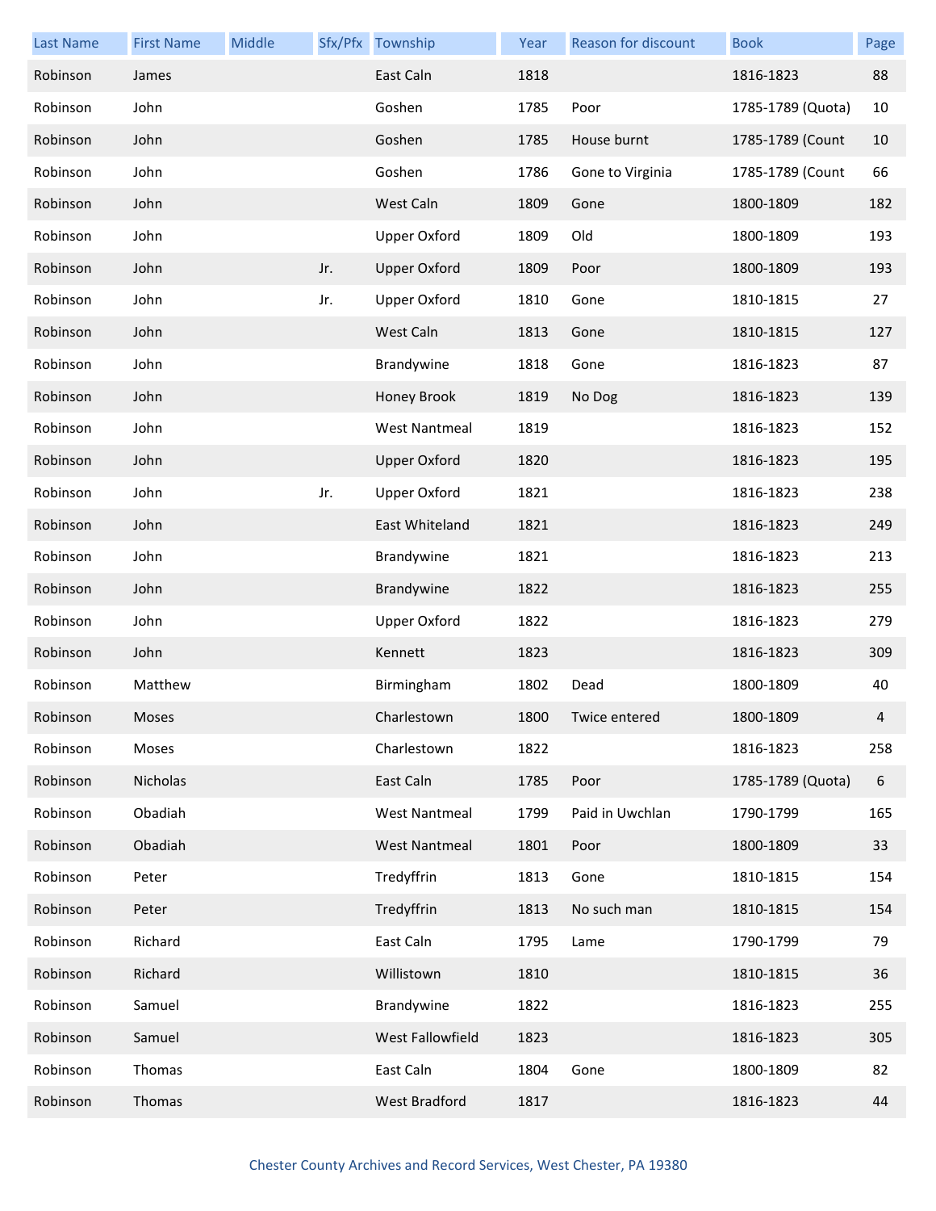| Last Name | First Name | Middle | Sfx/Pfx | Township | Year | Reason for discount | Book | Page |
|---|---|---|---|---|---|---|---|---|
| Robinson | James | | | East Caln | 1818 | | 1816-1823 | 88 |
| Robinson | John | | | Goshen | 1785 | Poor | 1785-1789 (Quota) | 10 |
| Robinson | John | | | Goshen | 1785 | House burnt | 1785-1789 (Count | 10 |
| Robinson | John | | | Goshen | 1786 | Gone to Virginia | 1785-1789 (Count | 66 |
| Robinson | John | | | West Caln | 1809 | Gone | 1800-1809 | 182 |
| Robinson | John | | | Upper Oxford | 1809 | Old | 1800-1809 | 193 |
| Robinson | John | | Jr. | Upper Oxford | 1809 | Poor | 1800-1809 | 193 |
| Robinson | John | | Jr. | Upper Oxford | 1810 | Gone | 1810-1815 | 27 |
| Robinson | John | | | West Caln | 1813 | Gone | 1810-1815 | 127 |
| Robinson | John | | | Brandywine | 1818 | Gone | 1816-1823 | 87 |
| Robinson | John | | | Honey Brook | 1819 | No Dog | 1816-1823 | 139 |
| Robinson | John | | | West Nantmeal | 1819 | | 1816-1823 | 152 |
| Robinson | John | | | Upper Oxford | 1820 | | 1816-1823 | 195 |
| Robinson | John | | Jr. | Upper Oxford | 1821 | | 1816-1823 | 238 |
| Robinson | John | | | East Whiteland | 1821 | | 1816-1823 | 249 |
| Robinson | John | | | Brandywine | 1821 | | 1816-1823 | 213 |
| Robinson | John | | | Brandywine | 1822 | | 1816-1823 | 255 |
| Robinson | John | | | Upper Oxford | 1822 | | 1816-1823 | 279 |
| Robinson | John | | | Kennett | 1823 | | 1816-1823 | 309 |
| Robinson | Matthew | | | Birmingham | 1802 | Dead | 1800-1809 | 40 |
| Robinson | Moses | | | Charlestown | 1800 | Twice entered | 1800-1809 | 4 |
| Robinson | Moses | | | Charlestown | 1822 | | 1816-1823 | 258 |
| Robinson | Nicholas | | | East Caln | 1785 | Poor | 1785-1789 (Quota) | 6 |
| Robinson | Obadiah | | | West Nantmeal | 1799 | Paid in Uwchlan | 1790-1799 | 165 |
| Robinson | Obadiah | | | West Nantmeal | 1801 | Poor | 1800-1809 | 33 |
| Robinson | Peter | | | Tredyffrin | 1813 | Gone | 1810-1815 | 154 |
| Robinson | Peter | | | Tredyffrin | 1813 | No such man | 1810-1815 | 154 |
| Robinson | Richard | | | East Caln | 1795 | Lame | 1790-1799 | 79 |
| Robinson | Richard | | | Willistown | 1810 | | 1810-1815 | 36 |
| Robinson | Samuel | | | Brandywine | 1822 | | 1816-1823 | 255 |
| Robinson | Samuel | | | West Fallowfield | 1823 | | 1816-1823 | 305 |
| Robinson | Thomas | | | East Caln | 1804 | Gone | 1800-1809 | 82 |
| Robinson | Thomas | | | West Bradford | 1817 | | 1816-1823 | 44 |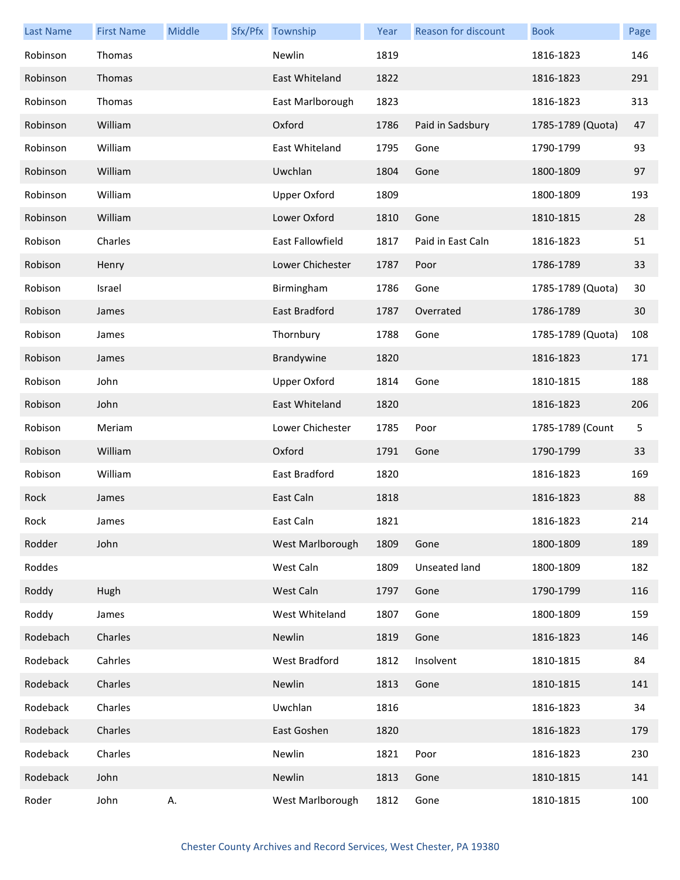| Last Name | First Name | Middle | Sfx/Pfx | Township | Year | Reason for discount | Book | Page |
|---|---|---|---|---|---|---|---|---|
| Robinson | Thomas | | | Newlin | 1819 | | 1816-1823 | 146 |
| Robinson | Thomas | | | East Whiteland | 1822 | | 1816-1823 | 291 |
| Robinson | Thomas | | | East Marlborough | 1823 | | 1816-1823 | 313 |
| Robinson | William | | | Oxford | 1786 | Paid in Sadsbury | 1785-1789 (Quota) | 47 |
| Robinson | William | | | East Whiteland | 1795 | Gone | 1790-1799 | 93 |
| Robinson | William | | | Uwchlan | 1804 | Gone | 1800-1809 | 97 |
| Robinson | William | | | Upper Oxford | 1809 | | 1800-1809 | 193 |
| Robinson | William | | | Lower Oxford | 1810 | Gone | 1810-1815 | 28 |
| Robison | Charles | | | East Fallowfield | 1817 | Paid in East Caln | 1816-1823 | 51 |
| Robison | Henry | | | Lower Chichester | 1787 | Poor | 1786-1789 | 33 |
| Robison | Israel | | | Birmingham | 1786 | Gone | 1785-1789 (Quota) | 30 |
| Robison | James | | | East Bradford | 1787 | Overrated | 1786-1789 | 30 |
| Robison | James | | | Thornbury | 1788 | Gone | 1785-1789 (Quota) | 108 |
| Robison | James | | | Brandywine | 1820 | | 1816-1823 | 171 |
| Robison | John | | | Upper Oxford | 1814 | Gone | 1810-1815 | 188 |
| Robison | John | | | East Whiteland | 1820 | | 1816-1823 | 206 |
| Robison | Meriam | | | Lower Chichester | 1785 | Poor | 1785-1789 (Count | 5 |
| Robison | William | | | Oxford | 1791 | Gone | 1790-1799 | 33 |
| Robison | William | | | East Bradford | 1820 | | 1816-1823 | 169 |
| Rock | James | | | East Caln | 1818 | | 1816-1823 | 88 |
| Rock | James | | | East Caln | 1821 | | 1816-1823 | 214 |
| Rodder | John | | | West Marlborough | 1809 | Gone | 1800-1809 | 189 |
| Roddes | | | | West Caln | 1809 | Unseated land | 1800-1809 | 182 |
| Roddy | Hugh | | | West Caln | 1797 | Gone | 1790-1799 | 116 |
| Roddy | James | | | West Whiteland | 1807 | Gone | 1800-1809 | 159 |
| Rodebach | Charles | | | Newlin | 1819 | Gone | 1816-1823 | 146 |
| Rodeback | Cahrles | | | West Bradford | 1812 | Insolvent | 1810-1815 | 84 |
| Rodeback | Charles | | | Newlin | 1813 | Gone | 1810-1815 | 141 |
| Rodeback | Charles | | | Uwchlan | 1816 | | 1816-1823 | 34 |
| Rodeback | Charles | | | East Goshen | 1820 | | 1816-1823 | 179 |
| Rodeback | Charles | | | Newlin | 1821 | Poor | 1816-1823 | 230 |
| Rodeback | John | | | Newlin | 1813 | Gone | 1810-1815 | 141 |
| Roder | John | A. | | West Marlborough | 1812 | Gone | 1810-1815 | 100 |

Chester County Archives and Record Services, West Chester, PA 19380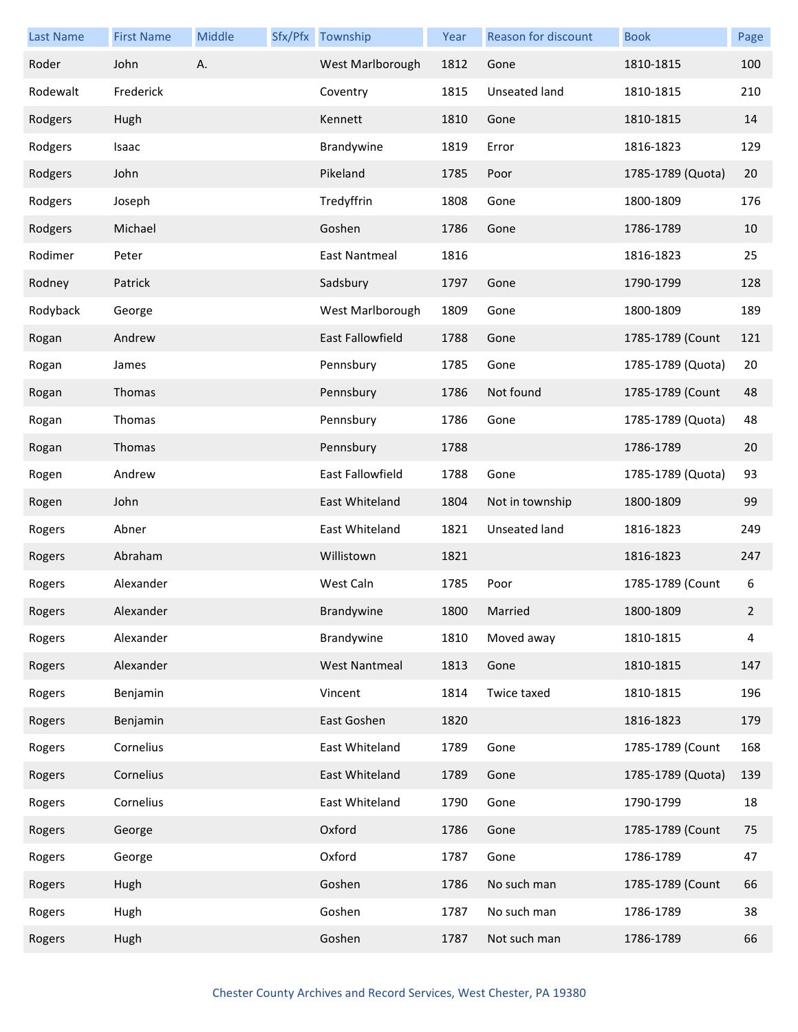| Last Name | First Name | Middle | Sfx/Pfx | Township | Year | Reason for discount | Book | Page |
| --- | --- | --- | --- | --- | --- | --- | --- | --- |
| Roder | John | A. | | West Marlborough | 1812 | Gone | 1810-1815 | 100 |
| Rodewalt | Frederick | | | Coventry | 1815 | Unseated land | 1810-1815 | 210 |
| Rodgers | Hugh | | | Kennett | 1810 | Gone | 1810-1815 | 14 |
| Rodgers | Isaac | | | Brandywine | 1819 | Error | 1816-1823 | 129 |
| Rodgers | John | | | Pikeland | 1785 | Poor | 1785-1789 (Quota) | 20 |
| Rodgers | Joseph | | | Tredyffrin | 1808 | Gone | 1800-1809 | 176 |
| Rodgers | Michael | | | Goshen | 1786 | Gone | 1786-1789 | 10 |
| Rodimer | Peter | | | East Nantmeal | 1816 | | 1816-1823 | 25 |
| Rodney | Patrick | | | Sadsbury | 1797 | Gone | 1790-1799 | 128 |
| Rodyback | George | | | West Marlborough | 1809 | Gone | 1800-1809 | 189 |
| Rogan | Andrew | | | East Fallowfield | 1788 | Gone | 1785-1789 (Count | 121 |
| Rogan | James | | | Pennsbury | 1785 | Gone | 1785-1789 (Quota) | 20 |
| Rogan | Thomas | | | Pennsbury | 1786 | Not found | 1785-1789 (Count | 48 |
| Rogan | Thomas | | | Pennsbury | 1786 | Gone | 1785-1789 (Quota) | 48 |
| Rogan | Thomas | | | Pennsbury | 1788 | | 1786-1789 | 20 |
| Rogen | Andrew | | | East Fallowfield | 1788 | Gone | 1785-1789 (Quota) | 93 |
| Rogen | John | | | East Whiteland | 1804 | Not in township | 1800-1809 | 99 |
| Rogers | Abner | | | East Whiteland | 1821 | Unseated land | 1816-1823 | 249 |
| Rogers | Abraham | | | Willistown | 1821 | | 1816-1823 | 247 |
| Rogers | Alexander | | | West Caln | 1785 | Poor | 1785-1789 (Count | 6 |
| Rogers | Alexander | | | Brandywine | 1800 | Married | 1800-1809 | 2 |
| Rogers | Alexander | | | Brandywine | 1810 | Moved away | 1810-1815 | 4 |
| Rogers | Alexander | | | West Nantmeal | 1813 | Gone | 1810-1815 | 147 |
| Rogers | Benjamin | | | Vincent | 1814 | Twice taxed | 1810-1815 | 196 |
| Rogers | Benjamin | | | East Goshen | 1820 | | 1816-1823 | 179 |
| Rogers | Cornelius | | | East Whiteland | 1789 | Gone | 1785-1789 (Count | 168 |
| Rogers | Cornelius | | | East Whiteland | 1789 | Gone | 1785-1789 (Quota) | 139 |
| Rogers | Cornelius | | | East Whiteland | 1790 | Gone | 1790-1799 | 18 |
| Rogers | George | | | Oxford | 1786 | Gone | 1785-1789 (Count | 75 |
| Rogers | George | | | Oxford | 1787 | Gone | 1786-1789 | 47 |
| Rogers | Hugh | | | Goshen | 1786 | No such man | 1785-1789 (Count | 66 |
| Rogers | Hugh | | | Goshen | 1787 | No such man | 1786-1789 | 38 |
| Rogers | Hugh | | | Goshen | 1787 | Not such man | 1786-1789 | 66 |

Chester County Archives and Record Services, West Chester, PA 19380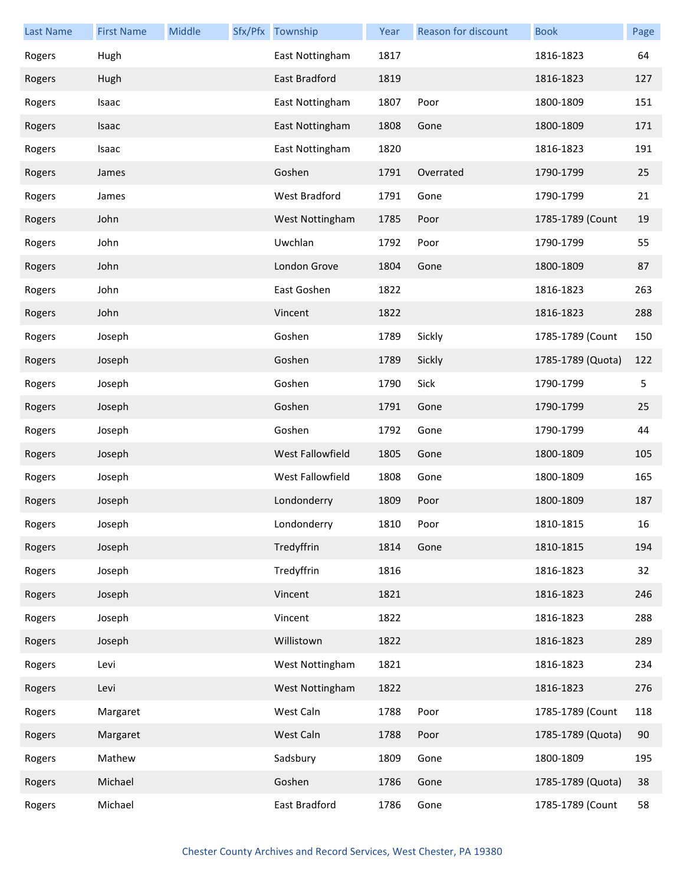| Last Name | First Name | Middle | Sfx/Pfx | Township | Year | Reason for discount | Book | Page |
|---|---|---|---|---|---|---|---|---|
| Rogers | Hugh | | | East Nottingham | 1817 | | 1816-1823 | 64 |
| Rogers | Hugh | | | East Bradford | 1819 | | 1816-1823 | 127 |
| Rogers | Isaac | | | East Nottingham | 1807 | Poor | 1800-1809 | 151 |
| Rogers | Isaac | | | East Nottingham | 1808 | Gone | 1800-1809 | 171 |
| Rogers | Isaac | | | East Nottingham | 1820 | | 1816-1823 | 191 |
| Rogers | James | | | Goshen | 1791 | Overrated | 1790-1799 | 25 |
| Rogers | James | | | West Bradford | 1791 | Gone | 1790-1799 | 21 |
| Rogers | John | | | West Nottingham | 1785 | Poor | 1785-1789 (Count | 19 |
| Rogers | John | | | Uwchlan | 1792 | Poor | 1790-1799 | 55 |
| Rogers | John | | | London Grove | 1804 | Gone | 1800-1809 | 87 |
| Rogers | John | | | East Goshen | 1822 | | 1816-1823 | 263 |
| Rogers | John | | | Vincent | 1822 | | 1816-1823 | 288 |
| Rogers | Joseph | | | Goshen | 1789 | Sickly | 1785-1789 (Count | 150 |
| Rogers | Joseph | | | Goshen | 1789 | Sickly | 1785-1789 (Quota) | 122 |
| Rogers | Joseph | | | Goshen | 1790 | Sick | 1790-1799 | 5 |
| Rogers | Joseph | | | Goshen | 1791 | Gone | 1790-1799 | 25 |
| Rogers | Joseph | | | Goshen | 1792 | Gone | 1790-1799 | 44 |
| Rogers | Joseph | | | West Fallowfield | 1805 | Gone | 1800-1809 | 105 |
| Rogers | Joseph | | | West Fallowfield | 1808 | Gone | 1800-1809 | 165 |
| Rogers | Joseph | | | Londonderry | 1809 | Poor | 1800-1809 | 187 |
| Rogers | Joseph | | | Londonderry | 1810 | Poor | 1810-1815 | 16 |
| Rogers | Joseph | | | Tredyffrin | 1814 | Gone | 1810-1815 | 194 |
| Rogers | Joseph | | | Tredyffrin | 1816 | | 1816-1823 | 32 |
| Rogers | Joseph | | | Vincent | 1821 | | 1816-1823 | 246 |
| Rogers | Joseph | | | Vincent | 1822 | | 1816-1823 | 288 |
| Rogers | Joseph | | | Willistown | 1822 | | 1816-1823 | 289 |
| Rogers | Levi | | | West Nottingham | 1821 | | 1816-1823 | 234 |
| Rogers | Levi | | | West Nottingham | 1822 | | 1816-1823 | 276 |
| Rogers | Margaret | | | West Caln | 1788 | Poor | 1785-1789 (Count | 118 |
| Rogers | Margaret | | | West Caln | 1788 | Poor | 1785-1789 (Quota) | 90 |
| Rogers | Mathew | | | Sadsbury | 1809 | Gone | 1800-1809 | 195 |
| Rogers | Michael | | | Goshen | 1786 | Gone | 1785-1789 (Quota) | 38 |
| Rogers | Michael | | | East Bradford | 1786 | Gone | 1785-1789 (Count | 58 |

Chester County Archives and Record Services, West Chester, PA 19380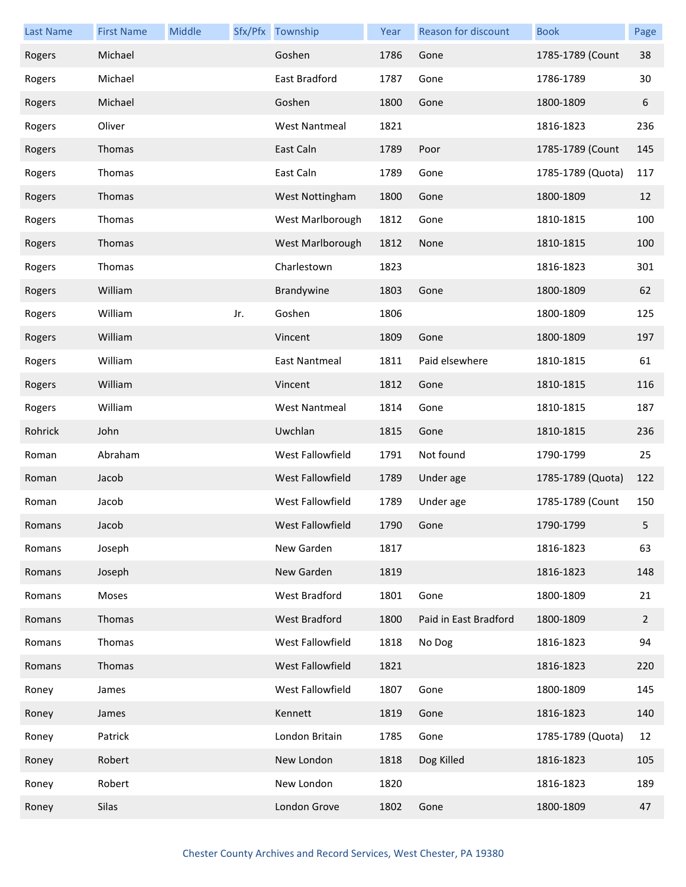| Last Name | First Name | Middle | Sfx/Pfx | Township | Year | Reason for discount | Book | Page |
|---|---|---|---|---|---|---|---|---|
| Rogers | Michael | | | Goshen | 1786 | Gone | 1785-1789 (Count | 38 |
| Rogers | Michael | | | East Bradford | 1787 | Gone | 1786-1789 | 30 |
| Rogers | Michael | | | Goshen | 1800 | Gone | 1800-1809 | 6 |
| Rogers | Oliver | | | West Nantmeal | 1821 | | 1816-1823 | 236 |
| Rogers | Thomas | | | East Caln | 1789 | Poor | 1785-1789 (Count | 145 |
| Rogers | Thomas | | | East Caln | 1789 | Gone | 1785-1789 (Quota) | 117 |
| Rogers | Thomas | | | West Nottingham | 1800 | Gone | 1800-1809 | 12 |
| Rogers | Thomas | | | West Marlborough | 1812 | Gone | 1810-1815 | 100 |
| Rogers | Thomas | | | West Marlborough | 1812 | None | 1810-1815 | 100 |
| Rogers | Thomas | | | Charlestown | 1823 | | 1816-1823 | 301 |
| Rogers | William | | | Brandywine | 1803 | Gone | 1800-1809 | 62 |
| Rogers | William | | Jr. | Goshen | 1806 | | 1800-1809 | 125 |
| Rogers | William | | | Vincent | 1809 | Gone | 1800-1809 | 197 |
| Rogers | William | | | East Nantmeal | 1811 | Paid elsewhere | 1810-1815 | 61 |
| Rogers | William | | | Vincent | 1812 | Gone | 1810-1815 | 116 |
| Rogers | William | | | West Nantmeal | 1814 | Gone | 1810-1815 | 187 |
| Rohrick | John | | | Uwchlan | 1815 | Gone | 1810-1815 | 236 |
| Roman | Abraham | | | West Fallowfield | 1791 | Not found | 1790-1799 | 25 |
| Roman | Jacob | | | West Fallowfield | 1789 | Under age | 1785-1789 (Quota) | 122 |
| Roman | Jacob | | | West Fallowfield | 1789 | Under age | 1785-1789 (Count | 150 |
| Romans | Jacob | | | West Fallowfield | 1790 | Gone | 1790-1799 | 5 |
| Romans | Joseph | | | New Garden | 1817 | | 1816-1823 | 63 |
| Romans | Joseph | | | New Garden | 1819 | | 1816-1823 | 148 |
| Romans | Moses | | | West Bradford | 1801 | Gone | 1800-1809 | 21 |
| Romans | Thomas | | | West Bradford | 1800 | Paid in East Bradford | 1800-1809 | 2 |
| Romans | Thomas | | | West Fallowfield | 1818 | No Dog | 1816-1823 | 94 |
| Romans | Thomas | | | West Fallowfield | 1821 | | 1816-1823 | 220 |
| Roney | James | | | West Fallowfield | 1807 | Gone | 1800-1809 | 145 |
| Roney | James | | | Kennett | 1819 | Gone | 1816-1823 | 140 |
| Roney | Patrick | | | London Britain | 1785 | Gone | 1785-1789 (Quota) | 12 |
| Roney | Robert | | | New London | 1818 | Dog Killed | 1816-1823 | 105 |
| Roney | Robert | | | New London | 1820 | | 1816-1823 | 189 |
| Roney | Silas | | | London Grove | 1802 | Gone | 1800-1809 | 47 |

Chester County Archives and Record Services, West Chester, PA 19380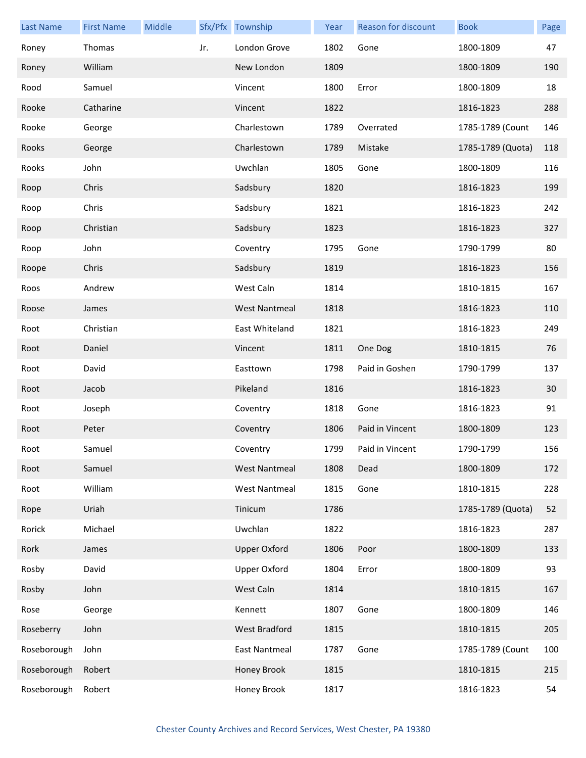| Last Name | First Name | Middle | Sfx/Pfx | Township | Year | Reason for discount | Book | Page |
|---|---|---|---|---|---|---|---|---|
| Roney | Thomas | | Jr. | London Grove | 1802 | Gone | 1800-1809 | 47 |
| Roney | William | | | New London | 1809 | | 1800-1809 | 190 |
| Rood | Samuel | | | Vincent | 1800 | Error | 1800-1809 | 18 |
| Rooke | Catharine | | | Vincent | 1822 | | 1816-1823 | 288 |
| Rooke | George | | | Charlestown | 1789 | Overrated | 1785-1789 (Count | 146 |
| Rooks | George | | | Charlestown | 1789 | Mistake | 1785-1789 (Quota) | 118 |
| Rooks | John | | | Uwchlan | 1805 | Gone | 1800-1809 | 116 |
| Roop | Chris | | | Sadsbury | 1820 | | 1816-1823 | 199 |
| Roop | Chris | | | Sadsbury | 1821 | | 1816-1823 | 242 |
| Roop | Christian | | | Sadsbury | 1823 | | 1816-1823 | 327 |
| Roop | John | | | Coventry | 1795 | Gone | 1790-1799 | 80 |
| Roope | Chris | | | Sadsbury | 1819 | | 1816-1823 | 156 |
| Roos | Andrew | | | West Caln | 1814 | | 1810-1815 | 167 |
| Roose | James | | | West Nantmeal | 1818 | | 1816-1823 | 110 |
| Root | Christian | | | East Whiteland | 1821 | | 1816-1823 | 249 |
| Root | Daniel | | | Vincent | 1811 | One Dog | 1810-1815 | 76 |
| Root | David | | | Easttown | 1798 | Paid in Goshen | 1790-1799 | 137 |
| Root | Jacob | | | Pikeland | 1816 | | 1816-1823 | 30 |
| Root | Joseph | | | Coventry | 1818 | Gone | 1816-1823 | 91 |
| Root | Peter | | | Coventry | 1806 | Paid in Vincent | 1800-1809 | 123 |
| Root | Samuel | | | Coventry | 1799 | Paid in Vincent | 1790-1799 | 156 |
| Root | Samuel | | | West Nantmeal | 1808 | Dead | 1800-1809 | 172 |
| Root | William | | | West Nantmeal | 1815 | Gone | 1810-1815 | 228 |
| Rope | Uriah | | | Tinicum | 1786 | | 1785-1789 (Quota) | 52 |
| Rorick | Michael | | | Uwchlan | 1822 | | 1816-1823 | 287 |
| Rork | James | | | Upper Oxford | 1806 | Poor | 1800-1809 | 133 |
| Rosby | David | | | Upper Oxford | 1804 | Error | 1800-1809 | 93 |
| Rosby | John | | | West Caln | 1814 | | 1810-1815 | 167 |
| Rose | George | | | Kennett | 1807 | Gone | 1800-1809 | 146 |
| Roseberry | John | | | West Bradford | 1815 | | 1810-1815 | 205 |
| Roseborough | John | | | East Nantmeal | 1787 | Gone | 1785-1789 (Count | 100 |
| Roseborough | Robert | | | Honey Brook | 1815 | | 1810-1815 | 215 |
| Roseborough | Robert | | | Honey Brook | 1817 | | 1816-1823 | 54 |

Chester County Archives and Record Services, West Chester, PA 19380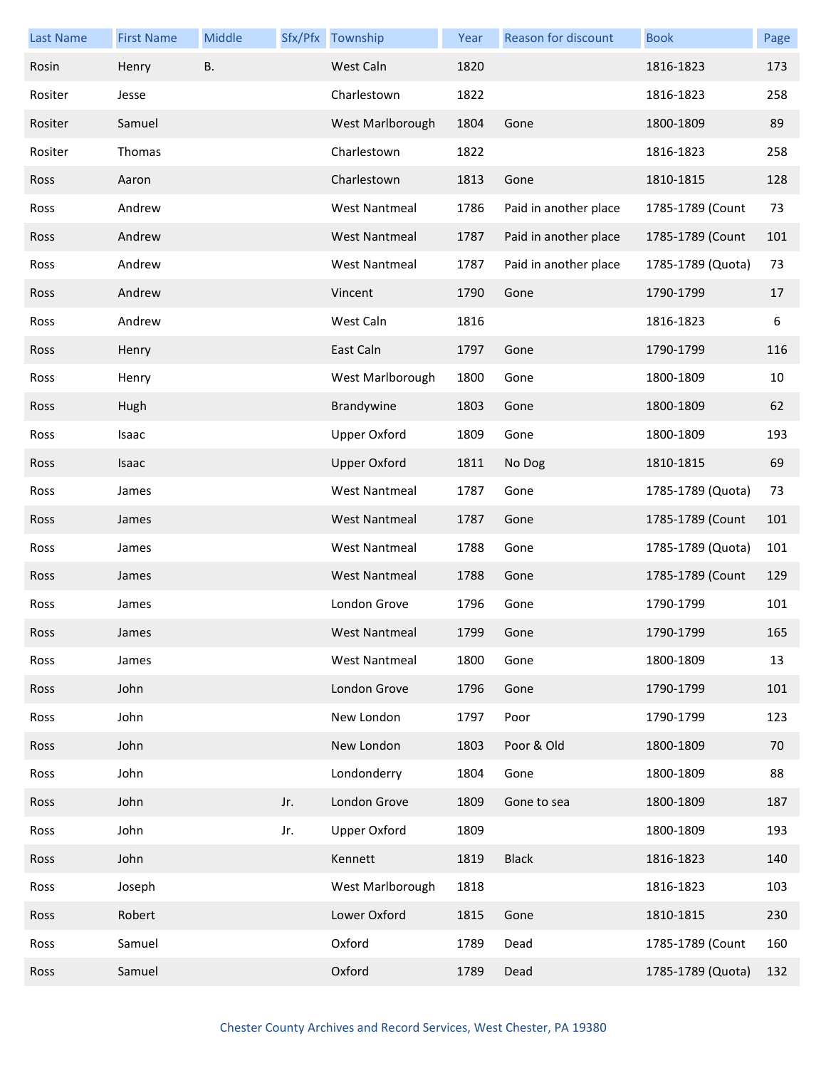| Last Name | First Name | Middle | Sfx/Pfx | Township | Year | Reason for discount | Book | Page |
|---|---|---|---|---|---|---|---|---|
| Rosin | Henry | B. | | West Caln | 1820 | | 1816-1823 | 173 |
| Rositer | Jesse | | | Charlestown | 1822 | | 1816-1823 | 258 |
| Rositer | Samuel | | | West Marlborough | 1804 | Gone | 1800-1809 | 89 |
| Rositer | Thomas | | | Charlestown | 1822 | | 1816-1823 | 258 |
| Ross | Aaron | | | Charlestown | 1813 | Gone | 1810-1815 | 128 |
| Ross | Andrew | | | West Nantmeal | 1786 | Paid in another place | 1785-1789 (Count | 73 |
| Ross | Andrew | | | West Nantmeal | 1787 | Paid in another place | 1785-1789 (Count | 101 |
| Ross | Andrew | | | West Nantmeal | 1787 | Paid in another place | 1785-1789 (Quota) | 73 |
| Ross | Andrew | | | Vincent | 1790 | Gone | 1790-1799 | 17 |
| Ross | Andrew | | | West Caln | 1816 | | 1816-1823 | 6 |
| Ross | Henry | | | East Caln | 1797 | Gone | 1790-1799 | 116 |
| Ross | Henry | | | West Marlborough | 1800 | Gone | 1800-1809 | 10 |
| Ross | Hugh | | | Brandywine | 1803 | Gone | 1800-1809 | 62 |
| Ross | Isaac | | | Upper Oxford | 1809 | Gone | 1800-1809 | 193 |
| Ross | Isaac | | | Upper Oxford | 1811 | No Dog | 1810-1815 | 69 |
| Ross | James | | | West Nantmeal | 1787 | Gone | 1785-1789 (Quota) | 73 |
| Ross | James | | | West Nantmeal | 1787 | Gone | 1785-1789 (Count | 101 |
| Ross | James | | | West Nantmeal | 1788 | Gone | 1785-1789 (Quota) | 101 |
| Ross | James | | | West Nantmeal | 1788 | Gone | 1785-1789 (Count | 129 |
| Ross | James | | | London Grove | 1796 | Gone | 1790-1799 | 101 |
| Ross | James | | | West Nantmeal | 1799 | Gone | 1790-1799 | 165 |
| Ross | James | | | West Nantmeal | 1800 | Gone | 1800-1809 | 13 |
| Ross | John | | | London Grove | 1796 | Gone | 1790-1799 | 101 |
| Ross | John | | | New London | 1797 | Poor | 1790-1799 | 123 |
| Ross | John | | | New London | 1803 | Poor & Old | 1800-1809 | 70 |
| Ross | John | | | Londonderry | 1804 | Gone | 1800-1809 | 88 |
| Ross | John | | Jr. | London Grove | 1809 | Gone to sea | 1800-1809 | 187 |
| Ross | John | | Jr. | Upper Oxford | 1809 | | 1800-1809 | 193 |
| Ross | John | | | Kennett | 1819 | Black | 1816-1823 | 140 |
| Ross | Joseph | | | West Marlborough | 1818 | | 1816-1823 | 103 |
| Ross | Robert | | | Lower Oxford | 1815 | Gone | 1810-1815 | 230 |
| Ross | Samuel | | | Oxford | 1789 | Dead | 1785-1789 (Count | 160 |
| Ross | Samuel | | | Oxford | 1789 | Dead | 1785-1789 (Quota) | 132 |

Chester County Archives and Record Services, West Chester, PA 19380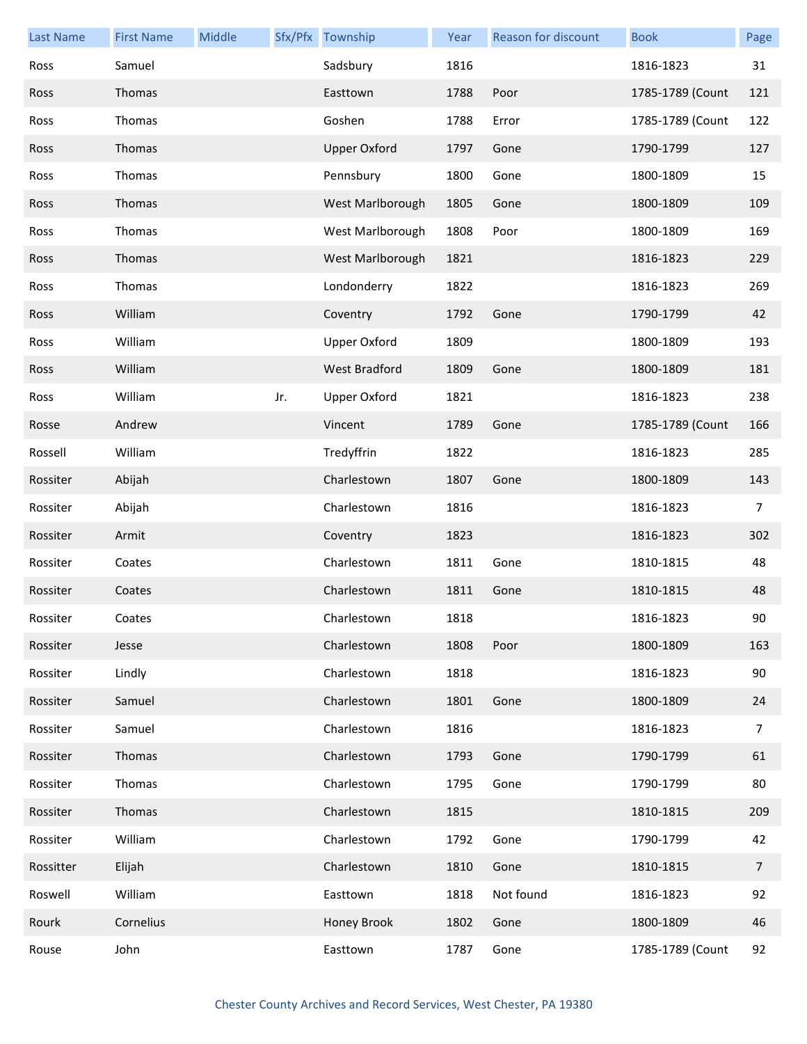| Last Name | First Name | Middle | Sfx/Pfx | Township | Year | Reason for discount | Book | Page |
|---|---|---|---|---|---|---|---|---|
| Ross | Samuel | | | Sadsbury | 1816 | | 1816-1823 | 31 |
| Ross | Thomas | | | Easttown | 1788 | Poor | 1785-1789 (Count | 121 |
| Ross | Thomas | | | Goshen | 1788 | Error | 1785-1789 (Count | 122 |
| Ross | Thomas | | | Upper Oxford | 1797 | Gone | 1790-1799 | 127 |
| Ross | Thomas | | | Pennsbury | 1800 | Gone | 1800-1809 | 15 |
| Ross | Thomas | | | West Marlborough | 1805 | Gone | 1800-1809 | 109 |
| Ross | Thomas | | | West Marlborough | 1808 | Poor | 1800-1809 | 169 |
| Ross | Thomas | | | West Marlborough | 1821 | | 1816-1823 | 229 |
| Ross | Thomas | | | Londonderry | 1822 | | 1816-1823 | 269 |
| Ross | William | | | Coventry | 1792 | Gone | 1790-1799 | 42 |
| Ross | William | | | Upper Oxford | 1809 | | 1800-1809 | 193 |
| Ross | William | | | West Bradford | 1809 | Gone | 1800-1809 | 181 |
| Ross | William | | Jr. | Upper Oxford | 1821 | | 1816-1823 | 238 |
| Rosse | Andrew | | | Vincent | 1789 | Gone | 1785-1789 (Count | 166 |
| Rossell | William | | | Tredyffrin | 1822 | | 1816-1823 | 285 |
| Rossiter | Abijah | | | Charlestown | 1807 | Gone | 1800-1809 | 143 |
| Rossiter | Abijah | | | Charlestown | 1816 | | 1816-1823 | 7 |
| Rossiter | Armit | | | Coventry | 1823 | | 1816-1823 | 302 |
| Rossiter | Coates | | | Charlestown | 1811 | Gone | 1810-1815 | 48 |
| Rossiter | Coates | | | Charlestown | 1811 | Gone | 1810-1815 | 48 |
| Rossiter | Coates | | | Charlestown | 1818 | | 1816-1823 | 90 |
| Rossiter | Jesse | | | Charlestown | 1808 | Poor | 1800-1809 | 163 |
| Rossiter | Lindly | | | Charlestown | 1818 | | 1816-1823 | 90 |
| Rossiter | Samuel | | | Charlestown | 1801 | Gone | 1800-1809 | 24 |
| Rossiter | Samuel | | | Charlestown | 1816 | | 1816-1823 | 7 |
| Rossiter | Thomas | | | Charlestown | 1793 | Gone | 1790-1799 | 61 |
| Rossiter | Thomas | | | Charlestown | 1795 | Gone | 1790-1799 | 80 |
| Rossiter | Thomas | | | Charlestown | 1815 | | 1810-1815 | 209 |
| Rossiter | William | | | Charlestown | 1792 | Gone | 1790-1799 | 42 |
| Rossitter | Elijah | | | Charlestown | 1810 | Gone | 1810-1815 | 7 |
| Roswell | William | | | Easttown | 1818 | Not found | 1816-1823 | 92 |
| Rourk | Cornelius | | | Honey Brook | 1802 | Gone | 1800-1809 | 46 |
| Rouse | John | | | Easttown | 1787 | Gone | 1785-1789 (Count | 92 |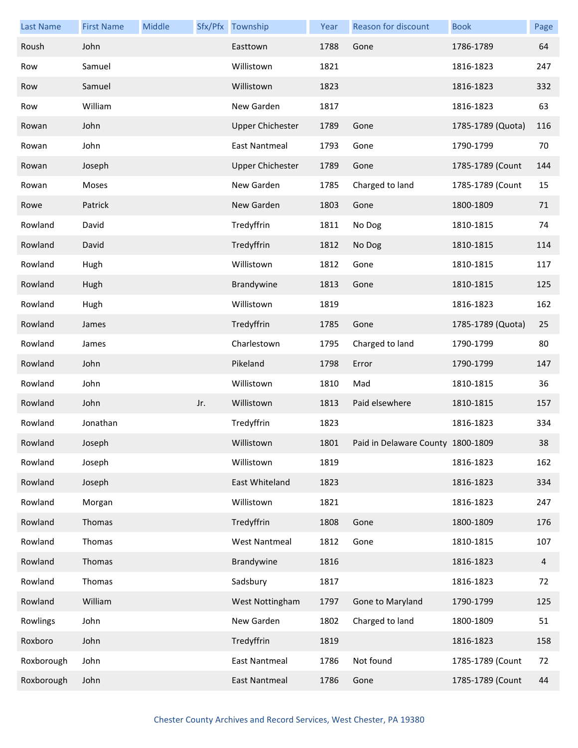| Last Name | First Name | Middle | Sfx/Pfx | Township | Year | Reason for discount | Book | Page |
|---|---|---|---|---|---|---|---|---|
| Roush | John | | | Easttown | 1788 | Gone | 1786-1789 | 64 |
| Row | Samuel | | | Willistown | 1821 | | 1816-1823 | 247 |
| Row | Samuel | | | Willistown | 1823 | | 1816-1823 | 332 |
| Row | William | | | New Garden | 1817 | | 1816-1823 | 63 |
| Rowan | John | | | Upper Chichester | 1789 | Gone | 1785-1789 (Quota) | 116 |
| Rowan | John | | | East Nantmeal | 1793 | Gone | 1790-1799 | 70 |
| Rowan | Joseph | | | Upper Chichester | 1789 | Gone | 1785-1789 (Count | 144 |
| Rowan | Moses | | | New Garden | 1785 | Charged to land | 1785-1789 (Count | 15 |
| Rowe | Patrick | | | New Garden | 1803 | Gone | 1800-1809 | 71 |
| Rowland | David | | | Tredyffrin | 1811 | No Dog | 1810-1815 | 74 |
| Rowland | David | | | Tredyffrin | 1812 | No Dog | 1810-1815 | 114 |
| Rowland | Hugh | | | Willistown | 1812 | Gone | 1810-1815 | 117 |
| Rowland | Hugh | | | Brandywine | 1813 | Gone | 1810-1815 | 125 |
| Rowland | Hugh | | | Willistown | 1819 | | 1816-1823 | 162 |
| Rowland | James | | | Tredyffrin | 1785 | Gone | 1785-1789 (Quota) | 25 |
| Rowland | James | | | Charlestown | 1795 | Charged to land | 1790-1799 | 80 |
| Rowland | John | | | Pikeland | 1798 | Error | 1790-1799 | 147 |
| Rowland | John | | | Willistown | 1810 | Mad | 1810-1815 | 36 |
| Rowland | John | | Jr. | Willistown | 1813 | Paid elsewhere | 1810-1815 | 157 |
| Rowland | Jonathan | | | Tredyffrin | 1823 | | 1816-1823 | 334 |
| Rowland | Joseph | | | Willistown | 1801 | Paid in Delaware County | 1800-1809 | 38 |
| Rowland | Joseph | | | Willistown | 1819 | | 1816-1823 | 162 |
| Rowland | Joseph | | | East Whiteland | 1823 | | 1816-1823 | 334 |
| Rowland | Morgan | | | Willistown | 1821 | | 1816-1823 | 247 |
| Rowland | Thomas | | | Tredyffrin | 1808 | Gone | 1800-1809 | 176 |
| Rowland | Thomas | | | West Nantmeal | 1812 | Gone | 1810-1815 | 107 |
| Rowland | Thomas | | | Brandywine | 1816 | | 1816-1823 | 4 |
| Rowland | Thomas | | | Sadsbury | 1817 | | 1816-1823 | 72 |
| Rowland | William | | | West Nottingham | 1797 | Gone to Maryland | 1790-1799 | 125 |
| Rowlings | John | | | New Garden | 1802 | Charged to land | 1800-1809 | 51 |
| Roxboro | John | | | Tredyffrin | 1819 | | 1816-1823 | 158 |
| Roxborough | John | | | East Nantmeal | 1786 | Not found | 1785-1789 (Count | 72 |
| Roxborough | John | | | East Nantmeal | 1786 | Gone | 1785-1789 (Count | 44 |

Chester County Archives and Record Services, West Chester, PA 19380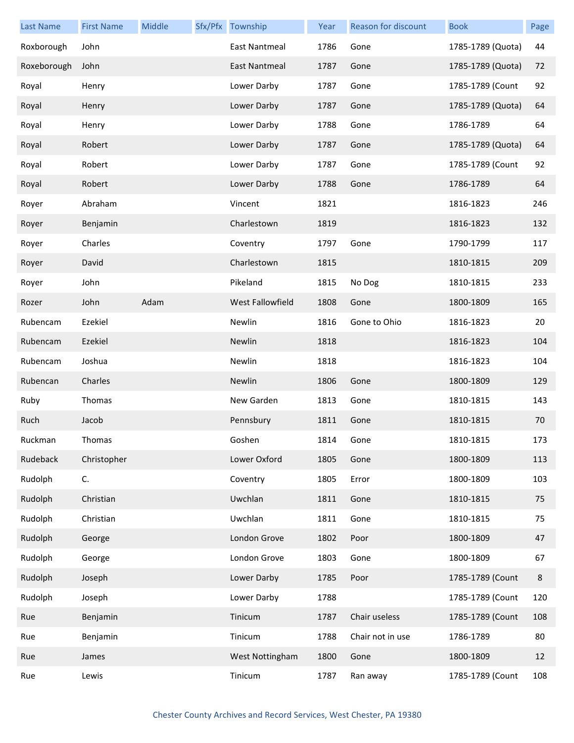| Last Name | First Name | Middle | Sfx/Pfx | Township | Year | Reason for discount | Book | Page |
|---|---|---|---|---|---|---|---|---|
| Roxborough | John | | | East Nantmeal | 1786 | Gone | 1785-1789 (Quota) | 44 |
| Roxeborough | John | | | East Nantmeal | 1787 | Gone | 1785-1789 (Quota) | 72 |
| Royal | Henry | | | Lower Darby | 1787 | Gone | 1785-1789 (Count | 92 |
| Royal | Henry | | | Lower Darby | 1787 | Gone | 1785-1789 (Quota) | 64 |
| Royal | Henry | | | Lower Darby | 1788 | Gone | 1786-1789 | 64 |
| Royal | Robert | | | Lower Darby | 1787 | Gone | 1785-1789 (Quota) | 64 |
| Royal | Robert | | | Lower Darby | 1787 | Gone | 1785-1789 (Count | 92 |
| Royal | Robert | | | Lower Darby | 1788 | Gone | 1786-1789 | 64 |
| Royer | Abraham | | | Vincent | 1821 | | 1816-1823 | 246 |
| Royer | Benjamin | | | Charlestown | 1819 | | 1816-1823 | 132 |
| Royer | Charles | | | Coventry | 1797 | Gone | 1790-1799 | 117 |
| Royer | David | | | Charlestown | 1815 | | 1810-1815 | 209 |
| Royer | John | | | Pikeland | 1815 | No Dog | 1810-1815 | 233 |
| Rozer | John | Adam | | West Fallowfield | 1808 | Gone | 1800-1809 | 165 |
| Rubencam | Ezekiel | | | Newlin | 1816 | Gone to Ohio | 1816-1823 | 20 |
| Rubencam | Ezekiel | | | Newlin | 1818 | | 1816-1823 | 104 |
| Rubencam | Joshua | | | Newlin | 1818 | | 1816-1823 | 104 |
| Rubencan | Charles | | | Newlin | 1806 | Gone | 1800-1809 | 129 |
| Ruby | Thomas | | | New Garden | 1813 | Gone | 1810-1815 | 143 |
| Ruch | Jacob | | | Pennsbury | 1811 | Gone | 1810-1815 | 70 |
| Ruckman | Thomas | | | Goshen | 1814 | Gone | 1810-1815 | 173 |
| Rudeback | Christopher | | | Lower Oxford | 1805 | Gone | 1800-1809 | 113 |
| Rudolph | C. | | | Coventry | 1805 | Error | 1800-1809 | 103 |
| Rudolph | Christian | | | Uwchlan | 1811 | Gone | 1810-1815 | 75 |
| Rudolph | Christian | | | Uwchlan | 1811 | Gone | 1810-1815 | 75 |
| Rudolph | George | | | London Grove | 1802 | Poor | 1800-1809 | 47 |
| Rudolph | George | | | London Grove | 1803 | Gone | 1800-1809 | 67 |
| Rudolph | Joseph | | | Lower Darby | 1785 | Poor | 1785-1789 (Count | 8 |
| Rudolph | Joseph | | | Lower Darby | 1788 | | 1785-1789 (Count | 120 |
| Rue | Benjamin | | | Tinicum | 1787 | Chair useless | 1785-1789 (Count | 108 |
| Rue | Benjamin | | | Tinicum | 1788 | Chair not in use | 1786-1789 | 80 |
| Rue | James | | | West Nottingham | 1800 | Gone | 1800-1809 | 12 |
| Rue | Lewis | | | Tinicum | 1787 | Ran away | 1785-1789 (Count | 108 |

Chester County Archives and Record Services, West Chester, PA 19380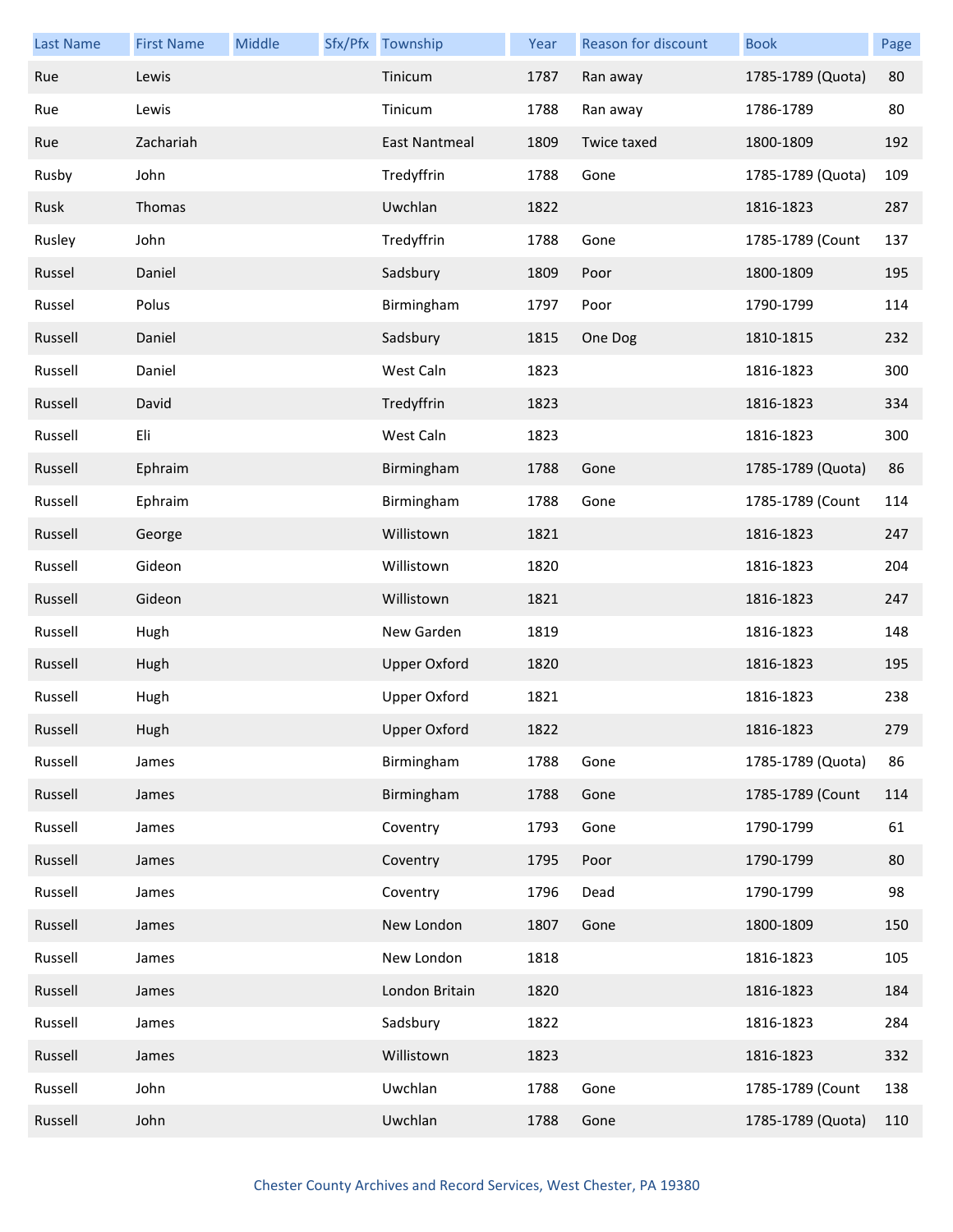| Last Name | First Name | Middle | Sfx/Pfx | Township | Year | Reason for discount | Book | Page |
|---|---|---|---|---|---|---|---|---|
| Rue | Lewis | | | Tinicum | 1787 | Ran away | 1785-1789 (Quota) | 80 |
| Rue | Lewis | | | Tinicum | 1788 | Ran away | 1786-1789 | 80 |
| Rue | Zachariah | | | East Nantmeal | 1809 | Twice taxed | 1800-1809 | 192 |
| Rusby | John | | | Tredyffrin | 1788 | Gone | 1785-1789 (Quota) | 109 |
| Rusk | Thomas | | | Uwchlan | 1822 | | 1816-1823 | 287 |
| Rusley | John | | | Tredyffrin | 1788 | Gone | 1785-1789 (Count | 137 |
| Russel | Daniel | | | Sadsbury | 1809 | Poor | 1800-1809 | 195 |
| Russel | Polus | | | Birmingham | 1797 | Poor | 1790-1799 | 114 |
| Russell | Daniel | | | Sadsbury | 1815 | One Dog | 1810-1815 | 232 |
| Russell | Daniel | | | West Caln | 1823 | | 1816-1823 | 300 |
| Russell | David | | | Tredyffrin | 1823 | | 1816-1823 | 334 |
| Russell | Eli | | | West Caln | 1823 | | 1816-1823 | 300 |
| Russell | Ephraim | | | Birmingham | 1788 | Gone | 1785-1789 (Quota) | 86 |
| Russell | Ephraim | | | Birmingham | 1788 | Gone | 1785-1789 (Count | 114 |
| Russell | George | | | Willistown | 1821 | | 1816-1823 | 247 |
| Russell | Gideon | | | Willistown | 1820 | | 1816-1823 | 204 |
| Russell | Gideon | | | Willistown | 1821 | | 1816-1823 | 247 |
| Russell | Hugh | | | New Garden | 1819 | | 1816-1823 | 148 |
| Russell | Hugh | | | Upper Oxford | 1820 | | 1816-1823 | 195 |
| Russell | Hugh | | | Upper Oxford | 1821 | | 1816-1823 | 238 |
| Russell | Hugh | | | Upper Oxford | 1822 | | 1816-1823 | 279 |
| Russell | James | | | Birmingham | 1788 | Gone | 1785-1789 (Quota) | 86 |
| Russell | James | | | Birmingham | 1788 | Gone | 1785-1789 (Count | 114 |
| Russell | James | | | Coventry | 1793 | Gone | 1790-1799 | 61 |
| Russell | James | | | Coventry | 1795 | Poor | 1790-1799 | 80 |
| Russell | James | | | Coventry | 1796 | Dead | 1790-1799 | 98 |
| Russell | James | | | New London | 1807 | Gone | 1800-1809 | 150 |
| Russell | James | | | New London | 1818 | | 1816-1823 | 105 |
| Russell | James | | | London Britain | 1820 | | 1816-1823 | 184 |
| Russell | James | | | Sadsbury | 1822 | | 1816-1823 | 284 |
| Russell | James | | | Willistown | 1823 | | 1816-1823 | 332 |
| Russell | John | | | Uwchlan | 1788 | Gone | 1785-1789 (Count | 138 |
| Russell | John | | | Uwchlan | 1788 | Gone | 1785-1789 (Quota) | 110 |

Chester County Archives and Record Services, West Chester, PA 19380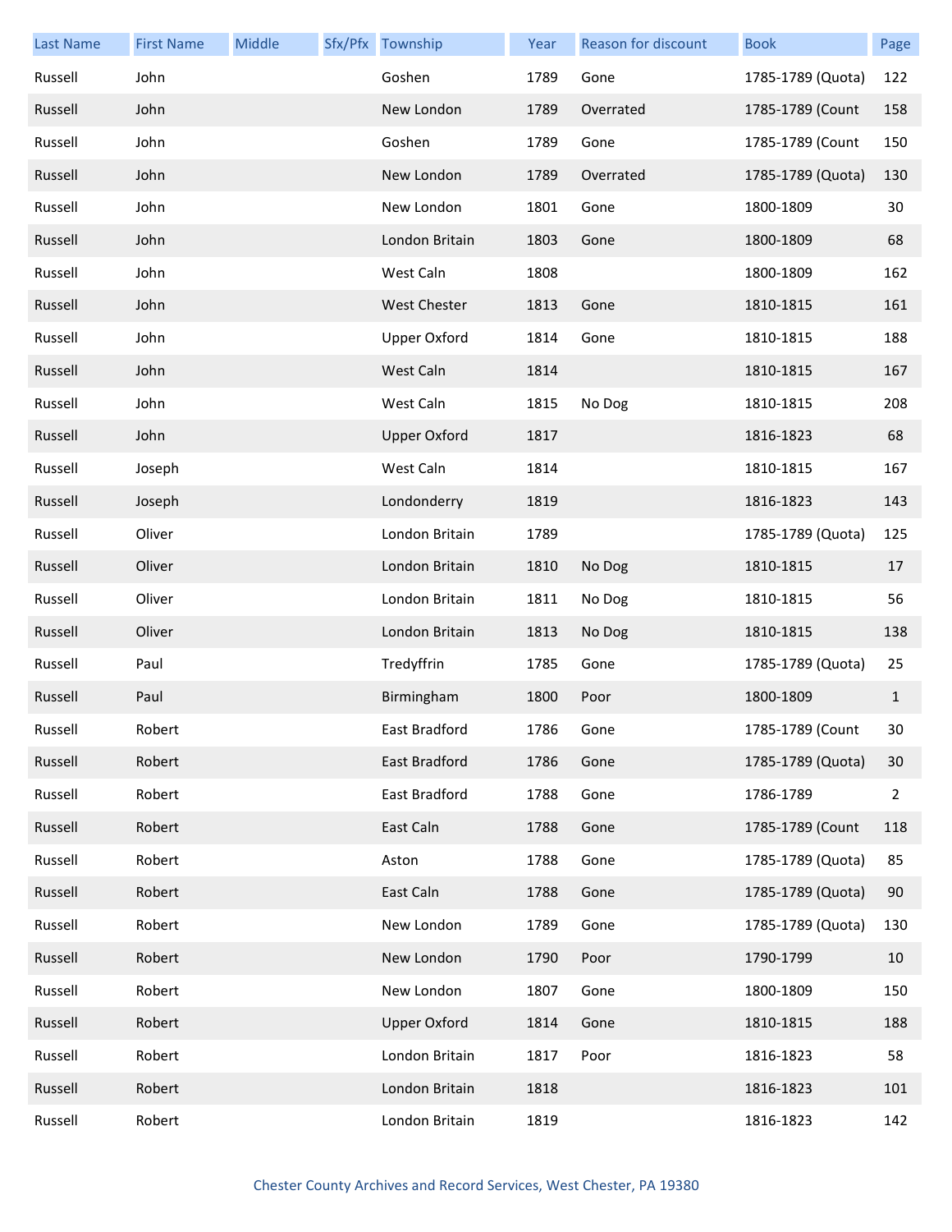| Last Name | First Name | Middle | Sfx/Pfx | Township | Year | Reason for discount | Book | Page |
| --- | --- | --- | --- | --- | --- | --- | --- | --- |
| Russell | John | | | Goshen | 1789 | Gone | 1785-1789 (Quota) | 122 |
| Russell | John | | | New London | 1789 | Overrated | 1785-1789 (Count | 158 |
| Russell | John | | | Goshen | 1789 | Gone | 1785-1789 (Count | 150 |
| Russell | John | | | New London | 1789 | Overrated | 1785-1789 (Quota) | 130 |
| Russell | John | | | New London | 1801 | Gone | 1800-1809 | 30 |
| Russell | John | | | London Britain | 1803 | Gone | 1800-1809 | 68 |
| Russell | John | | | West Caln | 1808 | | 1800-1809 | 162 |
| Russell | John | | | West Chester | 1813 | Gone | 1810-1815 | 161 |
| Russell | John | | | Upper Oxford | 1814 | Gone | 1810-1815 | 188 |
| Russell | John | | | West Caln | 1814 | | 1810-1815 | 167 |
| Russell | John | | | West Caln | 1815 | No Dog | 1810-1815 | 208 |
| Russell | John | | | Upper Oxford | 1817 | | 1816-1823 | 68 |
| Russell | Joseph | | | West Caln | 1814 | | 1810-1815 | 167 |
| Russell | Joseph | | | Londonderry | 1819 | | 1816-1823 | 143 |
| Russell | Oliver | | | London Britain | 1789 | | 1785-1789 (Quota) | 125 |
| Russell | Oliver | | | London Britain | 1810 | No Dog | 1810-1815 | 17 |
| Russell | Oliver | | | London Britain | 1811 | No Dog | 1810-1815 | 56 |
| Russell | Oliver | | | London Britain | 1813 | No Dog | 1810-1815 | 138 |
| Russell | Paul | | | Tredyffrin | 1785 | Gone | 1785-1789 (Quota) | 25 |
| Russell | Paul | | | Birmingham | 1800 | Poor | 1800-1809 | 1 |
| Russell | Robert | | | East Bradford | 1786 | Gone | 1785-1789 (Count | 30 |
| Russell | Robert | | | East Bradford | 1786 | Gone | 1785-1789 (Quota) | 30 |
| Russell | Robert | | | East Bradford | 1788 | Gone | 1786-1789 | 2 |
| Russell | Robert | | | East Caln | 1788 | Gone | 1785-1789 (Count | 118 |
| Russell | Robert | | | Aston | 1788 | Gone | 1785-1789 (Quota) | 85 |
| Russell | Robert | | | East Caln | 1788 | Gone | 1785-1789 (Quota) | 90 |
| Russell | Robert | | | New London | 1789 | Gone | 1785-1789 (Quota) | 130 |
| Russell | Robert | | | New London | 1790 | Poor | 1790-1799 | 10 |
| Russell | Robert | | | New London | 1807 | Gone | 1800-1809 | 150 |
| Russell | Robert | | | Upper Oxford | 1814 | Gone | 1810-1815 | 188 |
| Russell | Robert | | | London Britain | 1817 | Poor | 1816-1823 | 58 |
| Russell | Robert | | | London Britain | 1818 | | 1816-1823 | 101 |
| Russell | Robert | | | London Britain | 1819 | | 1816-1823 | 142 |

Chester County Archives and Record Services, West Chester, PA 19380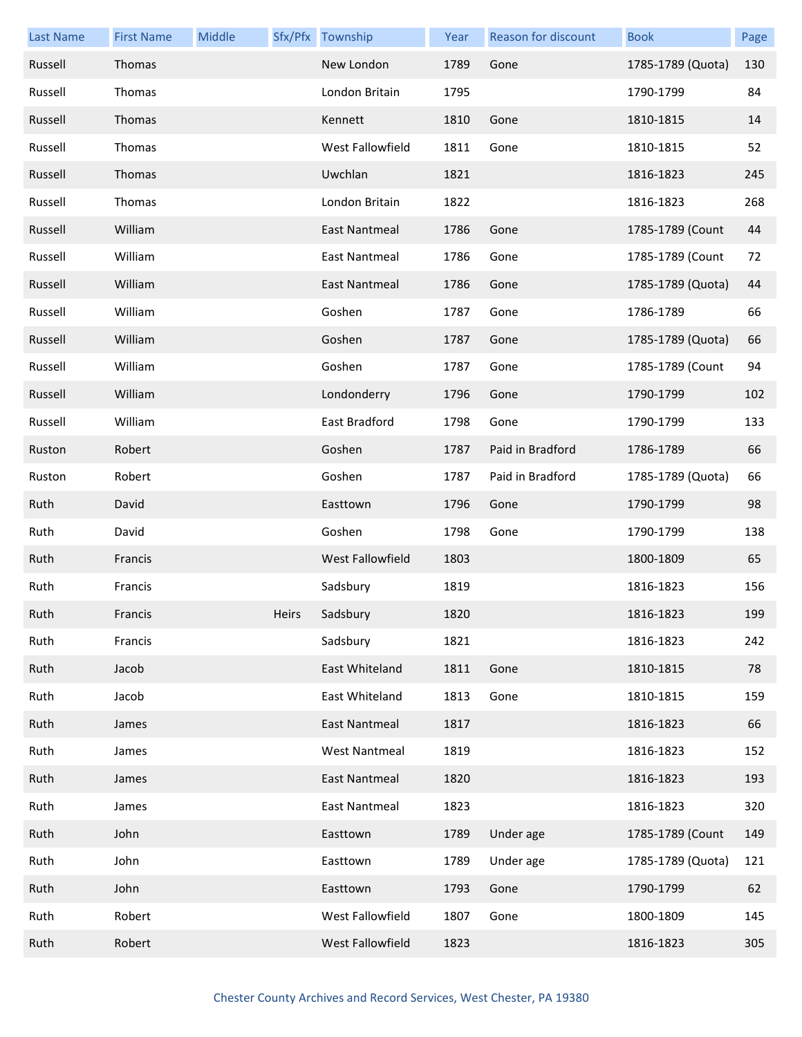| Last Name | First Name | Middle | Sfx/Pfx | Township | Year | Reason for discount | Book | Page |
|---|---|---|---|---|---|---|---|---|
| Russell | Thomas | | | New London | 1789 | Gone | 1785-1789 (Quota) | 130 |
| Russell | Thomas | | | London Britain | 1795 | | 1790-1799 | 84 |
| Russell | Thomas | | | Kennett | 1810 | Gone | 1810-1815 | 14 |
| Russell | Thomas | | | West Fallowfield | 1811 | Gone | 1810-1815 | 52 |
| Russell | Thomas | | | Uwchlan | 1821 | | 1816-1823 | 245 |
| Russell | Thomas | | | London Britain | 1822 | | 1816-1823 | 268 |
| Russell | William | | | East Nantmeal | 1786 | Gone | 1785-1789 (Count | 44 |
| Russell | William | | | East Nantmeal | 1786 | Gone | 1785-1789 (Count | 72 |
| Russell | William | | | East Nantmeal | 1786 | Gone | 1785-1789 (Quota) | 44 |
| Russell | William | | | Goshen | 1787 | Gone | 1786-1789 | 66 |
| Russell | William | | | Goshen | 1787 | Gone | 1785-1789 (Quota) | 66 |
| Russell | William | | | Goshen | 1787 | Gone | 1785-1789 (Count | 94 |
| Russell | William | | | Londonderry | 1796 | Gone | 1790-1799 | 102 |
| Russell | William | | | East Bradford | 1798 | Gone | 1790-1799 | 133 |
| Ruston | Robert | | | Goshen | 1787 | Paid in Bradford | 1786-1789 | 66 |
| Ruston | Robert | | | Goshen | 1787 | Paid in Bradford | 1785-1789 (Quota) | 66 |
| Ruth | David | | | Easttown | 1796 | Gone | 1790-1799 | 98 |
| Ruth | David | | | Goshen | 1798 | Gone | 1790-1799 | 138 |
| Ruth | Francis | | | West Fallowfield | 1803 | | 1800-1809 | 65 |
| Ruth | Francis | | | Sadsbury | 1819 | | 1816-1823 | 156 |
| Ruth | Francis | | Heirs | Sadsbury | 1820 | | 1816-1823 | 199 |
| Ruth | Francis | | | Sadsbury | 1821 | | 1816-1823 | 242 |
| Ruth | Jacob | | | East Whiteland | 1811 | Gone | 1810-1815 | 78 |
| Ruth | Jacob | | | East Whiteland | 1813 | Gone | 1810-1815 | 159 |
| Ruth | James | | | East Nantmeal | 1817 | | 1816-1823 | 66 |
| Ruth | James | | | West Nantmeal | 1819 | | 1816-1823 | 152 |
| Ruth | James | | | East Nantmeal | 1820 | | 1816-1823 | 193 |
| Ruth | James | | | East Nantmeal | 1823 | | 1816-1823 | 320 |
| Ruth | John | | | Easttown | 1789 | Under age | 1785-1789 (Count | 149 |
| Ruth | John | | | Easttown | 1789 | Under age | 1785-1789 (Quota) | 121 |
| Ruth | John | | | Easttown | 1793 | Gone | 1790-1799 | 62 |
| Ruth | Robert | | | West Fallowfield | 1807 | Gone | 1800-1809 | 145 |
| Ruth | Robert | | | West Fallowfield | 1823 | | 1816-1823 | 305 |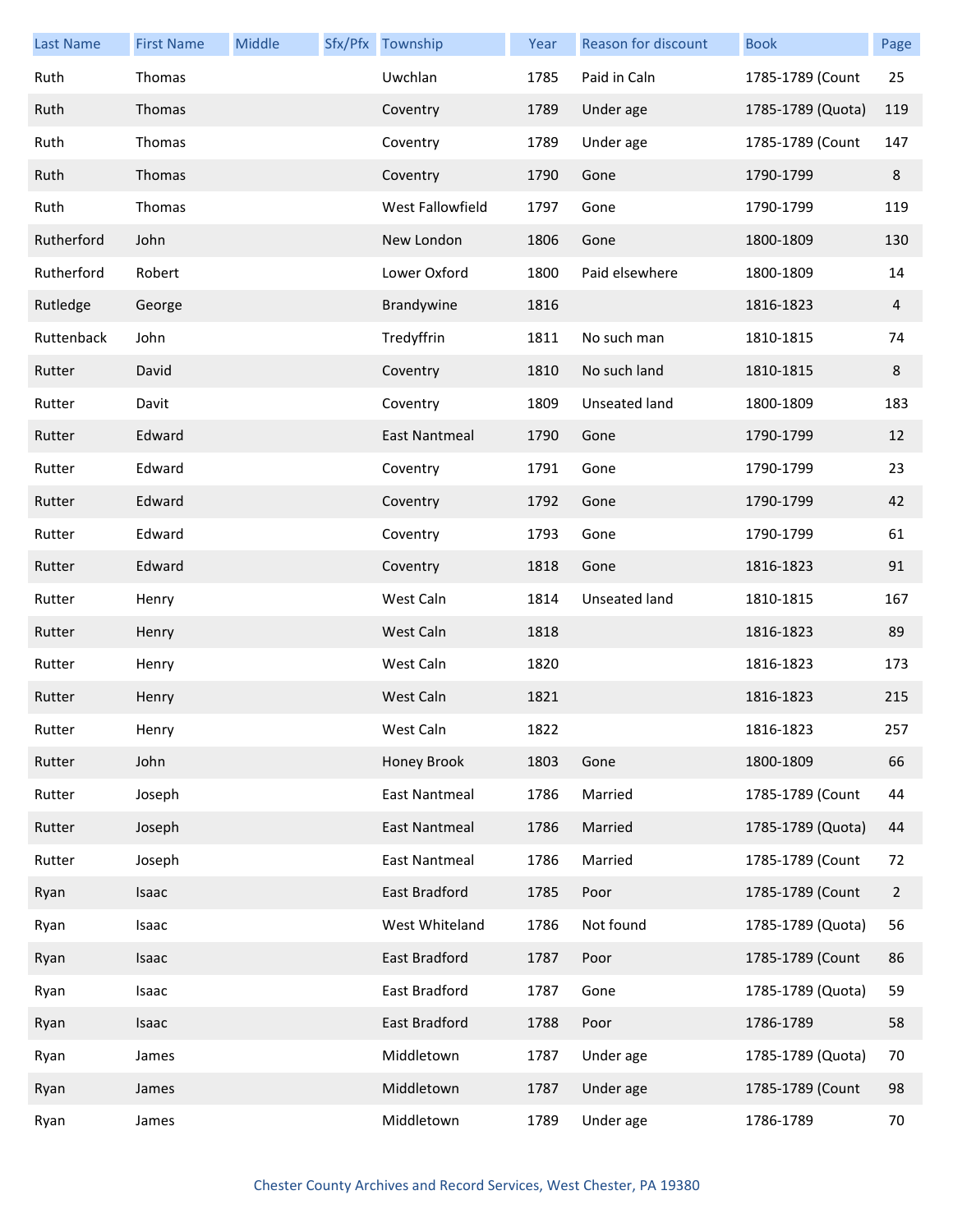| Last Name | First Name | Middle | Sfx/Pfx | Township | Year | Reason for discount | Book | Page |
|---|---|---|---|---|---|---|---|---|
| Ruth | Thomas | | | Uwchlan | 1785 | Paid in Caln | 1785-1789 (Count | 25 |
| Ruth | Thomas | | | Coventry | 1789 | Under age | 1785-1789 (Quota) | 119 |
| Ruth | Thomas | | | Coventry | 1789 | Under age | 1785-1789 (Count | 147 |
| Ruth | Thomas | | | Coventry | 1790 | Gone | 1790-1799 | 8 |
| Ruth | Thomas | | | West Fallowfield | 1797 | Gone | 1790-1799 | 119 |
| Rutherford | John | | | New London | 1806 | Gone | 1800-1809 | 130 |
| Rutherford | Robert | | | Lower Oxford | 1800 | Paid elsewhere | 1800-1809 | 14 |
| Rutledge | George | | | Brandywine | 1816 | | 1816-1823 | 4 |
| Ruttenback | John | | | Tredyffrin | 1811 | No such man | 1810-1815 | 74 |
| Rutter | David | | | Coventry | 1810 | No such land | 1810-1815 | 8 |
| Rutter | Davit | | | Coventry | 1809 | Unseated land | 1800-1809 | 183 |
| Rutter | Edward | | | East Nantmeal | 1790 | Gone | 1790-1799 | 12 |
| Rutter | Edward | | | Coventry | 1791 | Gone | 1790-1799 | 23 |
| Rutter | Edward | | | Coventry | 1792 | Gone | 1790-1799 | 42 |
| Rutter | Edward | | | Coventry | 1793 | Gone | 1790-1799 | 61 |
| Rutter | Edward | | | Coventry | 1818 | Gone | 1816-1823 | 91 |
| Rutter | Henry | | | West Caln | 1814 | Unseated land | 1810-1815 | 167 |
| Rutter | Henry | | | West Caln | 1818 | | 1816-1823 | 89 |
| Rutter | Henry | | | West Caln | 1820 | | 1816-1823 | 173 |
| Rutter | Henry | | | West Caln | 1821 | | 1816-1823 | 215 |
| Rutter | Henry | | | West Caln | 1822 | | 1816-1823 | 257 |
| Rutter | John | | | Honey Brook | 1803 | Gone | 1800-1809 | 66 |
| Rutter | Joseph | | | East Nantmeal | 1786 | Married | 1785-1789 (Count | 44 |
| Rutter | Joseph | | | East Nantmeal | 1786 | Married | 1785-1789 (Quota) | 44 |
| Rutter | Joseph | | | East Nantmeal | 1786 | Married | 1785-1789 (Count | 72 |
| Ryan | Isaac | | | East Bradford | 1785 | Poor | 1785-1789 (Count | 2 |
| Ryan | Isaac | | | West Whiteland | 1786 | Not found | 1785-1789 (Quota) | 56 |
| Ryan | Isaac | | | East Bradford | 1787 | Poor | 1785-1789 (Count | 86 |
| Ryan | Isaac | | | East Bradford | 1787 | Gone | 1785-1789 (Quota) | 59 |
| Ryan | Isaac | | | East Bradford | 1788 | Poor | 1786-1789 | 58 |
| Ryan | James | | | Middletown | 1787 | Under age | 1785-1789 (Quota) | 70 |
| Ryan | James | | | Middletown | 1787 | Under age | 1785-1789 (Count | 98 |
| Ryan | James | | | Middletown | 1789 | Under age | 1786-1789 | 70 |

Chester County Archives and Record Services, West Chester, PA 19380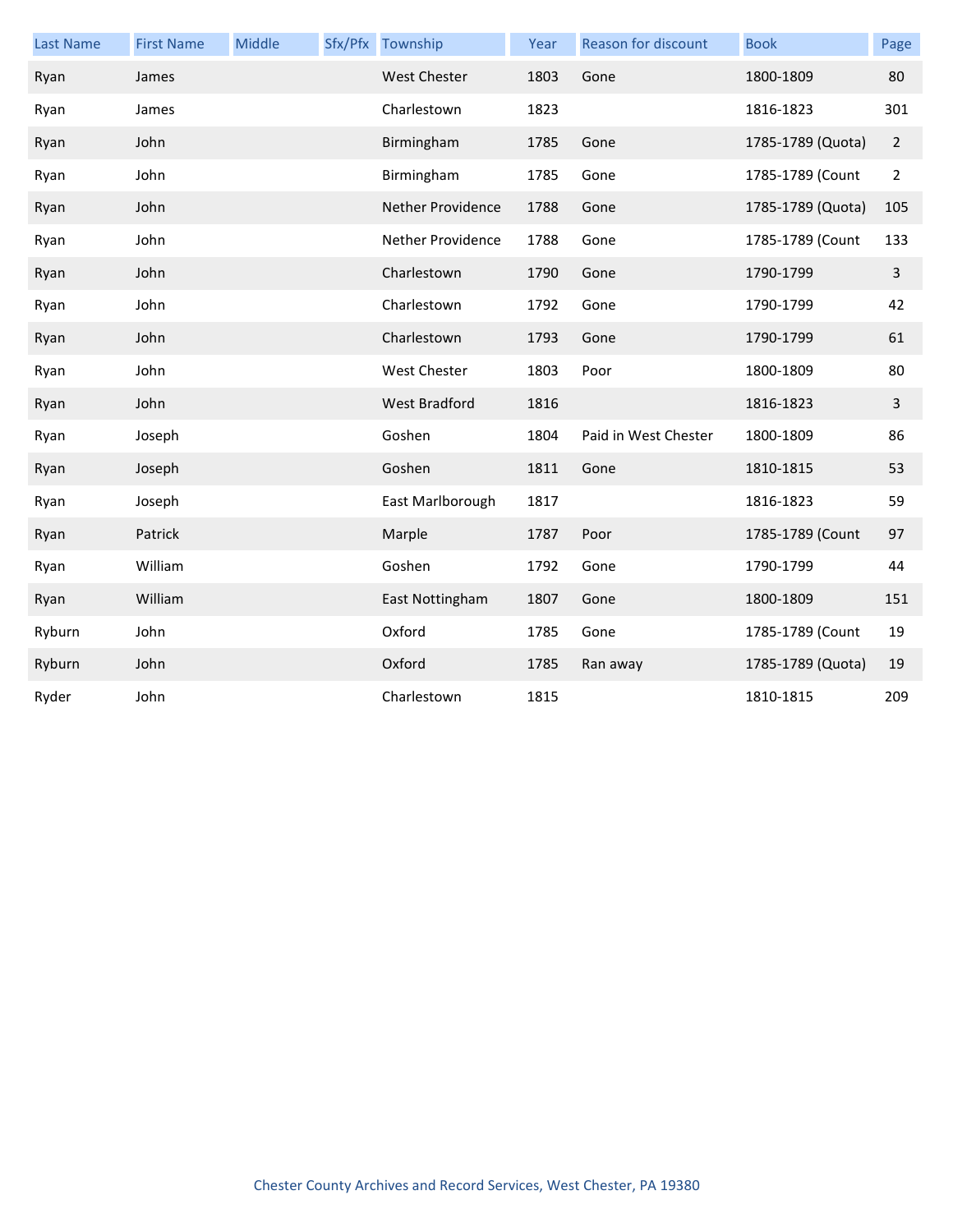| Last Name | First Name | Middle | Sfx/Pfx | Township | Year | Reason for discount | Book | Page |
|---|---|---|---|---|---|---|---|---|
| Ryan | James | | | West Chester | 1803 | Gone | 1800-1809 | 80 |
| Ryan | James | | | Charlestown | 1823 | | 1816-1823 | 301 |
| Ryan | John | | | Birmingham | 1785 | Gone | 1785-1789 (Quota) | 2 |
| Ryan | John | | | Birmingham | 1785 | Gone | 1785-1789 (Count | 2 |
| Ryan | John | | | Nether Providence | 1788 | Gone | 1785-1789 (Quota) | 105 |
| Ryan | John | | | Nether Providence | 1788 | Gone | 1785-1789 (Count | 133 |
| Ryan | John | | | Charlestown | 1790 | Gone | 1790-1799 | 3 |
| Ryan | John | | | Charlestown | 1792 | Gone | 1790-1799 | 42 |
| Ryan | John | | | Charlestown | 1793 | Gone | 1790-1799 | 61 |
| Ryan | John | | | West Chester | 1803 | Poor | 1800-1809 | 80 |
| Ryan | John | | | West Bradford | 1816 | | 1816-1823 | 3 |
| Ryan | Joseph | | | Goshen | 1804 | Paid in West Chester | 1800-1809 | 86 |
| Ryan | Joseph | | | Goshen | 1811 | Gone | 1810-1815 | 53 |
| Ryan | Joseph | | | East Marlborough | 1817 | | 1816-1823 | 59 |
| Ryan | Patrick | | | Marple | 1787 | Poor | 1785-1789 (Count | 97 |
| Ryan | William | | | Goshen | 1792 | Gone | 1790-1799 | 44 |
| Ryan | William | | | East Nottingham | 1807 | Gone | 1800-1809 | 151 |
| Ryburn | John | | | Oxford | 1785 | Gone | 1785-1789 (Count | 19 |
| Ryburn | John | | | Oxford | 1785 | Ran away | 1785-1789 (Quota) | 19 |
| Ryder | John | | | Charlestown | 1815 | | 1810-1815 | 209 |

Chester County Archives and Record Services, West Chester, PA 19380